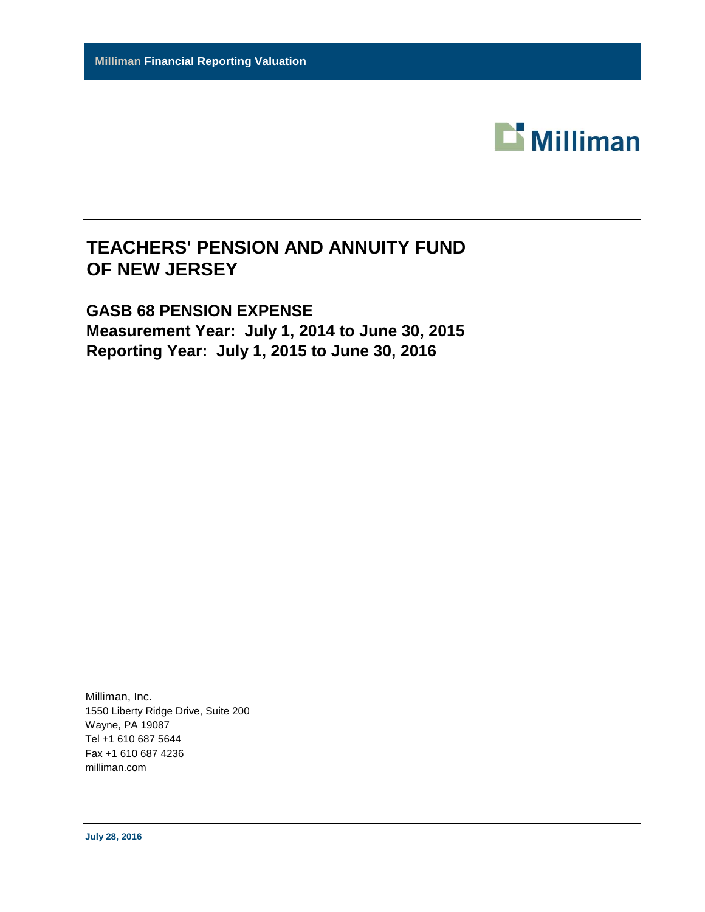**Milliman** Financial Reporting Valuation

Milliman

# TEACHERS' PENSION AND ANNUITY FUND OF NEW JERSEY

## GASB 68 PENSION EXPENSE
## Measurement Year: July 1, 2014 to June 30, 2015
## Reporting Year: July 1, 2015 to June 30, 2016

Milliman, Inc.
1550 Liberty Ridge Drive, Suite 200
Wayne, PA 19087
Tel +1 610 687 5644
Fax +1 610 687 4236
milliman.com

**July 28, 2016**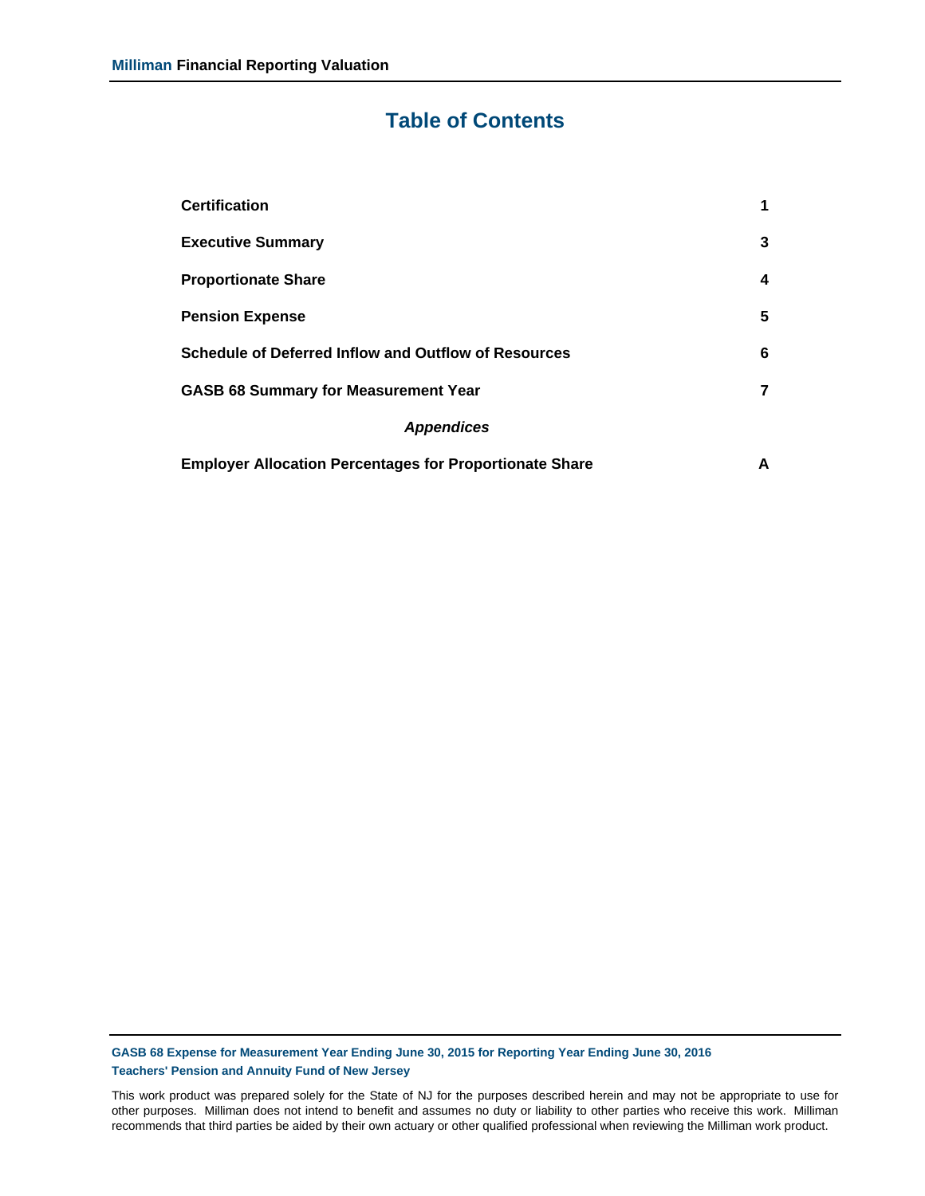# Table of Contents

| | |
|---|---|
| **Certification** | **1** |
| **Executive Summary** | **3** |
| **Proportionate Share** | **4** |
| **Pension Expense** | **5** |
| **Schedule of Deferred Inflow and Outflow of Resources** | **6** |
| **GASB 68 Summary for Measurement Year** | **7** |
| ***Appendices*** | |
| **Employer Allocation Percentages for Proportionate Share** | **A** |

This work product was prepared solely for the State of NJ for the purposes described herein and may not be appropriate to use for other purposes. Milliman does not intend to benefit and assumes no duty or liability to other parties who receive this work. Milliman recommends that third parties be aided by their own actuary or other qualified professional when reviewing the Milliman work product.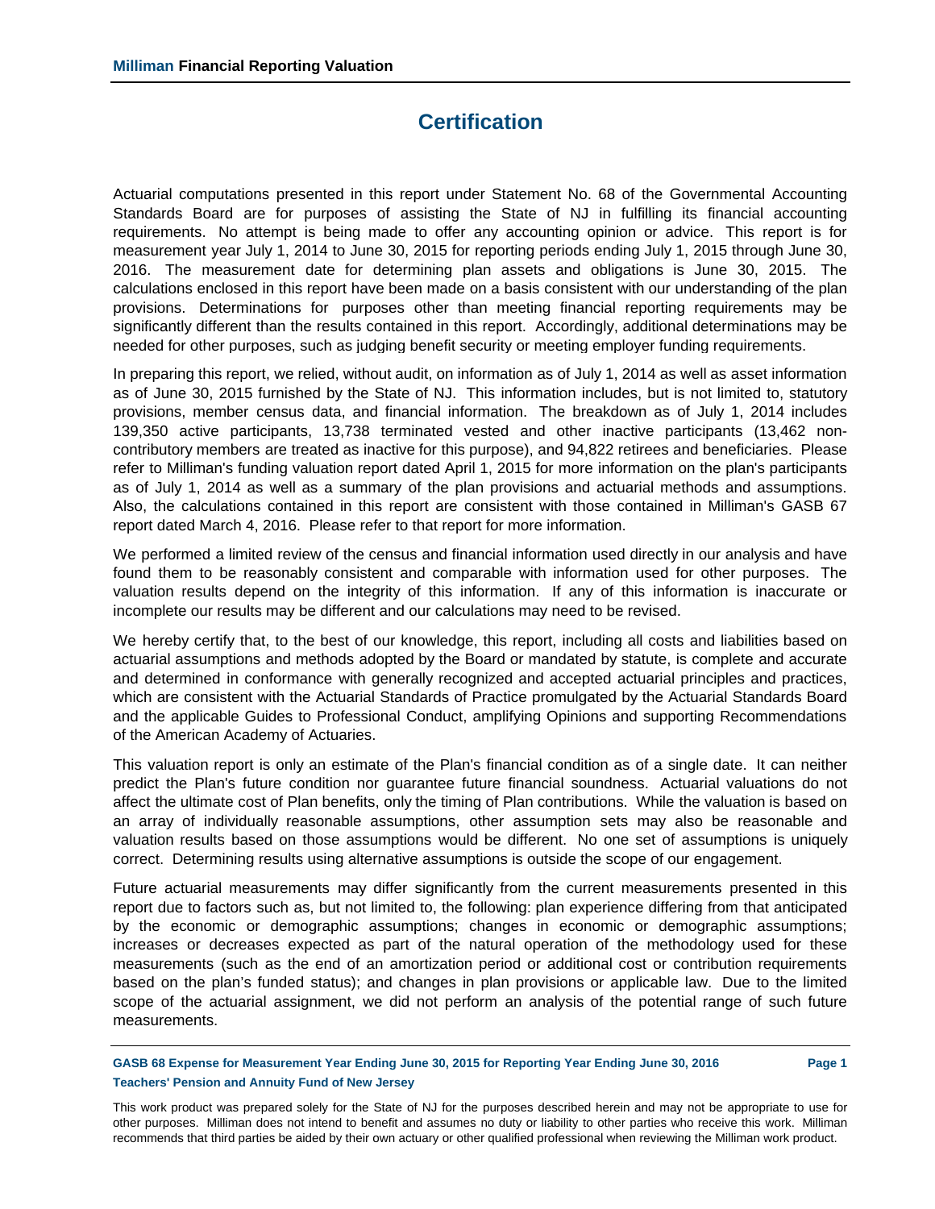# Certification

Actuarial computations presented in this report under Statement No. 68 of the Governmental Accounting Standards Board are for purposes of assisting the State of NJ in fulfilling its financial accounting requirements. No attempt is being made to offer any accounting opinion or advice. This report is for measurement year July 1, 2014 to June 30, 2015 for reporting periods ending July 1, 2015 through June 30, 2016. The measurement date for determining plan assets and obligations is June 30, 2015. The calculations enclosed in this report have been made on a basis consistent with our understanding of the plan provisions. Determinations for purposes other than meeting financial reporting requirements may be significantly different than the results contained in this report. Accordingly, additional determinations may be needed for other purposes, such as judging benefit security or meeting employer funding requirements.

In preparing this report, we relied, without audit, on information as of July 1, 2014 as well as asset information as of June 30, 2015 furnished by the State of NJ. This information includes, but is not limited to, statutory provisions, member census data, and financial information. The breakdown as of July 1, 2014 includes 139,350 active participants, 13,738 terminated vested and other inactive participants (13,462 non-contributory members are treated as inactive for this purpose), and 94,822 retirees and beneficiaries. Please refer to Milliman's funding valuation report dated April 1, 2015 for more information on the plan's participants as of July 1, 2014 as well as a summary of the plan provisions and actuarial methods and assumptions. Also, the calculations contained in this report are consistent with those contained in Milliman's GASB 67 report dated March 4, 2016. Please refer to that report for more information.

We performed a limited review of the census and financial information used directly in our analysis and have found them to be reasonably consistent and comparable with information used for other purposes. The valuation results depend on the integrity of this information. If any of this information is inaccurate or incomplete our results may be different and our calculations may need to be revised.

We hereby certify that, to the best of our knowledge, this report, including all costs and liabilities based on actuarial assumptions and methods adopted by the Board or mandated by statute, is complete and accurate and determined in conformance with generally recognized and accepted actuarial principles and practices, which are consistent with the Actuarial Standards of Practice promulgated by the Actuarial Standards Board and the applicable Guides to Professional Conduct, amplifying Opinions and supporting Recommendations of the American Academy of Actuaries.

This valuation report is only an estimate of the Plan's financial condition as of a single date. It can neither predict the Plan's future condition nor guarantee future financial soundness. Actuarial valuations do not affect the ultimate cost of Plan benefits, only the timing of Plan contributions. While the valuation is based on an array of individually reasonable assumptions, other assumption sets may also be reasonable and valuation results based on those assumptions would be different. No one set of assumptions is uniquely correct. Determining results using alternative assumptions is outside the scope of our engagement.

Future actuarial measurements may differ significantly from the current measurements presented in this report due to factors such as, but not limited to, the following: plan experience differing from that anticipated by the economic or demographic assumptions; changes in economic or demographic assumptions; increases or decreases expected as part of the natural operation of the methodology used for these measurements (such as the end of an amortization period or additional cost or contribution requirements based on the plan's funded status); and changes in plan provisions or applicable law. Due to the limited scope of the actuarial assignment, we did not perform an analysis of the potential range of such future measurements.

This work product was prepared solely for the State of NJ for the purposes described herein and may not be appropriate to use for other purposes. Milliman does not intend to benefit and assumes no duty or liability to other parties who receive this work. Milliman recommends that third parties be aided by their own actuary or other qualified professional when reviewing the Milliman work product.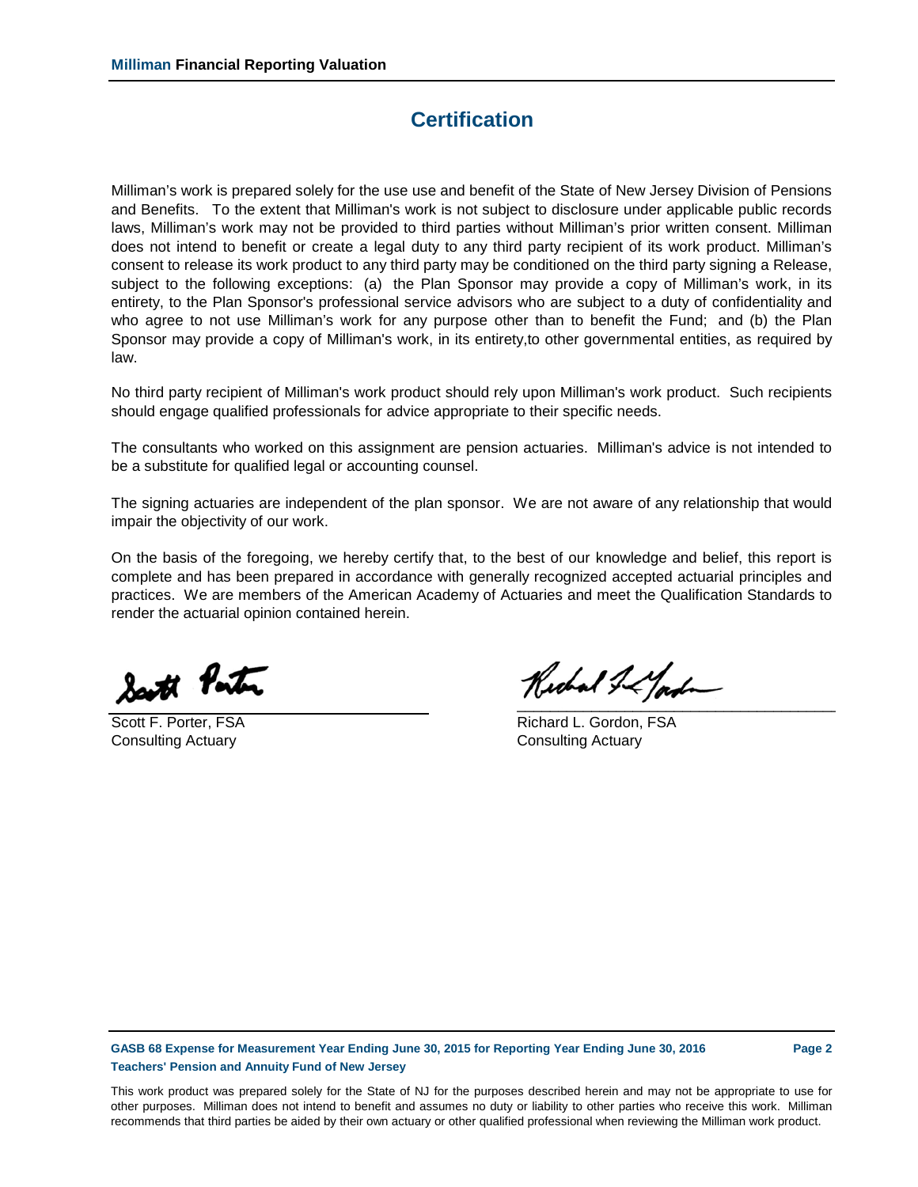# Certification

Milliman's work is prepared solely for the use use and benefit of the State of New Jersey Division of Pensions and Benefits. To the extent that Milliman's work is not subject to disclosure under applicable public records laws, Milliman's work may not be provided to third parties without Milliman's prior written consent. Milliman does not intend to benefit or create a legal duty to any third party recipient of its work product. Milliman's consent to release its work product to any third party may be conditioned on the third party signing a Release, subject to the following exceptions: (a) the Plan Sponsor may provide a copy of Milliman's work, in its entirety, to the Plan Sponsor's professional service advisors who are subject to a duty of confidentiality and who agree to not use Milliman's work for any purpose other than to benefit the Fund; and (b) the Plan Sponsor may provide a copy of Milliman's work, in its entirety,to other governmental entities, as required by law.

No third party recipient of Milliman's work product should rely upon Milliman's work product. Such recipients should engage qualified professionals for advice appropriate to their specific needs.

The consultants who worked on this assignment are pension actuaries. Milliman's advice is not intended to be a substitute for qualified legal or accounting counsel.

The signing actuaries are independent of the plan sponsor. We are not aware of any relationship that would impair the objectivity of our work.

On the basis of the foregoing, we hereby certify that, to the best of our knowledge and belief, this report is complete and has been prepared in accordance with generally recognized accepted actuarial principles and practices. We are members of the American Academy of Actuaries and meet the Qualification Standards to render the actuarial opinion contained herein.

Scott F. Porter, FSA
Consulting Actuary

Richard L. Gordon, FSA
Consulting Actuary

This work product was prepared solely for the State of NJ for the purposes described herein and may not be appropriate to use for other purposes. Milliman does not intend to benefit and assumes no duty or liability to other parties who receive this work. Milliman recommends that third parties be aided by their own actuary or other qualified professional when reviewing the Milliman work product.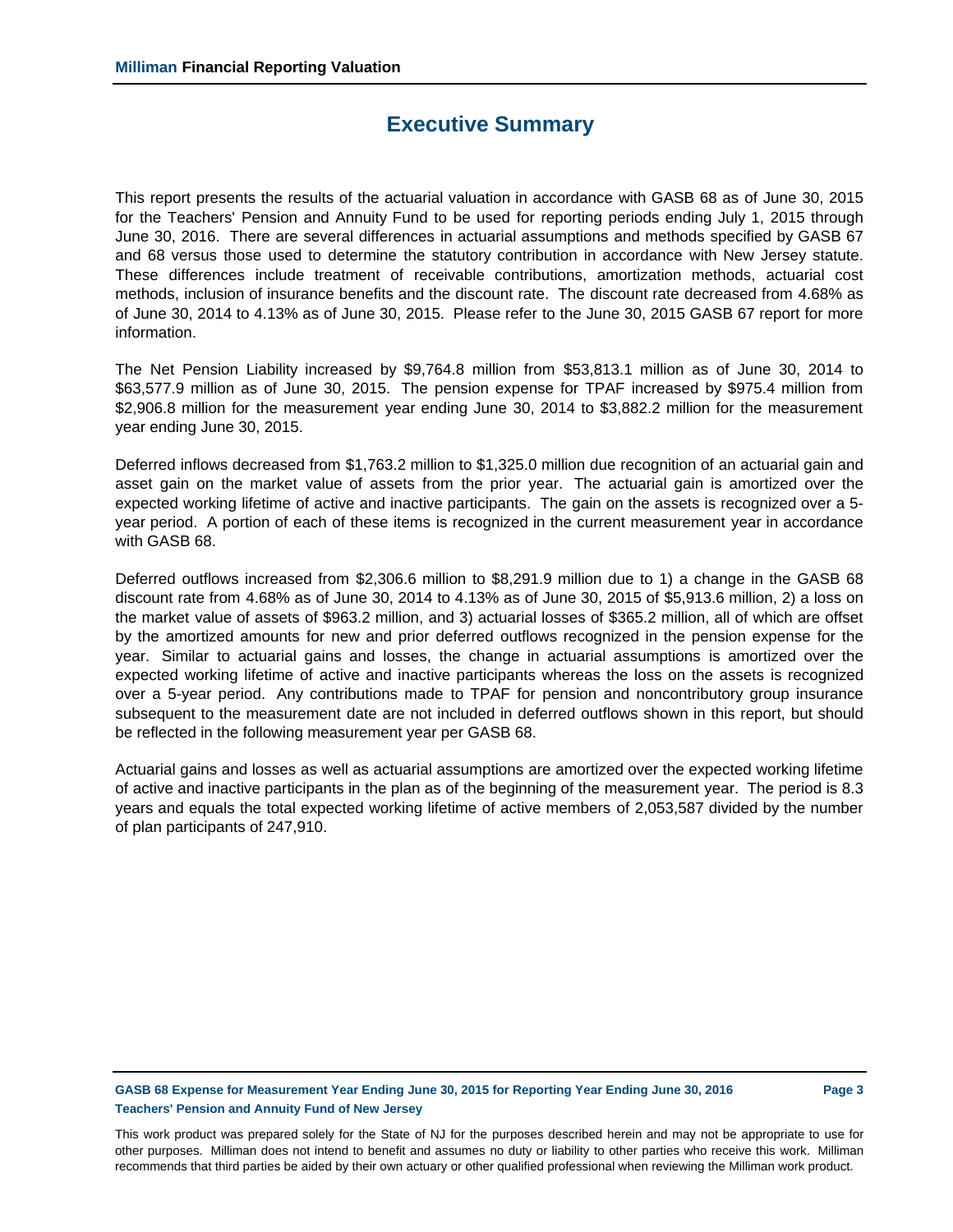# Executive Summary

This report presents the results of the actuarial valuation in accordance with GASB 68 as of June 30, 2015 for the Teachers' Pension and Annuity Fund to be used for reporting periods ending July 1, 2015 through June 30, 2016. There are several differences in actuarial assumptions and methods specified by GASB 67 and 68 versus those used to determine the statutory contribution in accordance with New Jersey statute. These differences include treatment of receivable contributions, amortization methods, actuarial cost methods, inclusion of insurance benefits and the discount rate. The discount rate decreased from 4.68% as of June 30, 2014 to 4.13% as of June 30, 2015. Please refer to the June 30, 2015 GASB 67 report for more information.

The Net Pension Liability increased by $9,764.8 million from $53,813.1 million as of June 30, 2014 to $63,577.9 million as of June 30, 2015. The pension expense for TPAF increased by $975.4 million from $2,906.8 million for the measurement year ending June 30, 2014 to $3,882.2 million for the measurement year ending June 30, 2015.

Deferred inflows decreased from $1,763.2 million to $1,325.0 million due recognition of an actuarial gain and asset gain on the market value of assets from the prior year. The actuarial gain is amortized over the expected working lifetime of active and inactive participants. The gain on the assets is recognized over a 5-year period. A portion of each of these items is recognized in the current measurement year in accordance with GASB 68.

Deferred outflows increased from $2,306.6 million to $8,291.9 million due to 1) a change in the GASB 68 discount rate from 4.68% as of June 30, 2014 to 4.13% as of June 30, 2015 of $5,913.6 million, 2) a loss on the market value of assets of $963.2 million, and 3) actuarial losses of $365.2 million, all of which are offset by the amortized amounts for new and prior deferred outflows recognized in the pension expense for the year. Similar to actuarial gains and losses, the change in actuarial assumptions is amortized over the expected working lifetime of active and inactive participants whereas the loss on the assets is recognized over a 5-year period. Any contributions made to TPAF for pension and noncontributory group insurance subsequent to the measurement date are not included in deferred outflows shown in this report, but should be reflected in the following measurement year per GASB 68.

Actuarial gains and losses as well as actuarial assumptions are amortized over the expected working lifetime of active and inactive participants in the plan as of the beginning of the measurement year. The period is 8.3 years and equals the total expected working lifetime of active members of 2,053,587 divided by the number of plan participants of 247,910.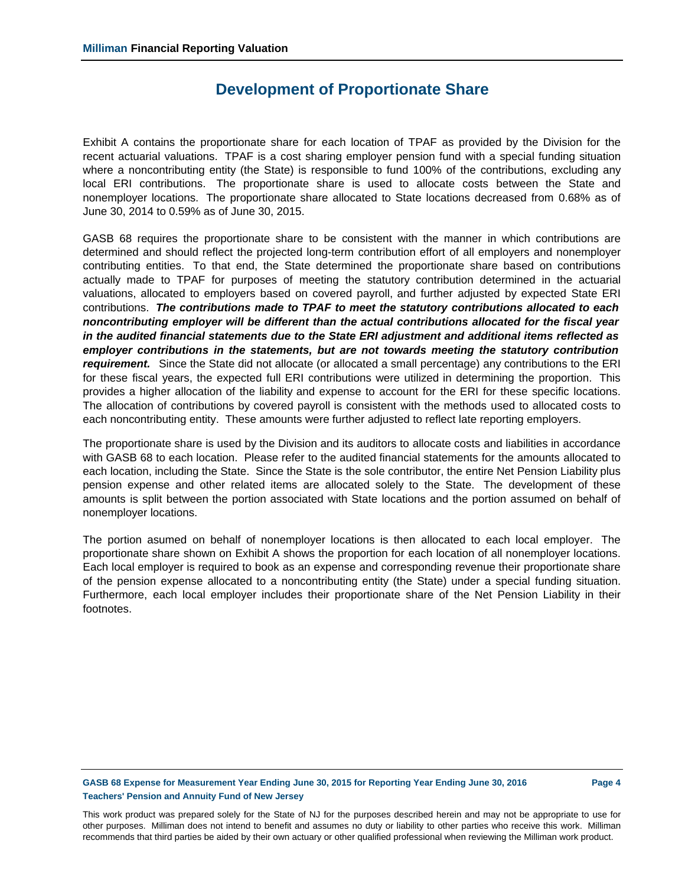## Development of Proportionate Share

Exhibit A contains the proportionate share for each location of TPAF as provided by the Division for the recent actuarial valuations. TPAF is a cost sharing employer pension fund with a special funding situation where a noncontributing entity (the State) is responsible to fund 100% of the contributions, excluding any local ERI contributions. The proportionate share is used to allocate costs between the State and nonemployer locations. The proportionate share allocated to State locations decreased from 0.68% as of June 30, 2014 to 0.59% as of June 30, 2015.

GASB 68 requires the proportionate share to be consistent with the manner in which contributions are determined and should reflect the projected long-term contribution effort of all employers and nonemployer contributing entities. To that end, the State determined the proportionate share based on contributions actually made to TPAF for purposes of meeting the statutory contribution determined in the actuarial valuations, allocated to employers based on covered payroll, and further adjusted by expected State ERI contributions. ***The contributions made to TPAF to meet the statutory contributions allocated to each noncontributing employer will be different than the actual contributions allocated for the fiscal year in the audited financial statements due to the State ERI adjustment and additional items reflected as employer contributions in the statements, but are not towards meeting the statutory contribution requirement.*** Since the State did not allocate (or allocated a small percentage) any contributions to the ERI for these fiscal years, the expected full ERI contributions were utilized in determining the proportion. This provides a higher allocation of the liability and expense to account for the ERI for these specific locations. The allocation of contributions by covered payroll is consistent with the methods used to allocated costs to each noncontributing entity. These amounts were further adjusted to reflect late reporting employers.

The proportionate share is used by the Division and its auditors to allocate costs and liabilities in accordance with GASB 68 to each location. Please refer to the audited financial statements for the amounts allocated to each location, including the State. Since the State is the sole contributor, the entire Net Pension Liability plus pension expense and other related items are allocated solely to the State. The development of these amounts is split between the portion associated with State locations and the portion assumed on behalf of nonemployer locations.

The portion asumed on behalf of nonemployer locations is then allocated to each local employer. The proportionate share shown on Exhibit A shows the proportion for each location of all nonemployer locations. Each local employer is required to book as an expense and corresponding revenue their proportionate share of the pension expense allocated to a noncontributing entity (the State) under a special funding situation. Furthermore, each local employer includes their proportionate share of the Net Pension Liability in their footnotes.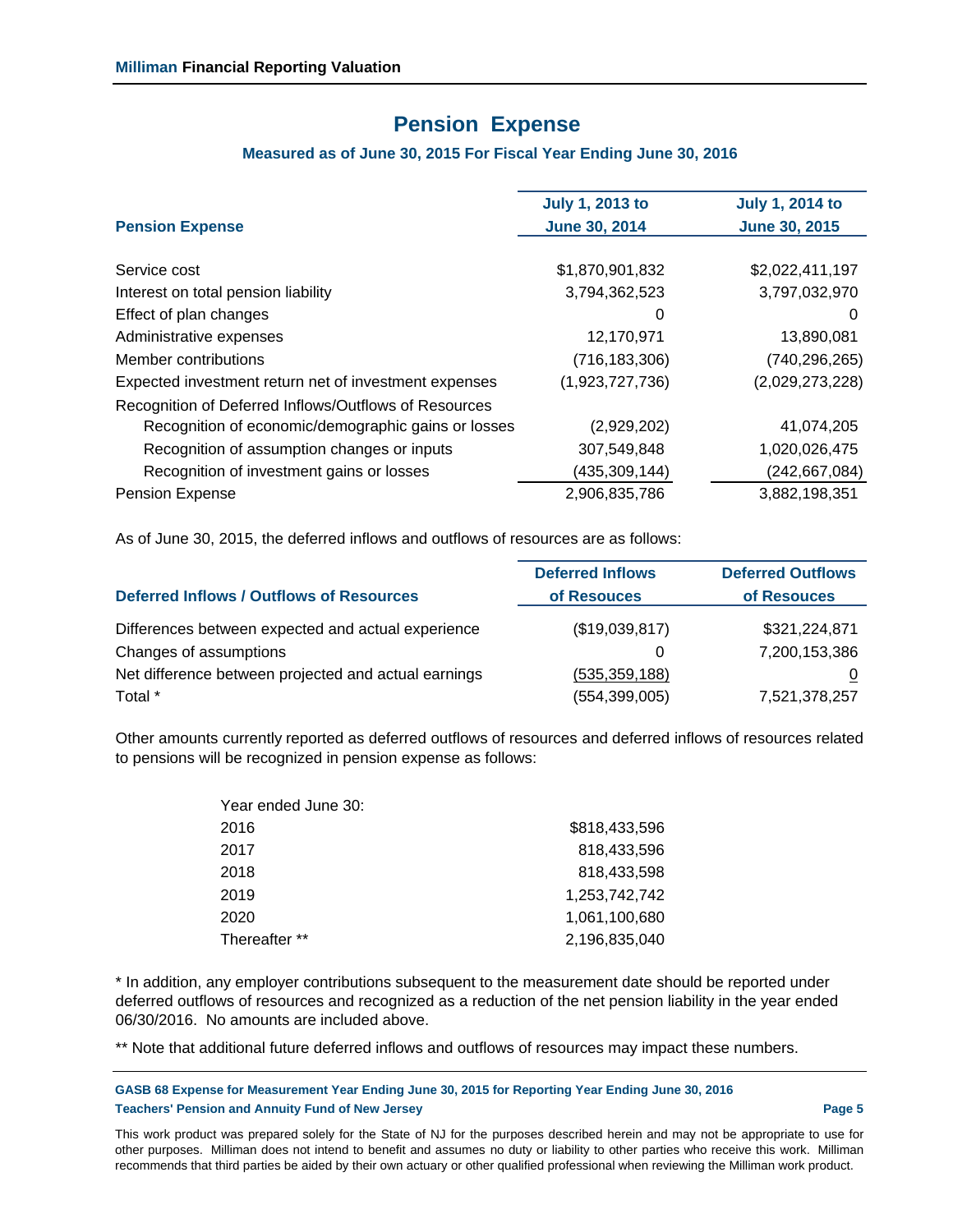# Pension Expense

### Measured as of June 30, 2015 For Fiscal Year Ending June 30, 2016

| Pension Expense | July 1, 2013 to June 30, 2014 | July 1, 2014 to June 30, 2015 |
|---|---|---|
| Service cost | $1,870,901,832 | $2,022,411,197 |
| Interest on total pension liability | 3,794,362,523 | 3,797,032,970 |
| Effect of plan changes | 0 | 0 |
| Administrative expenses | 12,170,971 | 13,890,081 |
| Member contributions | (716,183,306) | (740,296,265) |
| Expected investment return net of investment expenses | (1,923,727,736) | (2,029,273,228) |
| Recognition of Deferred Inflows/Outflows of Resources | | |
| Recognition of economic/demographic gains or losses | (2,929,202) | 41,074,205 |
| Recognition of assumption changes or inputs | 307,549,848 | 1,020,026,475 |
| Recognition of investment gains or losses | (435,309,144) | (242,667,084) |
| Pension Expense | 2,906,835,786 | 3,882,198,351 |

As of June 30, 2015, the deferred inflows and outflows of resources are as follows:

| Deferred Inflows / Outflows of Resources | Deferred Inflows of Resouces | Deferred Outflows of Resouces |
|---|---|---|
| Differences between expected and actual experience | ($19,039,817) | $321,224,871 |
| Changes of assumptions | 0 | 7,200,153,386 |
| Net difference between projected and actual earnings | (535,359,188) | 0 |
| Total * | (554,399,005) | 7,521,378,257 |

Other amounts currently reported as deferred outflows of resources and deferred inflows of resources related to pensions will be recognized in pension expense as follows:

| Year ended June 30: | |
|---|---|
| 2016 | $818,433,596 |
| 2017 | 818,433,596 |
| 2018 | 818,433,598 |
| 2019 | 1,253,742,742 |
| 2020 | 1,061,100,680 |
| Thereafter ** | 2,196,835,040 |

* In addition, any employer contributions subsequent to the measurement date should be reported under deferred outflows of resources and recognized as a reduction of the net pension liability in the year ended 06/30/2016. No amounts are included above.

** Note that additional future deferred inflows and outflows of resources may impact these numbers.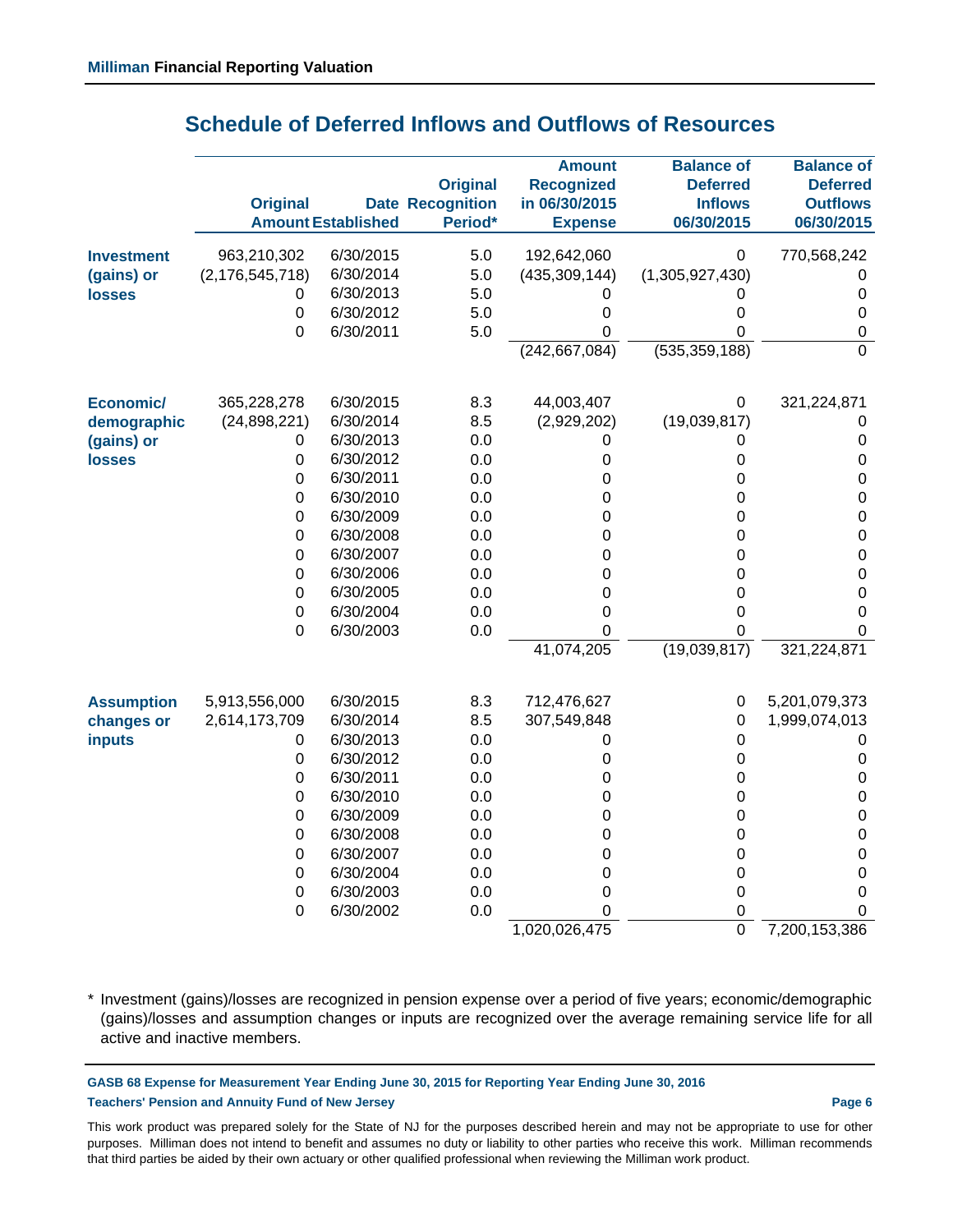## Schedule of Deferred Inflows and Outflows of Resources

| | Original Amount | Date Established | Original Recognition Period* | Amount Recognized in 06/30/2015 Expense | Balance of Deferred Inflows 06/30/2015 | Balance of Deferred Outflows 06/30/2015 |
|---|---|---|---|---|---|---|
| **Investment (gains) or losses** | 963,210,302 | 6/30/2015 | 5.0 | 192,642,060 | 0 | 770,568,242 |
| | (2,176,545,718) | 6/30/2014 | 5.0 | (435,309,144) | (1,305,927,430) | 0 |
| | 0 | 6/30/2013 | 5.0 | 0 | 0 | 0 |
| | 0 | 6/30/2012 | 5.0 | 0 | 0 | 0 |
| | 0 | 6/30/2011 | 5.0 | 0 | 0 | 0 |
| | | | | (242,667,084) | (535,359,188) | 0 |
| **Economic/ demographic (gains) or losses** | 365,228,278 | 6/30/2015 | 8.3 | 44,003,407 | 0 | 321,224,871 |
| | (24,898,221) | 6/30/2014 | 8.5 | (2,929,202) | (19,039,817) | 0 |
| | 0 | 6/30/2013 | 0.0 | 0 | 0 | 0 |
| | 0 | 6/30/2012 | 0.0 | 0 | 0 | 0 |
| | 0 | 6/30/2011 | 0.0 | 0 | 0 | 0 |
| | 0 | 6/30/2010 | 0.0 | 0 | 0 | 0 |
| | 0 | 6/30/2009 | 0.0 | 0 | 0 | 0 |
| | 0 | 6/30/2008 | 0.0 | 0 | 0 | 0 |
| | 0 | 6/30/2007 | 0.0 | 0 | 0 | 0 |
| | 0 | 6/30/2006 | 0.0 | 0 | 0 | 0 |
| | 0 | 6/30/2005 | 0.0 | 0 | 0 | 0 |
| | 0 | 6/30/2004 | 0.0 | 0 | 0 | 0 |
| | 0 | 6/30/2003 | 0.0 | 0 | 0 | 0 |
| | | | | 41,074,205 | (19,039,817) | 321,224,871 |
| **Assumption changes or inputs** | 5,913,556,000 | 6/30/2015 | 8.3 | 712,476,627 | 0 | 5,201,079,373 |
| | 2,614,173,709 | 6/30/2014 | 8.5 | 307,549,848 | 0 | 1,999,074,013 |
| | 0 | 6/30/2013 | 0.0 | 0 | 0 | 0 |
| | 0 | 6/30/2012 | 0.0 | 0 | 0 | 0 |
| | 0 | 6/30/2011 | 0.0 | 0 | 0 | 0 |
| | 0 | 6/30/2010 | 0.0 | 0 | 0 | 0 |
| | 0 | 6/30/2009 | 0.0 | 0 | 0 | 0 |
| | 0 | 6/30/2008 | 0.0 | 0 | 0 | 0 |
| | 0 | 6/30/2007 | 0.0 | 0 | 0 | 0 |
| | 0 | 6/30/2004 | 0.0 | 0 | 0 | 0 |
| | 0 | 6/30/2003 | 0.0 | 0 | 0 | 0 |
| | 0 | 6/30/2002 | 0.0 | 0 | 0 | 0 |
| | | | | 1,020,026,475 | 0 | 7,200,153,386 |

\* Investment (gains)/losses are recognized in pension expense over a period of five years; economic/demographic (gains)/losses and assumption changes or inputs are recognized over the average remaining service life for all active and inactive members.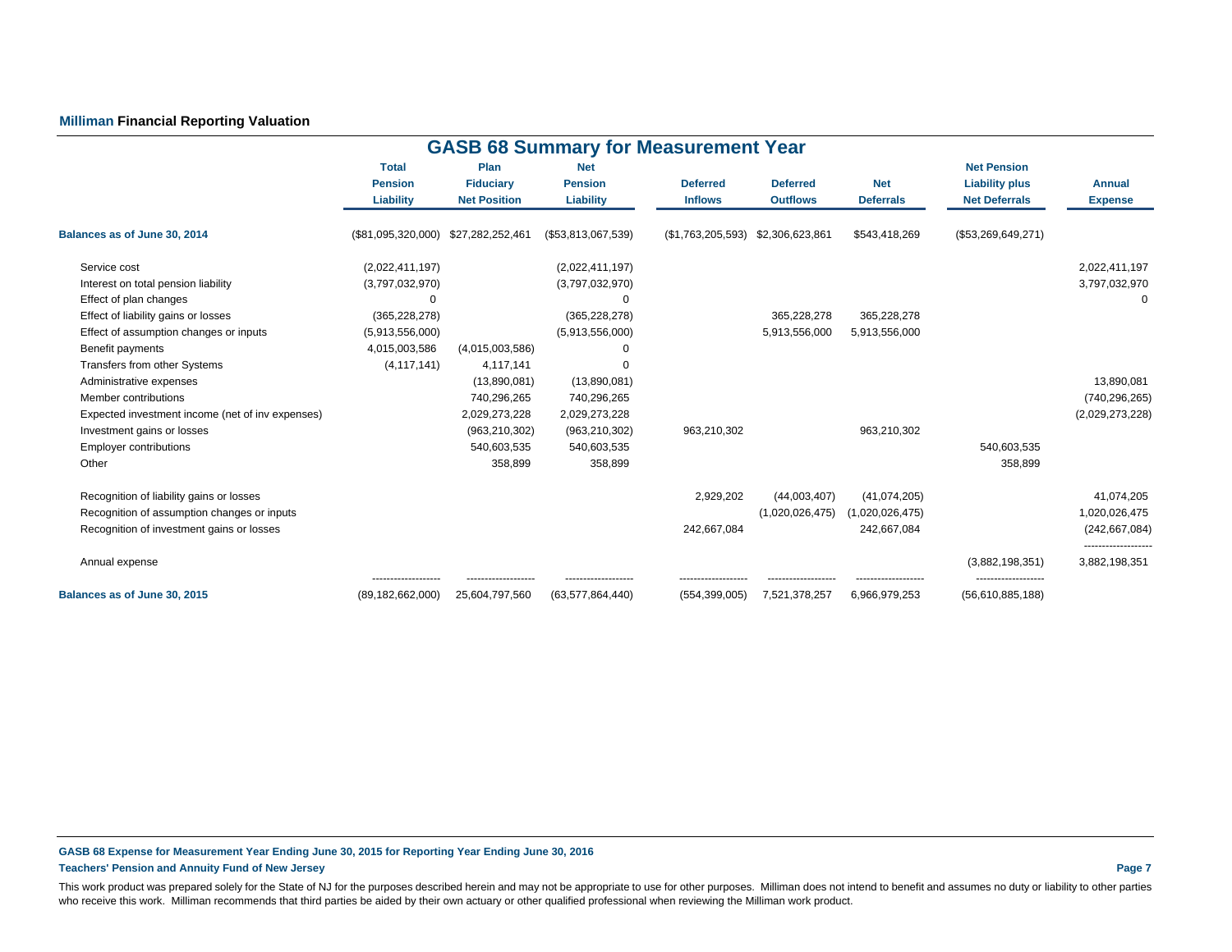**Milliman Financial Reporting Valuation**

## GASB 68 Summary for Measurement Year

| | Total Pension Liability | Plan Fiduciary Net Position | Net Pension Liability | Deferred Inflows | Deferred Outflows | Net Deferrals | Net Pension Liability plus Net Deferrals | Annual Expense |
|---|---|---|---|---|---|---|---|---|
| **Balances as of June 30, 2014** | ($81,095,320,000) | $27,282,252,461 | ($53,813,067,539) | ($1,763,205,593) | $2,306,623,861 | $543,418,269 | ($53,269,649,271) | |
| Service cost | (2,022,411,197) | | (2,022,411,197) | | | | | 2,022,411,197 |
| Interest on total pension liability | (3,797,032,970) | | (3,797,032,970) | | | | | 3,797,032,970 |
| Effect of plan changes | 0 | | 0 | | | | | 0 |
| Effect of liability gains or losses | (365,228,278) | | (365,228,278) | | 365,228,278 | 365,228,278 | | |
| Effect of assumption changes or inputs | (5,913,556,000) | | (5,913,556,000) | | 5,913,556,000 | 5,913,556,000 | | |
| Benefit payments | 4,015,003,586 | (4,015,003,586) | 0 | | | | | |
| Transfers from other Systems | (4,117,141) | 4,117,141 | 0 | | | | | |
| Administrative expenses | | (13,890,081) | (13,890,081) | | | | | 13,890,081 |
| Member contributions | | 740,296,265 | 740,296,265 | | | | | (740,296,265) |
| Expected investment income (net of inv expenses) | | 2,029,273,228 | 2,029,273,228 | | | | | (2,029,273,228) |
| Investment gains or losses | | (963,210,302) | (963,210,302) | 963,210,302 | | 963,210,302 | | |
| Employer contributions | | 540,603,535 | 540,603,535 | | | | 540,603,535 | |
| Other | | 358,899 | 358,899 | | | | 358,899 | |
| Recognition of liability gains or losses | | | | 2,929,202 | (44,003,407) | (41,074,205) | | 41,074,205 |
| Recognition of assumption changes or inputs | | | | | (1,020,026,475) | (1,020,026,475) | | 1,020,026,475 |
| Recognition of investment gains or losses | | | | 242,667,084 | | 242,667,084 | | (242,667,084) |
| Annual expense | | | | | | | (3,882,198,351) | 3,882,198,351 |
| **Balances as of June 30, 2015** | (89,182,662,000) | 25,604,797,560 | (63,577,864,440) | (554,399,005) | 7,521,378,257 | 6,966,979,253 | (56,610,885,188) | |

**GASB 68 Expense for Measurement Year Ending June 30, 2015 for Reporting Year Ending June 30, 2016**

**Teachers' Pension and Annuity Fund of New Jersey**

This work product was prepared solely for the State of NJ for the purposes described herein and may not be appropriate to use for other purposes. Milliman does not intend to benefit and assumes no duty or liability to other parties who receive this work. Milliman recommends that third parties be aided by their own actuary or other qualified professional when reviewing the Milliman work product.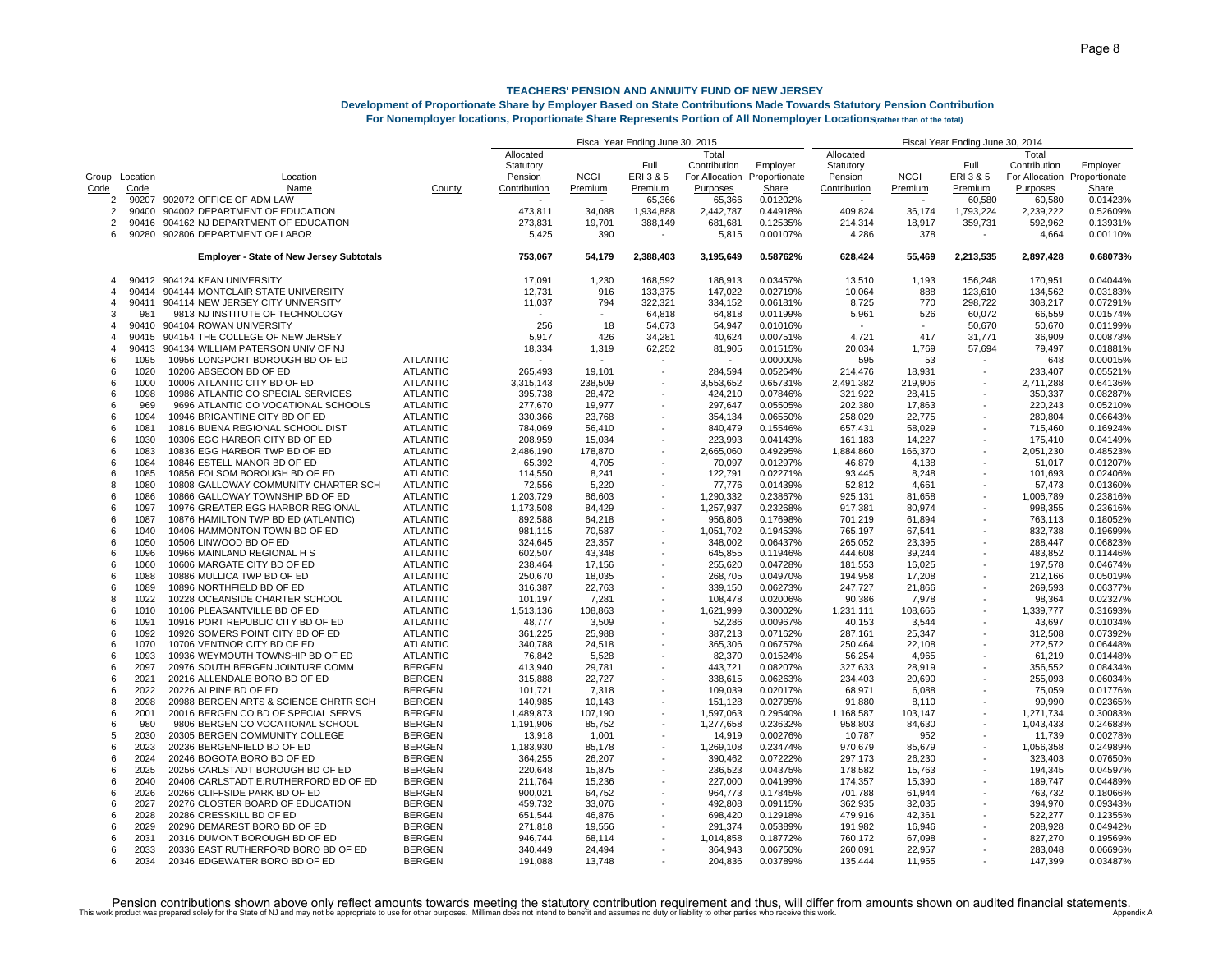# TEACHERS' PENSION AND ANNUITY FUND OF NEW JERSEY

**Development of Proportionate Share by Employer Based on State Contributions Made Towards Statutory Pension Contribution**

**For Nonemployer locations, Proportionate Share Represents Portion of All Nonemployer Locations(rather than of the total)**

| | | | | Fiscal Year Ending June 30, 2015 | | | | | Fiscal Year Ending June 30, 2014 | | | | |
|---|---|---|---|---|---|---|---|---|---|---|---|---|---|
| Group Code | Location Code | Location Name | County | Allocated Statutory Pension Contribution | NCGI Premium | Full ERI 3 & 5 Premium | Total Contribution For Allocation Purposes | Employer Proportionate Share | Allocated Statutory Pension Contribution | NCGI Premium | Full ERI 3 & 5 Premium | Total Contribution For Allocation Purposes | Employer Proportionate Share |
| 2 | 90207 | 902072 OFFICE OF ADM LAW | | - | - | 65,366 | 65,366 | 0.01202% | - | - | 60,580 | 60,580 | 0.01423% |
| 2 | 90400 | 904002 DEPARTMENT OF EDUCATION | | 473,811 | 34,088 | 1,934,888 | 2,442,787 | 0.44918% | 409,824 | 36,174 | 1,793,224 | 2,239,222 | 0.52609% |
| 2 | 90416 | 904162 NJ DEPARTMENT OF EDUCATION | | 273,831 | 19,701 | 388,149 | 681,681 | 0.12535% | 214,314 | 18,917 | 359,731 | 592,962 | 0.13931% |
| 6 | 90280 | 902806 DEPARTMENT OF LABOR | | 5,425 | 390 | - | 5,815 | 0.00107% | 4,286 | 378 | - | 4,664 | 0.00110% |
| | | **Employer - State of New Jersey Subtotals** | | **753,067** | **54,179** | **2,388,403** | **3,195,649** | **0.58762%** | **628,424** | **55,469** | **2,213,535** | **2,897,428** | **0.68073%** |
| 4 | 90412 | 904124 KEAN UNIVERSITY | | 17,091 | 1,230 | 168,592 | 186,913 | 0.03457% | 13,510 | 1,193 | 156,248 | 170,951 | 0.04044% |
| 4 | 90414 | 904144 MONTCLAIR STATE UNIVERSITY | | 12,731 | 916 | 133,375 | 147,022 | 0.02719% | 10,064 | 888 | 123,610 | 134,562 | 0.03183% |
| 4 | 90411 | 904114 NEW JERSEY CITY UNIVERSITY | | 11,037 | 794 | 322,321 | 334,152 | 0.06181% | 8,725 | 770 | 298,722 | 308,217 | 0.07291% |
| 3 | 981 | 9813 NJ INSTITUTE OF TECHNOLOGY | | - | - | 64,818 | 64,818 | 0.01199% | 5,961 | 526 | 60,072 | 66,559 | 0.01574% |
| 4 | 90410 | 904104 ROWAN UNIVERSITY | | 256 | 18 | 54,673 | 54,947 | 0.01016% | - | - | 50,670 | 50,670 | 0.01199% |
| 4 | 90415 | 904154 THE COLLEGE OF NEW JERSEY | | 5,917 | 426 | 34,281 | 40,624 | 0.00751% | 4,721 | 417 | 31,771 | 36,909 | 0.00873% |
| 4 | 90413 | 904134 WILLIAM PATERSON UNIV OF NJ | | 18,334 | 1,319 | 62,252 | 81,905 | 0.01515% | 20,034 | 1,769 | 57,694 | 79,497 | 0.01881% |
| 6 | 1095 | 10956 LONGPORT BOROUGH BD OF ED | ATLANTIC | - | - | - | - | 0.00000% | 595 | 53 | - | 648 | 0.00015% |
| 6 | 1020 | 10206 ABSECON BD OF ED | ATLANTIC | 265,493 | 19,101 | - | 284,594 | 0.05264% | 214,476 | 18,931 | - | 233,407 | 0.05521% |
| 6 | 1000 | 10006 ATLANTIC CITY BD OF ED | ATLANTIC | 3,315,143 | 238,509 | - | 3,553,652 | 0.65731% | 2,491,382 | 219,906 | - | 2,711,288 | 0.64136% |
| 6 | 1098 | 10986 ATLANTIC CO SPECIAL SERVICES | ATLANTIC | 395,738 | 28,472 | - | 424,210 | 0.07846% | 321,922 | 28,415 | - | 350,337 | 0.08287% |
| 6 | 969 | 9696 ATLANTIC CO VOCATIONAL SCHOOLS | ATLANTIC | 277,670 | 19,977 | - | 297,647 | 0.05505% | 202,380 | 17,863 | - | 220,243 | 0.05210% |
| 6 | 1094 | 10946 BRIGANTINE CITY BD OF ED | ATLANTIC | 330,366 | 23,768 | - | 354,134 | 0.06550% | 258,029 | 22,775 | - | 280,804 | 0.06643% |
| 6 | 1081 | 10816 BUENA REGIONAL SCHOOL DIST | ATLANTIC | 784,069 | 56,410 | - | 840,479 | 0.15546% | 657,431 | 58,029 | - | 715,460 | 0.16924% |
| 6 | 1030 | 10306 EGG HARBOR CITY BD OF ED | ATLANTIC | 208,959 | 15,034 | - | 223,993 | 0.04143% | 161,183 | 14,227 | - | 175,410 | 0.04149% |
| 6 | 1083 | 10836 EGG HARBOR TWP BD OF ED | ATLANTIC | 2,486,190 | 178,870 | - | 2,665,060 | 0.49295% | 1,884,860 | 166,370 | - | 2,051,230 | 0.48523% |
| 6 | 1084 | 10846 ESTELL MANOR BD OF ED | ATLANTIC | 65,392 | 4,705 | - | 70,097 | 0.01297% | 46,879 | 4,138 | - | 51,017 | 0.01207% |
| 6 | 1085 | 10856 FOLSOM BOROUGH BD OF ED | ATLANTIC | 114,550 | 8,241 | - | 122,791 | 0.02271% | 93,445 | 8,248 | - | 101,693 | 0.02406% |
| 8 | 1080 | 10808 GALLOWAY COMMUNITY CHARTER SCH | ATLANTIC | 72,556 | 5,220 | - | 77,776 | 0.01439% | 52,812 | 4,661 | - | 57,473 | 0.01360% |
| 6 | 1086 | 10866 GALLOWAY TOWNSHIP BD OF ED | ATLANTIC | 1,203,729 | 86,603 | - | 1,290,332 | 0.23867% | 925,131 | 81,658 | - | 1,006,789 | 0.23816% |
| 6 | 1097 | 10976 GREATER EGG HARBOR REGIONAL | ATLANTIC | 1,173,508 | 84,429 | - | 1,257,937 | 0.23268% | 917,381 | 80,974 | - | 998,355 | 0.23616% |
| 6 | 1087 | 10876 HAMILTON TWP BD ED (ATLANTIC) | ATLANTIC | 892,588 | 64,218 | - | 956,806 | 0.17698% | 701,219 | 61,894 | - | 763,113 | 0.18052% |
| 6 | 1040 | 10406 HAMMONTON TOWN BD OF ED | ATLANTIC | 981,115 | 70,587 | - | 1,051,702 | 0.19453% | 765,197 | 67,541 | - | 832,738 | 0.19699% |
| 6 | 1050 | 10506 LINWOOD BD OF ED | ATLANTIC | 324,645 | 23,357 | - | 348,002 | 0.06437% | 265,052 | 23,395 | - | 288,447 | 0.06823% |
| 6 | 1096 | 10966 MAINLAND REGIONAL H S | ATLANTIC | 602,507 | 43,348 | - | 645,855 | 0.11946% | 444,608 | 39,244 | - | 483,852 | 0.11446% |
| 6 | 1060 | 10606 MARGATE CITY BD OF ED | ATLANTIC | 238,464 | 17,156 | - | 255,620 | 0.04728% | 181,553 | 16,025 | - | 197,578 | 0.04674% |
| 6 | 1088 | 10886 MULLICA TWP BD OF ED | ATLANTIC | 250,670 | 18,035 | - | 268,705 | 0.04970% | 194,958 | 17,208 | - | 212,166 | 0.05019% |
| 6 | 1089 | 10896 NORTHFIELD BD OF ED | ATLANTIC | 316,387 | 22,763 | - | 339,150 | 0.06273% | 247,727 | 21,866 | - | 269,593 | 0.06377% |
| 8 | 1022 | 10228 OCEANSIDE CHARTER SCHOOL | ATLANTIC | 101,197 | 7,281 | - | 108,478 | 0.02006% | 90,386 | 7,978 | - | 98,364 | 0.02327% |
| 6 | 1010 | 10106 PLEASANTVILLE BD OF ED | ATLANTIC | 1,513,136 | 108,863 | - | 1,621,999 | 0.30002% | 1,231,111 | 108,666 | - | 1,339,777 | 0.31693% |
| 6 | 1091 | 10916 PORT REPUBLIC CITY BD OF ED | ATLANTIC | 48,777 | 3,509 | - | 52,286 | 0.00967% | 40,153 | 3,544 | - | 43,697 | 0.01034% |
| 6 | 1092 | 10926 SOMERS POINT CITY BD OF ED | ATLANTIC | 361,225 | 25,988 | - | 387,213 | 0.07162% | 287,161 | 25,347 | - | 312,508 | 0.07392% |
| 6 | 1070 | 10706 VENTNOR CITY BD OF ED | ATLANTIC | 340,788 | 24,518 | - | 365,306 | 0.06757% | 250,464 | 22,108 | - | 272,572 | 0.06448% |
| 6 | 1093 | 10936 WEYMOUTH TOWNSHIP BD OF ED | ATLANTIC | 76,842 | 5,528 | - | 82,370 | 0.01524% | 56,254 | 4,965 | - | 61,219 | 0.01448% |
| 6 | 2097 | 20976 SOUTH BERGEN JOINTURE COMM | BERGEN | 413,940 | 29,781 | - | 443,721 | 0.08207% | 327,633 | 28,919 | - | 356,552 | 0.08434% |
| 6 | 2021 | 20216 ALLENDALE BORO BD OF ED | BERGEN | 315,888 | 22,727 | - | 338,615 | 0.06263% | 234,403 | 20,690 | - | 255,093 | 0.06034% |
| 6 | 2022 | 20226 ALPINE BD OF ED | BERGEN | 101,721 | 7,318 | - | 109,039 | 0.02017% | 68,971 | 6,088 | - | 75,059 | 0.01776% |
| 8 | 2098 | 20988 BERGEN ARTS & SCIENCE CHRTR SCH | BERGEN | 140,985 | 10,143 | - | 151,128 | 0.02795% | 91,880 | 8,110 | - | 99,990 | 0.02365% |
| 6 | 2001 | 20016 BERGEN CO BD OF SPECIAL SERVS | BERGEN | 1,489,873 | 107,190 | - | 1,597,063 | 0.29540% | 1,168,587 | 103,147 | - | 1,271,734 | 0.30083% |
| 6 | 980 | 9806 BERGEN CO VOCATIONAL SCHOOL | BERGEN | 1,191,906 | 85,752 | - | 1,277,658 | 0.23632% | 958,803 | 84,630 | - | 1,043,433 | 0.24683% |
| 5 | 2030 | 20305 BERGEN COMMUNITY COLLEGE | BERGEN | 13,918 | 1,001 | - | 14,919 | 0.00276% | 10,787 | 952 | - | 11,739 | 0.00278% |
| 6 | 2023 | 20236 BERGENFIELD BD OF ED | BERGEN | 1,183,930 | 85,178 | - | 1,269,108 | 0.23474% | 970,679 | 85,679 | - | 1,056,358 | 0.24989% |
| 6 | 2024 | 20246 BOGOTA BORO BD OF ED | BERGEN | 364,255 | 26,207 | - | 390,462 | 0.07222% | 297,173 | 26,230 | - | 323,403 | 0.07650% |
| 6 | 2025 | 20256 CARLSTADT BOROUGH BD OF ED | BERGEN | 220,648 | 15,875 | - | 236,523 | 0.04375% | 178,582 | 15,763 | - | 194,345 | 0.04597% |
| 6 | 2040 | 20406 CARLSTADT E.RUTHERFORD BD OF ED | BERGEN | 211,764 | 15,236 | - | 227,000 | 0.04199% | 174,357 | 15,390 | - | 189,747 | 0.04489% |
| 6 | 2026 | 20266 CLIFFSIDE PARK BD OF ED | BERGEN | 900,021 | 64,752 | - | 964,773 | 0.17845% | 701,788 | 61,944 | - | 763,732 | 0.18066% |
| 6 | 2027 | 20276 CLOSTER BOARD OF EDUCATION | BERGEN | 459,732 | 33,076 | - | 492,808 | 0.09115% | 362,935 | 32,035 | - | 394,970 | 0.09343% |
| 6 | 2028 | 20286 CRESSKILL BD OF ED | BERGEN | 651,544 | 46,876 | - | 698,420 | 0.12918% | 479,916 | 42,361 | - | 522,277 | 0.12355% |
| 6 | 2029 | 20296 DEMAREST BORO BD OF ED | BERGEN | 271,818 | 19,556 | - | 291,374 | 0.05389% | 191,982 | 16,946 | - | 208,928 | 0.04942% |
| 6 | 2031 | 20316 DUMONT BOROUGH BD OF ED | BERGEN | 946,744 | 68,114 | - | 1,014,858 | 0.18772% | 760,172 | 67,098 | - | 827,270 | 0.19569% |
| 6 | 2033 | 20336 EAST RUTHERFORD BORO BD OF ED | BERGEN | 340,449 | 24,494 | - | 364,943 | 0.06750% | 260,091 | 22,957 | - | 283,048 | 0.06696% |
| 6 | 2034 | 20346 EDGEWATER BORO BD OF ED | BERGEN | 191,088 | 13,748 | - | 204,836 | 0.03789% | 135,444 | 11,955 | - | 147,399 | 0.03487% |

Pension contributions shown above only reflect amounts towards meeting the statutory contribution requirement and thus, will differ from amounts shown on audited financial statements.

This work product was prepared solely for the State of NJ and may not be appropriate to use for other purposes. Milliman does not intend to benefit and assumes no duty or liability to other parties who receive this work.

Appendix A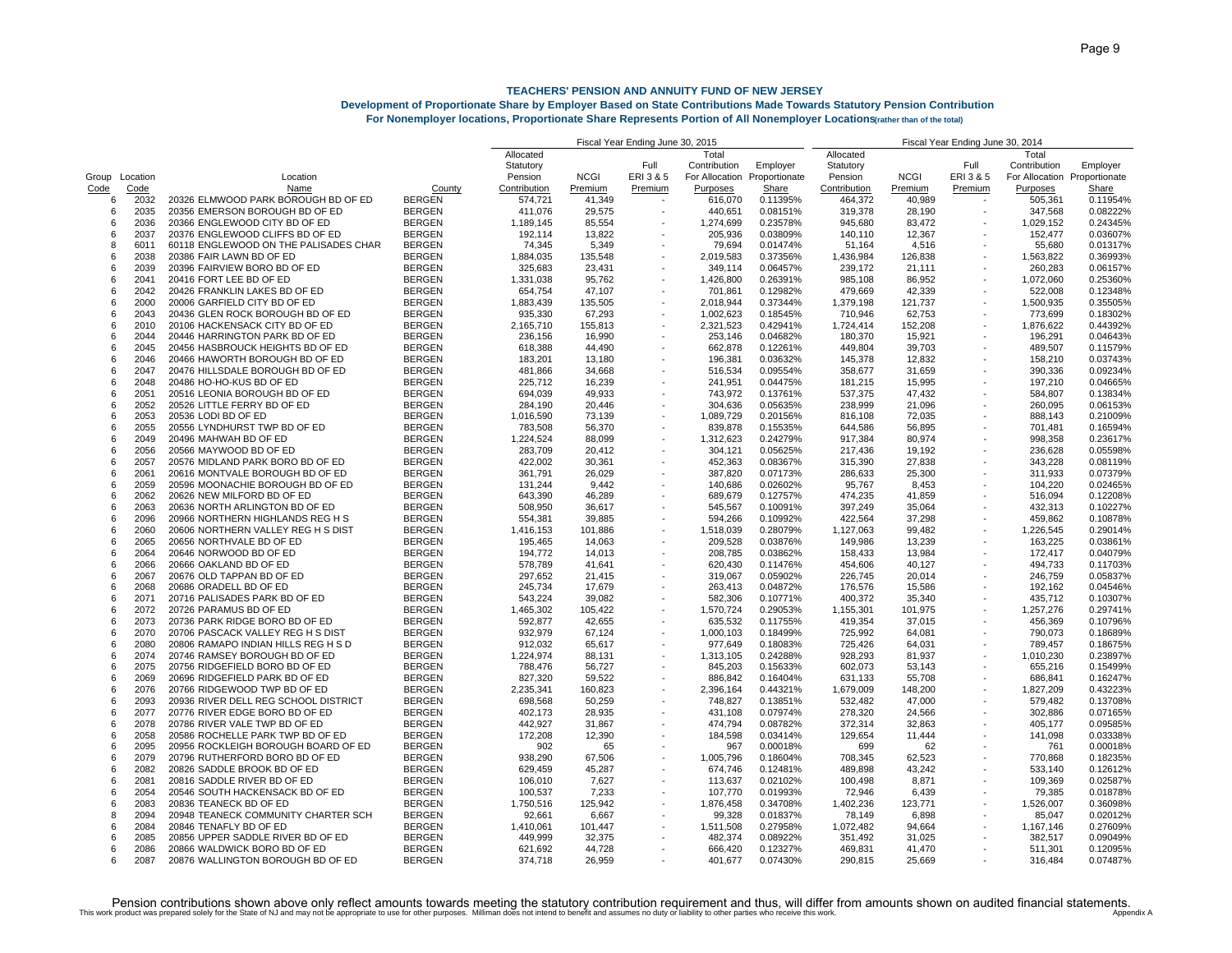# TEACHERS' PENSION AND ANNUITY FUND OF NEW JERSEY

## Development of Proportionate Share by Employer Based on State Contributions Made Towards Statutory Pension Contribution

### For Nonemployer locations, Proportionate Share Represents Portion of All Nonemployer Locations(rather than of the total)

| | | | | Fiscal Year Ending June 30, 2015 | | | | | Fiscal Year Ending June 30, 2014 | | | | |
|---|---|---|---|---|---|---|---|---|---|---|---|---|---|
| Group Code | Location Code | Location Name | County | Allocated Statutory Pension Contribution | NCGI Premium | Full ERI 3 & 5 Premium | Total Contribution For Allocation Purposes | Employer Proportionate Share | Allocated Statutory Pension Contribution | NCGI Premium | Full ERI 3 & 5 Premium | Total Contribution For Allocation Purposes | Employer Proportionate Share |
| 6 | 2032 | 20326 ELMWOOD PARK BOROUGH BD OF ED | BERGEN | 574,721 | 41,349 | - | 616,070 | 0.11395% | 464,372 | 40,989 | - | 505,361 | 0.11954% |
| 6 | 2035 | 20356 EMERSON BOROUGH BD OF ED | BERGEN | 411,076 | 29,575 | - | 440,651 | 0.08151% | 319,378 | 28,190 | - | 347,568 | 0.08222% |
| 6 | 2036 | 20366 ENGLEWOOD CITY BD OF ED | BERGEN | 1,189,145 | 85,554 | - | 1,274,699 | 0.23578% | 945,680 | 83,472 | - | 1,029,152 | 0.24345% |
| 6 | 2037 | 20376 ENGLEWOOD CLIFFS BD OF ED | BERGEN | 192,114 | 13,822 | - | 205,936 | 0.03809% | 140,110 | 12,367 | - | 152,477 | 0.03607% |
| 8 | 6011 | 60118 ENGLEWOOD ON THE PALISADES CHAR | BERGEN | 74,345 | 5,349 | - | 79,694 | 0.01474% | 51,164 | 4,516 | - | 55,680 | 0.01317% |
| 6 | 2038 | 20386 FAIR LAWN BD OF ED | BERGEN | 1,884,035 | 135,548 | - | 2,019,583 | 0.37356% | 1,436,984 | 126,838 | - | 1,563,822 | 0.36993% |
| 6 | 2039 | 20396 FAIRVIEW BORO BD OF ED | BERGEN | 325,683 | 23,431 | - | 349,114 | 0.06457% | 239,172 | 21,111 | - | 260,283 | 0.06157% |
| 6 | 2041 | 20416 FORT LEE BD OF ED | BERGEN | 1,331,038 | 95,762 | - | 1,426,800 | 0.26391% | 985,108 | 86,952 | - | 1,072,060 | 0.25360% |
| 6 | 2042 | 20426 FRANKLIN LAKES BD OF ED | BERGEN | 654,754 | 47,107 | - | 701,861 | 0.12982% | 479,669 | 42,339 | - | 522,008 | 0.12348% |
| 6 | 2000 | 20006 GARFIELD CITY BD OF ED | BERGEN | 1,883,439 | 135,505 | - | 2,018,944 | 0.37344% | 1,379,198 | 121,737 | - | 1,500,935 | 0.35505% |
| 6 | 2043 | 20436 GLEN ROCK BOROUGH BD OF ED | BERGEN | 935,330 | 67,293 | - | 1,002,623 | 0.18545% | 710,946 | 62,753 | - | 773,699 | 0.18302% |
| 6 | 2010 | 20106 HACKENSACK CITY BD OF ED | BERGEN | 2,165,710 | 155,813 | - | 2,321,523 | 0.42941% | 1,724,414 | 152,208 | - | 1,876,622 | 0.44392% |
| 6 | 2044 | 20446 HARRINGTON PARK BD OF ED | BERGEN | 236,156 | 16,990 | - | 253,146 | 0.04682% | 180,370 | 15,921 | - | 196,291 | 0.04643% |
| 6 | 2045 | 20456 HASBROUCK HEIGHTS BD OF ED | BERGEN | 618,388 | 44,490 | - | 662,878 | 0.12261% | 449,804 | 39,703 | - | 489,507 | 0.11579% |
| 6 | 2046 | 20466 HAWORTH BOROUGH BD OF ED | BERGEN | 183,201 | 13,180 | - | 196,381 | 0.03632% | 145,378 | 12,832 | - | 158,210 | 0.03743% |
| 6 | 2047 | 20476 HILLSDALE BOROUGH BD OF ED | BERGEN | 481,866 | 34,668 | - | 516,534 | 0.09554% | 358,677 | 31,659 | - | 390,336 | 0.09234% |
| 6 | 2048 | 20486 HO-HO-KUS BD OF ED | BERGEN | 225,712 | 16,239 | - | 241,951 | 0.04475% | 181,215 | 15,995 | - | 197,210 | 0.04665% |
| 6 | 2051 | 20516 LEONIA BOROUGH BD OF ED | BERGEN | 694,039 | 49,933 | - | 743,972 | 0.13761% | 537,375 | 47,432 | - | 584,807 | 0.13834% |
| 6 | 2052 | 20526 LITTLE FERRY BD OF ED | BERGEN | 284,190 | 20,446 | - | 304,636 | 0.05635% | 238,999 | 21,096 | - | 260,095 | 0.06153% |
| 6 | 2053 | 20536 LODI BD OF ED | BERGEN | 1,016,590 | 73,139 | - | 1,089,729 | 0.20156% | 816,108 | 72,035 | - | 888,143 | 0.21009% |
| 6 | 2055 | 20556 LYNDHURST TWP BD OF ED | BERGEN | 783,508 | 56,370 | - | 839,878 | 0.15535% | 644,586 | 56,895 | - | 701,481 | 0.16594% |
| 6 | 2049 | 20496 MAHWAH BD OF ED | BERGEN | 1,224,524 | 88,099 | - | 1,312,623 | 0.24279% | 917,384 | 80,974 | - | 998,358 | 0.23617% |
| 6 | 2056 | 20566 MAYWOOD BD OF ED | BERGEN | 283,709 | 20,412 | - | 304,121 | 0.05625% | 217,436 | 19,192 | - | 236,628 | 0.05598% |
| 6 | 2057 | 20576 MIDLAND PARK BORO BD OF ED | BERGEN | 422,002 | 30,361 | - | 452,363 | 0.08367% | 315,390 | 27,838 | - | 343,228 | 0.08119% |
| 6 | 2061 | 20616 MONTVALE BOROUGH BD OF ED | BERGEN | 361,791 | 26,029 | - | 387,820 | 0.07173% | 286,633 | 25,300 | - | 311,933 | 0.07379% |
| 6 | 2059 | 20596 MOONACHIE BOROUGH BD OF ED | BERGEN | 131,244 | 9,442 | - | 140,686 | 0.02602% | 95,767 | 8,453 | - | 104,220 | 0.02465% |
| 6 | 2062 | 20626 NEW MILFORD BD OF ED | BERGEN | 643,390 | 46,289 | - | 689,679 | 0.12757% | 474,235 | 41,859 | - | 516,094 | 0.12208% |
| 6 | 2063 | 20636 NORTH ARLINGTON BD OF ED | BERGEN | 508,950 | 36,617 | - | 545,567 | 0.10091% | 397,249 | 35,064 | - | 432,313 | 0.10227% |
| 6 | 2096 | 20966 NORTHERN HIGHLANDS REG H S | BERGEN | 554,381 | 39,885 | - | 594,266 | 0.10992% | 422,564 | 37,298 | - | 459,862 | 0.10878% |
| 6 | 2060 | 20606 NORTHERN VALLEY REG H S DIST | BERGEN | 1,416,153 | 101,886 | - | 1,518,039 | 0.28079% | 1,127,063 | 99,482 | - | 1,226,545 | 0.29014% |
| 6 | 2065 | 20656 NORTHVALE BD OF ED | BERGEN | 195,465 | 14,063 | - | 209,528 | 0.03876% | 149,986 | 13,239 | - | 163,225 | 0.03861% |
| 6 | 2064 | 20646 NORWOOD BD OF ED | BERGEN | 194,772 | 14,013 | - | 208,785 | 0.03862% | 158,433 | 13,984 | - | 172,417 | 0.04079% |
| 6 | 2066 | 20666 OAKLAND BD OF ED | BERGEN | 578,789 | 41,641 | - | 620,430 | 0.11476% | 454,606 | 40,127 | - | 494,733 | 0.11703% |
| 6 | 2067 | 20676 OLD TAPPAN BD OF ED | BERGEN | 297,652 | 21,415 | - | 319,067 | 0.05902% | 226,745 | 20,014 | - | 246,759 | 0.05837% |
| 6 | 2068 | 20686 ORADELL BD OF ED | BERGEN | 245,734 | 17,679 | - | 263,413 | 0.04872% | 176,576 | 15,586 | - | 192,162 | 0.04546% |
| 6 | 2071 | 20716 PALISADES PARK BD OF ED | BERGEN | 543,224 | 39,082 | - | 582,306 | 0.10771% | 400,372 | 35,340 | - | 435,712 | 0.10307% |
| 6 | 2072 | 20726 PARAMUS BD OF ED | BERGEN | 1,465,302 | 105,422 | - | 1,570,724 | 0.29053% | 1,155,301 | 101,975 | - | 1,257,276 | 0.29741% |
| 6 | 2073 | 20736 PARK RIDGE BORO BD OF ED | BERGEN | 592,877 | 42,655 | - | 635,532 | 0.11755% | 419,354 | 37,015 | - | 456,369 | 0.10796% |
| 6 | 2070 | 20706 PASCACK VALLEY REG H S DIST | BERGEN | 932,979 | 67,124 | - | 1,000,103 | 0.18499% | 725,992 | 64,081 | - | 790,073 | 0.18689% |
| 6 | 2080 | 20806 RAMAPO INDIAN HILLS REG H S D | BERGEN | 912,032 | 65,617 | - | 977,649 | 0.18083% | 725,426 | 64,031 | - | 789,457 | 0.18675% |
| 6 | 2074 | 20746 RAMSEY BOROUGH BD OF ED | BERGEN | 1,224,974 | 88,131 | - | 1,313,105 | 0.24288% | 928,293 | 81,937 | - | 1,010,230 | 0.23897% |
| 6 | 2075 | 20756 RIDGEFIELD BORO BD OF ED | BERGEN | 788,476 | 56,727 | - | 845,203 | 0.15633% | 602,073 | 53,143 | - | 655,216 | 0.15499% |
| 6 | 2069 | 20696 RIDGEFIELD PARK BD OF ED | BERGEN | 827,320 | 59,522 | - | 886,842 | 0.16404% | 631,133 | 55,708 | - | 686,841 | 0.16247% |
| 6 | 2076 | 20766 RIDGEWOOD TWP BD OF ED | BERGEN | 2,235,341 | 160,823 | - | 2,396,164 | 0.44321% | 1,679,009 | 148,200 | - | 1,827,209 | 0.43223% |
| 6 | 2093 | 20936 RIVER DELL REG SCHOOL DISTRICT | BERGEN | 698,568 | 50,259 | - | 748,827 | 0.13851% | 532,482 | 47,000 | - | 579,482 | 0.13708% |
| 6 | 2077 | 20776 RIVER EDGE BORO BD OF ED | BERGEN | 402,173 | 28,935 | - | 431,108 | 0.07974% | 278,320 | 24,566 | - | 302,886 | 0.07165% |
| 6 | 2078 | 20786 RIVER VALE TWP BD OF ED | BERGEN | 442,927 | 31,867 | - | 474,794 | 0.08782% | 372,314 | 32,863 | - | 405,177 | 0.09585% |
| 6 | 2058 | 20586 ROCHELLE PARK TWP BD OF ED | BERGEN | 172,208 | 12,390 | - | 184,598 | 0.03414% | 129,654 | 11,444 | - | 141,098 | 0.03338% |
| 6 | 2095 | 20956 ROCKLEIGH BOROUGH BOARD OF ED | BERGEN | 902 | 65 | - | 967 | 0.00018% | 699 | 62 | - | 761 | 0.00018% |
| 6 | 2079 | 20796 RUTHERFORD BORO BD OF ED | BERGEN | 938,290 | 67,506 | - | 1,005,796 | 0.18604% | 708,345 | 62,523 | - | 770,868 | 0.18235% |
| 6 | 2082 | 20826 SADDLE BROOK BD OF ED | BERGEN | 629,459 | 45,287 | - | 674,746 | 0.12481% | 489,898 | 43,242 | - | 533,140 | 0.12612% |
| 6 | 2081 | 20816 SADDLE RIVER BD OF ED | BERGEN | 106,010 | 7,627 | - | 113,637 | 0.02102% | 100,498 | 8,871 | - | 109,369 | 0.02587% |
| 6 | 2054 | 20546 SOUTH HACKENSACK BD OF ED | BERGEN | 100,537 | 7,233 | - | 107,770 | 0.01993% | 72,946 | 6,439 | - | 79,385 | 0.01878% |
| 6 | 2083 | 20836 TEANECK BD OF ED | BERGEN | 1,750,516 | 125,942 | - | 1,876,458 | 0.34708% | 1,402,236 | 123,771 | - | 1,526,007 | 0.36098% |
| 8 | 2094 | 20948 TEANECK COMMUNITY CHARTER SCH | BERGEN | 92,661 | 6,667 | - | 99,328 | 0.01837% | 78,149 | 6,898 | - | 85,047 | 0.02012% |
| 6 | 2084 | 20846 TENAFLY BD OF ED | BERGEN | 1,410,061 | 101,447 | - | 1,511,508 | 0.27958% | 1,072,482 | 94,664 | - | 1,167,146 | 0.27609% |
| 6 | 2085 | 20856 UPPER SADDLE RIVER BD OF ED | BERGEN | 449,999 | 32,375 | - | 482,374 | 0.08922% | 351,492 | 31,025 | - | 382,517 | 0.09049% |
| 6 | 2086 | 20866 WALDWICK BORO BD OF ED | BERGEN | 621,692 | 44,728 | - | 666,420 | 0.12327% | 469,831 | 41,470 | - | 511,301 | 0.12095% |
| 6 | 2087 | 20876 WALLINGTON BOROUGH BD OF ED | BERGEN | 374,718 | 26,959 | - | 401,677 | 0.07430% | 290,815 | 25,669 | - | 316,484 | 0.07487% |

Pension contributions shown above only reflect amounts towards meeting the statutory contribution requirement and thus, will differ from amounts shown on audited financial statements.

This work product was prepared solely for the State of NJ and may not be appropriate to use for other purposes. Milliman does not intend to benefit and assumes no duty or liability to other parties who receive this work.

Appendix A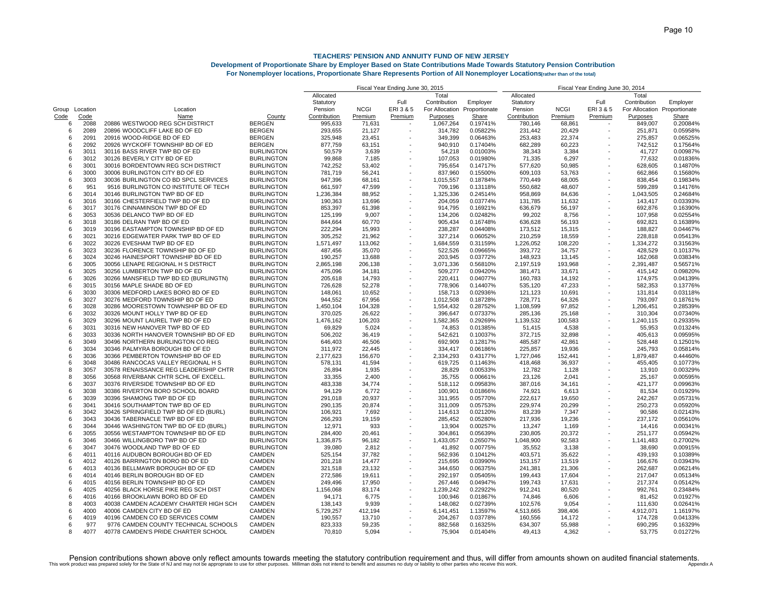# TEACHERS' PENSION AND ANNUITY FUND OF NEW JERSEY

## Development of Proportionate Share by Employer Based on State Contributions Made Towards Statutory Pension Contribution

### For Nonemployer locations, Proportionate Share Represents Portion of All Nonemployer Locations (rather than of the total)

| | | | | Fiscal Year Ending June 30, 2015 | | | | | Fiscal Year Ending June 30, 2014 | | | | |
|---|---|---|---|---|---|---|---|---|---|---|---|---|---|
| Group Code | Location Code | Location Name | County | Allocated Statutory Pension Contribution | NCGI Premium | Full ERI 3 & 5 Premium | Total Contribution For Allocation Purposes | Employer Proportionate Share | Allocated Statutory Pension Contribution | NCGI Premium | Full ERI 3 & 5 Premium | Total Contribution For Allocation Purposes | Employer Proportionate Share |
| 6 | 2088 | 20886 WESTWOOD REG SCH DISTRICT | BERGEN | 995,633 | 71,631 | - | 1,067,264 | 0.19741% | 780,146 | 68,861 | - | 849,007 | 0.20084% |
| 6 | 2089 | 20896 WOODCLIFF LAKE BD OF ED | BERGEN | 293,655 | 21,127 | - | 314,782 | 0.05822% | 231,442 | 20,429 | - | 251,871 | 0.05958% |
| 6 | 2091 | 20916 WOOD-RIDGE BD OF ED | BERGEN | 325,948 | 23,451 | - | 349,399 | 0.06463% | 253,483 | 22,374 | - | 275,857 | 0.06525% |
| 6 | 2092 | 20926 WYCKOFF TOWNSHIP BD OF ED | BERGEN | 877,759 | 63,151 | - | 940,910 | 0.17404% | 682,289 | 60,223 | - | 742,512 | 0.17564% |
| 6 | 3011 | 30116 BASS RIVER TWP BD OF ED | BURLINGTON | 50,579 | 3,639 | - | 54,218 | 0.01003% | 38,343 | 3,384 | - | 41,727 | 0.00987% |
| 6 | 3012 | 30126 BEVERLY CITY BD OF ED | BURLINGTON | 99,868 | 7,185 | - | 107,053 | 0.01980% | 71,335 | 6,297 | - | 77,632 | 0.01836% |
| 6 | 3001 | 30016 BORDENTOWN REG SCH DISTRICT | BURLINGTON | 742,252 | 53,402 | - | 795,654 | 0.14717% | 577,620 | 50,985 | - | 628,605 | 0.14870% |
| 6 | 3000 | 30006 BURLINGTON CITY BD OF ED | BURLINGTON | 781,719 | 56,241 | - | 837,960 | 0.15500% | 609,103 | 53,763 | - | 662,866 | 0.15680% |
| 6 | 3003 | 30036 BURLINGTON CO BD SPCL SERVICES | BURLINGTON | 947,396 | 68,161 | - | 1,015,557 | 0.18784% | 770,449 | 68,005 | - | 838,454 | 0.19834% |
| 6 | 951 | 9516 BURLINGTON CO INSTITUTE OF TECH | BURLINGTON | 661,597 | 47,599 | - | 709,196 | 0.13118% | 550,682 | 48,607 | - | 599,289 | 0.14176% |
| 6 | 3014 | 30146 BURLINGTON TWP BD OF ED | BURLINGTON | 1,236,384 | 88,952 | - | 1,325,336 | 0.24514% | 958,869 | 84,636 | - | 1,043,505 | 0.24684% |
| 6 | 3016 | 30166 CHESTERFIELD TWP BD OF ED | BURLINGTON | 190,363 | 13,696 | - | 204,059 | 0.03774% | 131,785 | 11,632 | - | 143,417 | 0.03393% |
| 6 | 3017 | 30176 CINNAMINSON TWP BD OF ED | BURLINGTON | 853,397 | 61,398 | - | 914,795 | 0.16921% | 636,679 | 56,197 | - | 692,876 | 0.16390% |
| 6 | 3053 | 30536 DELANCO TWP BD OF ED | BURLINGTON | 125,199 | 9,007 | - | 134,206 | 0.02482% | 99,202 | 8,756 | - | 107,958 | 0.02554% |
| 6 | 3018 | 30186 DELRAN TWP BD OF ED | BURLINGTON | 844,664 | 60,770 | - | 905,434 | 0.16748% | 636,628 | 56,193 | - | 692,821 | 0.16389% |
| 6 | 3019 | 30196 EASTAMPTON TOWNSHIP BD OF ED | BURLINGTON | 222,294 | 15,993 | - | 238,287 | 0.04408% | 173,512 | 15,315 | - | 188,827 | 0.04467% |
| 6 | 3021 | 30216 EDGEWATER PARK TWP BD OF ED | BURLINGTON | 305,252 | 21,962 | - | 327,214 | 0.06052% | 210,259 | 18,559 | - | 228,818 | 0.05413% |
| 6 | 3022 | 30226 EVESHAM TWP BD OF ED | BURLINGTON | 1,571,497 | 113,062 | - | 1,684,559 | 0.31159% | 1,226,052 | 108,220 | - | 1,334,272 | 0.31563% |
| 6 | 3023 | 30236 FLORENCE TOWNSHIP BD OF ED | BURLINGTON | 487,456 | 35,070 | - | 522,526 | 0.09665% | 393,772 | 34,757 | - | 428,529 | 0.10137% |
| 6 | 3024 | 30246 HAINESPORT TOWNSHIP BD OF ED | BURLINGTON | 190,257 | 13,688 | - | 203,945 | 0.03772% | 148,923 | 13,145 | - | 162,068 | 0.03834% |
| 6 | 3005 | 30056 LENAPE REGIONAL H S DISTRICT | BURLINGTON | 2,865,198 | 206,138 | - | 3,071,336 | 0.56810% | 2,197,519 | 193,968 | - | 2,391,487 | 0.56571% |
| 6 | 3025 | 30256 LUMBERTON TWP BD OF ED | BURLINGTON | 475,096 | 34,181 | - | 509,277 | 0.09420% | 381,471 | 33,671 | - | 415,142 | 0.09820% |
| 6 | 3026 | 30266 MANSFIELD TWP BD ED (BURLINGTN) | BURLINGTON | 205,618 | 14,793 | - | 220,411 | 0.04077% | 160,783 | 14,192 | - | 174,975 | 0.04139% |
| 6 | 3015 | 30156 MAPLE SHADE BD OF ED | BURLINGTON | 726,628 | 52,278 | - | 778,906 | 0.14407% | 535,120 | 47,233 | - | 582,353 | 0.13776% |
| 6 | 3030 | 30306 MEDFORD LAKES BORO BD OF ED | BURLINGTON | 148,061 | 10,652 | - | 158,713 | 0.02936% | 121,123 | 10,691 | - | 131,814 | 0.03118% |
| 6 | 3027 | 30276 MEDFORD TOWNSHIP BD OF ED | BURLINGTON | 944,552 | 67,956 | - | 1,012,508 | 0.18728% | 728,771 | 64,326 | - | 793,097 | 0.18761% |
| 6 | 3028 | 30286 MOORESTOWN TOWNSHIP BD OF ED | BURLINGTON | 1,450,104 | 104,328 | - | 1,554,432 | 0.28752% | 1,108,599 | 97,852 | - | 1,206,451 | 0.28539% |
| 6 | 3032 | 30326 MOUNT HOLLY TWP BD OF ED | BURLINGTON | 370,025 | 26,622 | - | 396,647 | 0.07337% | 285,136 | 25,168 | - | 310,304 | 0.07340% |
| 6 | 3029 | 30296 MOUNT LAUREL TWP BD OF ED | BURLINGTON | 1,476,162 | 106,203 | - | 1,582,365 | 0.29269% | 1,139,532 | 100,583 | - | 1,240,115 | 0.29335% |
| 6 | 3031 | 30316 NEW HANOVER TWP BD OF ED | BURLINGTON | 69,829 | 5,024 | - | 74,853 | 0.01385% | 51,415 | 4,538 | - | 55,953 | 0.01324% |
| 6 | 3033 | 30336 NORTH HANOVER TOWNSHIP BD OF ED | BURLINGTON | 506,202 | 36,419 | - | 542,621 | 0.10037% | 372,715 | 32,898 | - | 405,613 | 0.09595% |
| 6 | 3049 | 30496 NORTHERN BURLINGTON CO REG | BURLINGTON | 646,403 | 46,506 | - | 692,909 | 0.12817% | 485,587 | 42,861 | - | 528,448 | 0.12501% |
| 6 | 3034 | 30346 PALMYRA BOROUGH BD OF ED | BURLINGTON | 311,972 | 22,445 | - | 334,417 | 0.06186% | 225,857 | 19,936 | - | 245,793 | 0.05814% |
| 6 | 3036 | 30366 PEMBERTON TOWNSHIP BD OF ED | BURLINGTON | 2,177,623 | 156,670 | - | 2,334,293 | 0.43177% | 1,727,046 | 152,441 | - | 1,879,487 | 0.44460% |
| 6 | 3048 | 30486 RANCOCAS VALLEY REGIONAL H S | BURLINGTON | 578,131 | 41,594 | - | 619,725 | 0.11463% | 418,468 | 36,937 | - | 455,405 | 0.10773% |
| 8 | 3057 | 30578 RENAISSANCE REG LEADERSHIP CHTR | BURLINGTON | 26,894 | 1,935 | - | 28,829 | 0.00533% | 12,782 | 1,128 | - | 13,910 | 0.00329% |
| 8 | 3056 | 30568 RIVERBANK CHTR SCHL OF EXCELL. | BURLINGTON | 33,355 | 2,400 | - | 35,755 | 0.00661% | 23,126 | 2,041 | - | 25,167 | 0.00595% |
| 6 | 3037 | 30376 RIVERSIDE TOWNSHIP BD OF ED | BURLINGTON | 483,338 | 34,774 | - | 518,112 | 0.09583% | 387,016 | 34,161 | - | 421,177 | 0.09963% |
| 6 | 3038 | 30386 RIVERTON BORO SCHOOL BOARD | BURLINGTON | 94,129 | 6,772 | - | 100,901 | 0.01866% | 74,921 | 6,613 | - | 81,534 | 0.01929% |
| 6 | 3039 | 30396 SHAMONG TWP BD OF ED | BURLINGTON | 291,018 | 20,937 | - | 311,955 | 0.05770% | 222,617 | 19,650 | - | 242,267 | 0.05731% |
| 6 | 3041 | 30416 SOUTHAMPTON TWP BD OF ED | BURLINGTON | 290,135 | 20,874 | - | 311,009 | 0.05753% | 229,974 | 20,299 | - | 250,273 | 0.05920% |
| 6 | 3042 | 30426 SPRINGFIELD TWP BD OF ED (BURL) | BURLINGTON | 106,921 | 7,692 | - | 114,613 | 0.02120% | 83,239 | 7,347 | - | 90,586 | 0.02143% |
| 6 | 3043 | 30436 TABERNACLE TWP BD OF ED | BURLINGTON | 266,293 | 19,159 | - | 285,452 | 0.05280% | 217,936 | 19,236 | - | 237,172 | 0.05610% |
| 6 | 3044 | 30446 WASHINGTON TWP BD OF ED (BURL) | BURLINGTON | 12,971 | 933 | - | 13,904 | 0.00257% | 13,247 | 1,169 | - | 14,416 | 0.00341% |
| 6 | 3055 | 30556 WESTAMPTON TOWNSHIP BD OF ED | BURLINGTON | 284,400 | 20,461 | - | 304,861 | 0.05639% | 230,805 | 20,372 | - | 251,177 | 0.05942% |
| 6 | 3046 | 30466 WILLINGBORO TWP BD OF ED | BURLINGTON | 1,336,875 | 96,182 | - | 1,433,057 | 0.26507% | 1,048,900 | 92,583 | - | 1,141,483 | 0.27002% |
| 6 | 3047 | 30476 WOODLAND TWP BD OF ED | BURLINGTON | 39,080 | 2,812 | - | 41,892 | 0.00775% | 35,552 | 3,138 | - | 38,690 | 0.00915% |
| 6 | 4011 | 40116 AUDUBON BOROUGH BD OF ED | CAMDEN | 525,154 | 37,782 | - | 562,936 | 0.10412% | 403,571 | 35,622 | - | 439,193 | 0.10389% |
| 6 | 4012 | 40126 BARRINGTON BORO BD OF ED | CAMDEN | 201,218 | 14,477 | - | 215,695 | 0.03990% | 153,157 | 13,519 | - | 166,676 | 0.03943% |
| 6 | 4013 | 40136 BELLMAWR BOROUGH BD OF ED | CAMDEN | 321,518 | 23,132 | - | 344,650 | 0.06375% | 241,381 | 21,306 | - | 262,687 | 0.06214% |
| 6 | 4014 | 40146 BERLIN BOROUGH BD OF ED | CAMDEN | 272,586 | 19,611 | - | 292,197 | 0.05405% | 199,443 | 17,604 | - | 217,047 | 0.05134% |
| 6 | 4015 | 40156 BERLIN TOWNSHIP BD OF ED | CAMDEN | 249,496 | 17,950 | - | 267,446 | 0.04947% | 199,743 | 17,631 | - | 217,374 | 0.05142% |
| 6 | 4025 | 40256 BLACK HORSE PIKE REG SCH DIST | CAMDEN | 1,156,068 | 83,174 | - | 1,239,242 | 0.22922% | 912,241 | 80,520 | - | 992,761 | 0.23484% |
| 6 | 4016 | 40166 BROOKLAWN BORO BD OF ED | CAMDEN | 94,171 | 6,775 | - | 100,946 | 0.01867% | 74,846 | 6,606 | - | 81,452 | 0.01927% |
| 8 | 4003 | 40038 CAMDEN ACADEMY CHARTER HIGH SCH | CAMDEN | 138,143 | 9,939 | - | 148,082 | 0.02739% | 102,576 | 9,054 | - | 111,630 | 0.02641% |
| 6 | 4000 | 40006 CAMDEN CITY BD OF ED | CAMDEN | 5,729,257 | 412,194 | - | 6,141,451 | 1.13597% | 4,513,665 | 398,406 | - | 4,912,071 | 1.16197% |
| 6 | 4019 | 40196 CAMDEN CO ED SERVICES COMM | CAMDEN | 190,557 | 13,710 | - | 204,267 | 0.03778% | 160,556 | 14,172 | - | 174,728 | 0.04133% |
| 6 | 977 | 9776 CAMDEN COUNTY TECHNICAL SCHOOLS | CAMDEN | 823,333 | 59,235 | - | 882,568 | 0.16325% | 634,307 | 55,988 | - | 690,295 | 0.16329% |
| 8 | 4077 | 40778 CAMDEN'S PRIDE CHARTER SCHOOL | CAMDEN | 70,810 | 5,094 | - | 75,904 | 0.01404% | 49,413 | 4,362 | - | 53,775 | 0.01272% |

Pension contributions shown above only reflect amounts towards meeting the statutory contribution requirement and thus, will differ from amounts shown on audited financial statements.

This work product was prepared solely for the State of NJ and may not be appropriate to use for other purposes. Milliman does not intend to benefit and assumes no duty or liability to other parties who receive this work.

Appendix A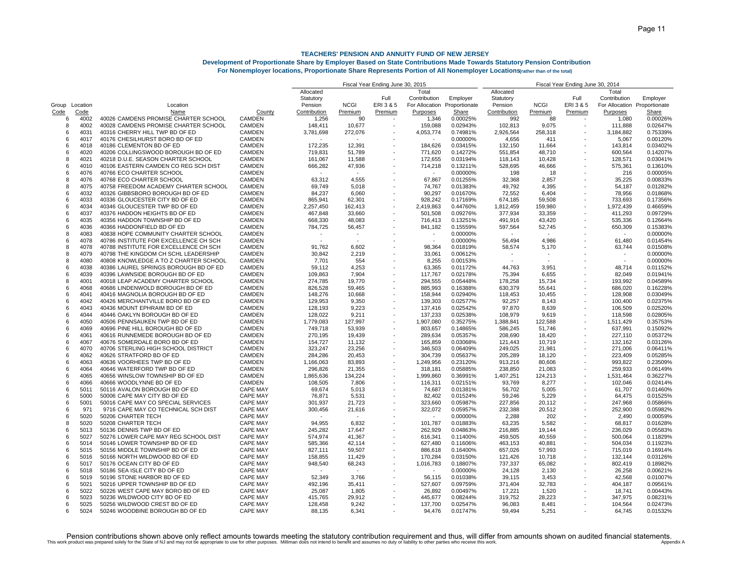## TEACHERS' PENSION AND ANNUITY FUND OF NEW JERSEY

### Development of Proportionate Share by Employer Based on State Contributions Made Towards Statutory Pension Contribution

**For Nonemployer locations, Proportionate Share Represents Portion of All Nonemployer Locations(rather than of the total)**

| | | | | Fiscal Year Ending June 30, 2015 | | | | | Fiscal Year Ending June 30, 2014 | | | | |
|---|---|---|---|---|---|---|---|---|---|---|---|---|---|
| Group Code | Location Code | Location Name | County | Allocated Statutory Pension Contribution | NCGI Premium | Full ERI 3 & 5 Premium | Total Contribution For Allocation Purposes | Employer Proportionate Share | Allocated Statutory Pension Contribution | NCGI Premium | Full ERI 3 & 5 Premium | Total Contribution For Allocation Purposes | Employer Proportionate Share |
| 6 | 4002 | 40026 CAMDENS PROMISE CHARTER SCHOOL | CAMDEN | 1,256 | 90 | - | 1,346 | 0.00025% | 992 | 88 | - | 1,080 | 0.00026% |
| 8 | 4002 | 40028 CAMDENS PROMISE CHARTER SCHOOL | CAMDEN | 148,411 | 10,677 | - | 159,088 | 0.02943% | 102,813 | 9,075 | - | 111,888 | 0.02647% |
| 6 | 4031 | 40316 CHERRY HILL TWP BD OF ED | CAMDEN | 3,781,698 | 272,076 | - | 4,053,774 | 0.74981% | 2,926,564 | 258,318 | - | 3,184,882 | 0.75339% |
| 6 | 4017 | 40176 CHESILHURST BORO BD OF ED | CAMDEN | - | - | - | - | 0.00000% | 4,656 | 411 | - | 5,067 | 0.00120% |
| 6 | 4018 | 40186 CLEMENTON BD OF ED | CAMDEN | 172,235 | 12,391 | - | 184,626 | 0.03415% | 132,150 | 11,664 | - | 143,814 | 0.03402% |
| 6 | 4020 | 40206 COLLINGSWOOD BOROUGH BD OF ED | CAMDEN | 719,831 | 51,789 | - | 771,620 | 0.14272% | 551,854 | 48,710 | - | 600,564 | 0.14207% |
| 8 | 4021 | 40218 D.U.E. SEASON CHARTER SCHOOL | CAMDEN | 161,067 | 11,588 | - | 172,655 | 0.03194% | 118,143 | 10,428 | - | 128,571 | 0.03041% |
| 6 | 4010 | 40106 EASTERN CAMDEN CO REG SCH DIST | CAMDEN | 666,282 | 47,936 | - | 714,218 | 0.13211% | 528,695 | 46,666 | - | 575,361 | 0.13610% |
| 6 | 4076 | 40766 ECO CHARTER SCHOOL | CAMDEN | - | - | - | - | 0.00000% | 198 | 18 | - | 216 | 0.00005% |
| 8 | 4076 | 40768 ECO CHARTER SCHOOL | CAMDEN | 63,312 | 4,555 | - | 67,867 | 0.01255% | 32,368 | 2,857 | - | 35,225 | 0.00833% |
| 8 | 4075 | 40758 FREEDOM ACADEMY CHARTER SCHOOL | CAMDEN | 69,749 | 5,018 | - | 74,767 | 0.01383% | 49,792 | 4,395 | - | 54,187 | 0.01282% |
| 6 | 4032 | 40326 GIBBSBORO BOROUGH BD OF ED | CAMDEN | 84,237 | 6,060 | - | 90,297 | 0.01670% | 72,552 | 6,404 | - | 78,956 | 0.01868% |
| 6 | 4033 | 40336 GLOUCESTER CITY BD OF ED | CAMDEN | 865,941 | 62,301 | - | 928,242 | 0.17169% | 674,185 | 59,508 | - | 733,693 | 0.17356% |
| 6 | 4034 | 40346 GLOUCESTER TWP BD OF ED | CAMDEN | 2,257,450 | 162,413 | - | 2,419,863 | 0.44760% | 1,812,459 | 159,980 | - | 1,972,439 | 0.46659% |
| 6 | 4037 | 40376 HADDON HEIGHTS BD OF ED | CAMDEN | 467,848 | 33,660 | - | 501,508 | 0.09276% | 377,934 | 33,359 | - | 411,293 | 0.09729% |
| 6 | 4035 | 40356 HADDON TOWNSHIP BD OF ED | CAMDEN | 668,330 | 48,083 | - | 716,413 | 0.13251% | 491,916 | 43,420 | - | 535,336 | 0.12664% |
| 6 | 4036 | 40366 HADDONFIELD BD OF ED | CAMDEN | 784,725 | 56,457 | - | 841,182 | 0.15559% | 597,564 | 52,745 | - | 650,309 | 0.15383% |
| 8 | 4083 | 40838 HOPE COMMUNITY CHARTER SCHOOL | CAMDEN | - | - | - | - | 0.00000% | - | - | - | - | 0.00000% |
| 6 | 4078 | 40786 INSTITUTE FOR EXCELLENCE CH SCH | CAMDEN | - | - | - | - | 0.00000% | 56,494 | 4,986 | - | 61,480 | 0.01454% |
| 8 | 4078 | 40788 INSTITUTE FOR EXCELLENCE CH SCH | CAMDEN | 91,762 | 6,602 | - | 98,364 | 0.01819% | 58,574 | 5,170 | - | 63,744 | 0.01508% |
| 8 | 4079 | 40798 THE KINGDOM CH SCHL LEADERSHIP | CAMDEN | 30,842 | 2,219 | - | 33,061 | 0.00612% | - | - | - | - | 0.00000% |
| 8 | 4080 | 40808 KNOWLEDGE A TO Z CHARTER SCHOOL | CAMDEN | 7,701 | 554 | - | 8,255 | 0.00153% | - | - | - | - | 0.00000% |
| 6 | 4038 | 40386 LAUREL SPRINGS BOROUGH BD OF ED | CAMDEN | 59,112 | 4,253 | - | 63,365 | 0.01172% | 44,763 | 3,951 | - | 48,714 | 0.01152% |
| 6 | 4039 | 40396 LAWNSIDE BOROUGH BD OF ED | CAMDEN | 109,863 | 7,904 | - | 117,767 | 0.02178% | 75,394 | 6,655 | - | 82,049 | 0.01941% |
| 8 | 4001 | 40018 LEAP ACADEMY CHARTER SCHOOL | CAMDEN | 274,785 | 19,770 | - | 294,555 | 0.05448% | 178,258 | 15,734 | - | 193,992 | 0.04589% |
| 6 | 4068 | 40686 LINDENWOLD BOROUGH BD OF ED | CAMDEN | 826,528 | 59,465 | - | 885,993 | 0.16388% | 630,379 | 55,641 | - | 686,020 | 0.16228% |
| 6 | 4041 | 40416 MAGNOLIA BOROUGH BD OF ED | CAMDEN | 148,276 | 10,668 | - | 158,944 | 0.02940% | 118,453 | 10,455 | - | 128,908 | 0.03049% |
| 6 | 4042 | 40426 MERCHANTVILLE BORO BD OF ED | CAMDEN | 129,953 | 9,350 | - | 139,303 | 0.02577% | 92,257 | 8,143 | - | 100,400 | 0.02375% |
| 6 | 4043 | 40436 MOUNT EPHRAIM BD OF ED | CAMDEN | 128,193 | 9,223 | - | 137,416 | 0.02542% | 97,870 | 8,639 | - | 106,509 | 0.02520% |
| 6 | 4044 | 40446 OAKLYN BOROUGH BD OF ED | CAMDEN | 128,022 | 9,211 | - | 137,233 | 0.02538% | 108,979 | 9,619 | - | 118,598 | 0.02805% |
| 6 | 4050 | 40506 PENNSAUKEN TWP BD OF ED | CAMDEN | 1,779,083 | 127,997 | - | 1,907,080 | 0.35275% | 1,388,841 | 122,588 | - | 1,511,429 | 0.35753% |
| 6 | 4069 | 40696 PINE HILL BOROUGH BD OF ED | CAMDEN | 749,718 | 53,939 | - | 803,657 | 0.14865% | 586,245 | 51,746 | - | 637,991 | 0.15092% |
| 6 | 4061 | 40616 RUNNEMEDE BOROUGH BD OF ED | CAMDEN | 270,195 | 19,439 | - | 289,634 | 0.05357% | 208,690 | 18,420 | - | 227,110 | 0.05372% |
| 6 | 4067 | 40676 SOMERDALE BORO BD OF ED | CAMDEN | 154,727 | 11,132 | - | 165,859 | 0.03068% | 121,443 | 10,719 | - | 132,162 | 0.03126% |
| 6 | 4070 | 40706 STERLING HIGH SCHOOL DISTRICT | CAMDEN | 323,247 | 23,256 | - | 346,503 | 0.06409% | 249,025 | 21,981 | - | 271,006 | 0.06411% |
| 6 | 4062 | 40626 STRATFORD BD OF ED | CAMDEN | 284,286 | 20,453 | - | 304,739 | 0.05637% | 205,289 | 18,120 | - | 223,409 | 0.05285% |
| 6 | 4063 | 40636 VOORHEES TWP BD OF ED | CAMDEN | 1,166,063 | 83,893 | - | 1,249,956 | 0.23120% | 913,216 | 80,606 | - | 993,822 | 0.23509% |
| 6 | 4064 | 40646 WATERFORD TWP BD OF ED | CAMDEN | 296,826 | 21,355 | - | 318,181 | 0.05885% | 238,850 | 21,083 | - | 259,933 | 0.06149% |
| 6 | 4065 | 40656 WINSLOW TOWNSHIP BD OF ED | CAMDEN | 1,865,636 | 134,224 | - | 1,999,860 | 0.36991% | 1,407,251 | 124,213 | - | 1,531,464 | 0.36227% |
| 6 | 4066 | 40666 WOODLYNNE BD OF ED | CAMDEN | 108,505 | 7,806 | - | 116,311 | 0.02151% | 93,769 | 8,277 | - | 102,046 | 0.02414% |
| 6 | 5011 | 50116 AVALON BOROUGH BD OF ED | CAPE MAY | 69,674 | 5,013 | - | 74,687 | 0.01381% | 56,702 | 5,005 | - | 61,707 | 0.01460% |
| 6 | 5000 | 50006 CAPE MAY CITY BD OF ED | CAPE MAY | 76,871 | 5,531 | - | 82,402 | 0.01524% | 59,246 | 5,229 | - | 64,475 | 0.01525% |
| 6 | 5001 | 50016 CAPE MAY CO SPECIAL SERVICES | CAPE MAY | 301,937 | 21,723 | - | 323,660 | 0.05987% | 227,856 | 20,112 | - | 247,968 | 0.05866% |
| 6 | 971 | 9716 CAPE MAY CO TECHNICAL SCH DIST | CAPE MAY | 300,456 | 21,616 | - | 322,072 | 0.05957% | 232,388 | 20,512 | - | 252,900 | 0.05982% |
| 6 | 5020 | 50206 CHARTER TECH | CAPE MAY | - | - | - | - | 0.00000% | 2,288 | 202 | - | 2,490 | 0.00059% |
| 8 | 5020 | 50208 CHARTER TECH | CAPE MAY | 94,955 | 6,832 | - | 101,787 | 0.01883% | 63,235 | 5,582 | - | 68,817 | 0.01628% |
| 6 | 5013 | 50136 DENNIS TWP BD OF ED | CAPE MAY | 245,282 | 17,647 | - | 262,929 | 0.04863% | 216,885 | 19,144 | - | 236,029 | 0.05583% |
| 6 | 5027 | 50276 LOWER CAPE MAY REG SCHOOL DIST | CAPE MAY | 574,974 | 41,367 | - | 616,341 | 0.11400% | 459,505 | 40,559 | - | 500,064 | 0.11829% |
| 6 | 5014 | 50146 LOWER TOWNSHIP BD OF ED | CAPE MAY | 585,366 | 42,114 | - | 627,480 | 0.11606% | 463,153 | 40,881 | - | 504,034 | 0.11923% |
| 6 | 5015 | 50156 MIDDLE TOWNSHIP BD OF ED | CAPE MAY | 827,111 | 59,507 | - | 886,618 | 0.16400% | 657,026 | 57,993 | - | 715,019 | 0.16914% |
| 6 | 5016 | 50166 NORTH WILDWOOD BD OF ED | CAPE MAY | 158,855 | 11,429 | - | 170,284 | 0.03150% | 121,426 | 10,718 | - | 132,144 | 0.03126% |
| 6 | 5017 | 50176 OCEAN CITY BD OF ED | CAPE MAY | 948,540 | 68,243 | - | 1,016,783 | 0.18807% | 737,337 | 65,082 | - | 802,419 | 0.18982% |
| 6 | 5018 | 50186 SEA ISLE CITY BD OF ED | CAPE MAY | - | - | - | - | 0.00000% | 24,128 | 2,130 | - | 26,258 | 0.00621% |
| 6 | 5019 | 50196 STONE HARBOR BD OF ED | CAPE MAY | 52,349 | 3,766 | - | 56,115 | 0.01038% | 39,115 | 3,453 | - | 42,568 | 0.01007% |
| 6 | 5021 | 50216 UPPER TOWNSHIP BD OF ED | CAPE MAY | 492,196 | 35,411 | - | 527,607 | 0.09759% | 371,404 | 32,783 | - | 404,187 | 0.09561% |
| 6 | 5022 | 50226 WEST CAPE MAY BORO BD OF ED | CAPE MAY | 25,087 | 1,805 | - | 26,892 | 0.00497% | 17,221 | 1,520 | - | 18,741 | 0.00443% |
| 6 | 5023 | 50236 WILDWOOD CITY BD OF ED | CAPE MAY | 415,765 | 29,912 | - | 445,677 | 0.08244% | 319,752 | 28,223 | - | 347,975 | 0.08231% |
| 6 | 5025 | 50256 WILDWOOD CREST BD OF ED | CAPE MAY | 128,458 | 9,242 | - | 137,700 | 0.02547% | 96,083 | 8,481 | - | 104,564 | 0.02473% |
| 6 | 5024 | 50246 WOODBINE BOROUGH BD OF ED | CAPE MAY | 88,135 | 6,341 | - | 94,476 | 0.01747% | 59,494 | 5,251 | - | 64,745 | 0.01532% |

Pension contributions shown above only reflect amounts towards meeting the statutory contribution requirement and thus, will differ from amounts shown on audited financial statements.

This work product was prepared solely for the State of NJ and may not be appropriate to use for other purposes. Milliman does not intend to benefit and assumes no duty or liability to other parties who receive this work.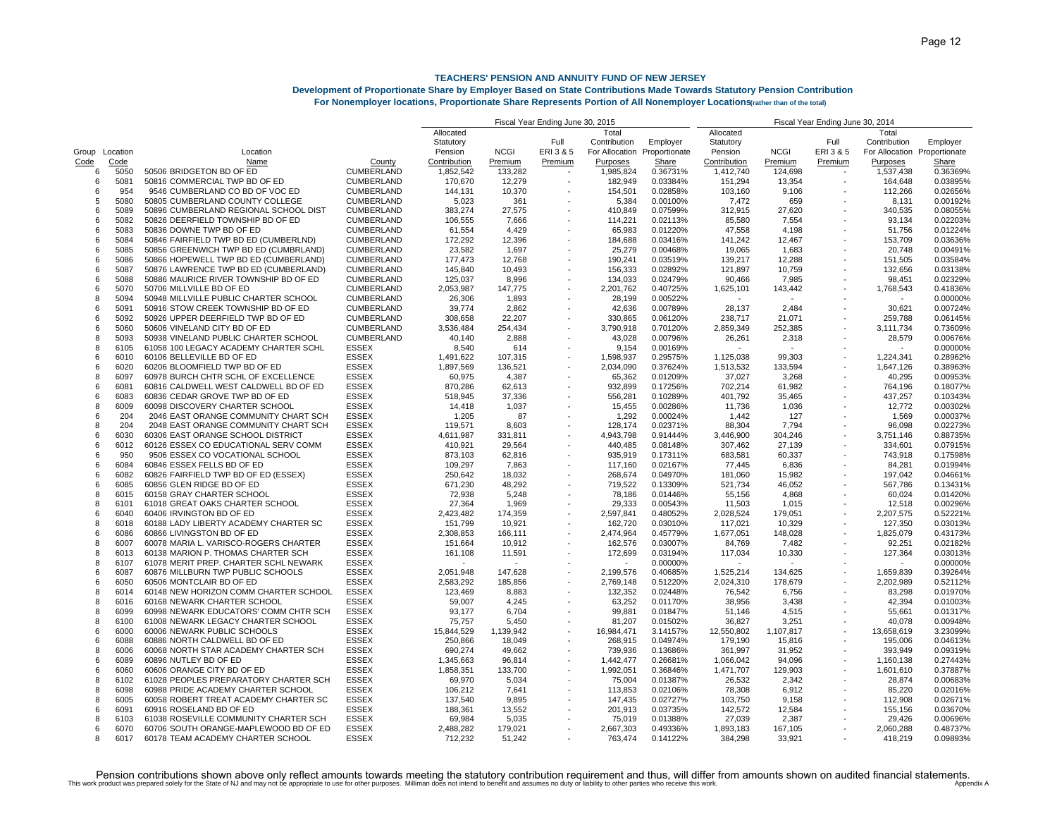# TEACHERS' PENSION AND ANNUITY FUND OF NEW JERSEY

## Development of Proportionate Share by Employer Based on State Contributions Made Towards Statutory Pension Contribution

### For Nonemployer locations, Proportionate Share Represents Portion of All Nonemployer Locations(rather than of the total)

| | | | | Fiscal Year Ending June 30, 2015 | | | | | Fiscal Year Ending June 30, 2014 | | | | |
|---|---|---|---|---|---|---|---|---|---|---|---|---|---|
| Group Code | Location Code | Location Name | County | Allocated Statutory Pension Contribution | NCGI Premium | Full ERI 3 & 5 Premium | Total Contribution For Allocation Purposes | Employer Proportionate Share | Allocated Statutory Pension Contribution | NCGI Premium | Full ERI 3 & 5 Premium | Total Contribution For Allocation Purposes | Employer Proportionate Share |
| 6 | 5050 | 50506 BRIDGETON BD OF ED | CUMBERLAND | 1,852,542 | 133,282 | - | 1,985,824 | 0.36731% | 1,412,740 | 124,698 | - | 1,537,438 | 0.36369% |
| 6 | 5081 | 50816 COMMERCIAL TWP BD OF ED | CUMBERLAND | 170,670 | 12,279 | - | 182,949 | 0.03384% | 151,294 | 13,354 | - | 164,648 | 0.03895% |
| 6 | 954 | 9546 CUMBERLAND CO BD OF VOC ED | CUMBERLAND | 144,131 | 10,370 | - | 154,501 | 0.02858% | 103,160 | 9,106 | - | 112,266 | 0.02656% |
| 5 | 5080 | 50805 CUMBERLAND COUNTY COLLEGE | CUMBERLAND | 5,023 | 361 | - | 5,384 | 0.00100% | 7,472 | 659 | - | 8,131 | 0.00192% |
| 6 | 5089 | 50896 CUMBERLAND REGIONAL SCHOOL DIST | CUMBERLAND | 383,274 | 27,575 | - | 410,849 | 0.07599% | 312,915 | 27,620 | - | 340,535 | 0.08055% |
| 6 | 5082 | 50826 DEERFIELD TOWNSHIP BD OF ED | CUMBERLAND | 106,555 | 7,666 | - | 114,221 | 0.02113% | 85,580 | 7,554 | - | 93,134 | 0.02203% |
| 6 | 5083 | 50836 DOWNE TWP BD OF ED | CUMBERLAND | 61,554 | 4,429 | - | 65,983 | 0.01220% | 47,558 | 4,198 | - | 51,756 | 0.01224% |
| 6 | 5084 | 50846 FAIRFIELD TWP BD ED (CUMBERLND) | CUMBERLAND | 172,292 | 12,396 | - | 184,688 | 0.03416% | 141,242 | 12,467 | - | 153,709 | 0.03636% |
| 6 | 5085 | 50856 GREENWICH TWP BD ED (CUMBRLAND) | CUMBERLAND | 23,582 | 1,697 | - | 25,279 | 0.00468% | 19,065 | 1,683 | - | 20,748 | 0.00491% |
| 6 | 5086 | 50866 HOPEWELL TWP BD ED (CUMBERLAND) | CUMBERLAND | 177,473 | 12,768 | - | 190,241 | 0.03519% | 139,217 | 12,288 | - | 151,505 | 0.03584% |
| 6 | 5087 | 50876 LAWRENCE TWP BD ED (CUMBERLAND) | CUMBERLAND | 145,840 | 10,493 | - | 156,333 | 0.02892% | 121,897 | 10,759 | - | 132,656 | 0.03138% |
| 6 | 5088 | 50886 MAURICE RIVER TOWNSHIP BD OF ED | CUMBERLAND | 125,037 | 8,996 | - | 134,033 | 0.02479% | 90,466 | 7,985 | - | 98,451 | 0.02329% |
| 6 | 5070 | 50706 MILLVILLE BD OF ED | CUMBERLAND | 2,053,987 | 147,775 | - | 2,201,762 | 0.40725% | 1,625,101 | 143,442 | - | 1,768,543 | 0.41836% |
| 8 | 5094 | 50948 MILLVILLE PUBLIC CHARTER SCHOOL | CUMBERLAND | 26,306 | 1,893 | - | 28,199 | 0.00522% | - | - | - | - | 0.00000% |
| 6 | 5091 | 50916 STOW CREEK TOWNSHIP BD OF ED | CUMBERLAND | 39,774 | 2,862 | - | 42,636 | 0.00789% | 28,137 | 2,484 | - | 30,621 | 0.00724% |
| 6 | 5092 | 50926 UPPER DEERFIELD TWP BD OF ED | CUMBERLAND | 308,658 | 22,207 | - | 330,865 | 0.06120% | 238,717 | 21,071 | - | 259,788 | 0.06145% |
| 6 | 5060 | 50606 VINELAND CITY BD OF ED | CUMBERLAND | 3,536,484 | 254,434 | - | 3,790,918 | 0.70120% | 2,859,349 | 252,385 | - | 3,111,734 | 0.73609% |
| 8 | 5093 | 50938 VINELAND PUBLIC CHARTER SCHOOL | CUMBERLAND | 40,140 | 2,888 | - | 43,028 | 0.00796% | 26,261 | 2,318 | - | 28,579 | 0.00676% |
| 8 | 6105 | 61058 100 LEGACY ACADEMY CHARTER SCHL | ESSEX | 8,540 | 614 | - | 9,154 | 0.00169% | - | - | - | - | 0.00000% |
| 6 | 6010 | 60106 BELLEVILLE BD OF ED | ESSEX | 1,491,622 | 107,315 | - | 1,598,937 | 0.29575% | 1,125,038 | 99,303 | - | 1,224,341 | 0.28962% |
| 6 | 6020 | 60206 BLOOMFIELD TWP BD OF ED | ESSEX | 1,897,569 | 136,521 | - | 2,034,090 | 0.37624% | 1,513,532 | 133,594 | - | 1,647,126 | 0.38963% |
| 8 | 6097 | 60978 BURCH CHTR SCHL OF EXCELLENCE | ESSEX | 60,975 | 4,387 | - | 65,362 | 0.01209% | 37,027 | 3,268 | - | 40,295 | 0.00953% |
| 6 | 6081 | 60816 CALDWELL WEST CALDWELL BD OF ED | ESSEX | 870,286 | 62,613 | - | 932,899 | 0.17256% | 702,214 | 61,982 | - | 764,196 | 0.18077% |
| 6 | 6083 | 60836 CEDAR GROVE TWP BD OF ED | ESSEX | 518,945 | 37,336 | - | 556,281 | 0.10289% | 401,792 | 35,465 | - | 437,257 | 0.10343% |
| 8 | 6009 | 60098 DISCOVERY CHARTER SCHOOL | ESSEX | 14,418 | 1,037 | - | 15,455 | 0.00286% | 11,736 | 1,036 | - | 12,772 | 0.00302% |
| 6 | 204 | 2046 EAST ORANGE COMMUNITY CHART SCH | ESSEX | 1,205 | 87 | - | 1,292 | 0.00024% | 1,442 | 127 | - | 1,569 | 0.00037% |
| 8 | 204 | 2048 EAST ORANGE COMMUNITY CHART SCH | ESSEX | 119,571 | 8,603 | - | 128,174 | 0.02371% | 88,304 | 7,794 | - | 96,098 | 0.02273% |
| 6 | 6030 | 60306 EAST ORANGE SCHOOL DISTRICT | ESSEX | 4,611,987 | 331,811 | - | 4,943,798 | 0.91444% | 3,446,900 | 304,246 | - | 3,751,146 | 0.88735% |
| 6 | 6012 | 60126 ESSEX CO EDUCATIONAL SERV COMM | ESSEX | 410,921 | 29,564 | - | 440,485 | 0.08148% | 307,462 | 27,139 | - | 334,601 | 0.07915% |
| 6 | 950 | 9506 ESSEX CO VOCATIONAL SCHOOL | ESSEX | 873,103 | 62,816 | - | 935,919 | 0.17311% | 683,581 | 60,337 | - | 743,918 | 0.17598% |
| 6 | 6084 | 60846 ESSEX FELLS BD OF ED | ESSEX | 109,297 | 7,863 | - | 117,160 | 0.02167% | 77,445 | 6,836 | - | 84,281 | 0.01994% |
| 6 | 6082 | 60826 FAIRFIELD TWP BD OF ED (ESSEX) | ESSEX | 250,642 | 18,032 | - | 268,674 | 0.04970% | 181,060 | 15,982 | - | 197,042 | 0.04661% |
| 6 | 6085 | 60856 GLEN RIDGE BD OF ED | ESSEX | 671,230 | 48,292 | - | 719,522 | 0.13309% | 521,734 | 46,052 | - | 567,786 | 0.13431% |
| 8 | 6015 | 60158 GRAY CHARTER SCHOOL | ESSEX | 72,938 | 5,248 | - | 78,186 | 0.01446% | 55,156 | 4,868 | - | 60,024 | 0.01420% |
| 8 | 6101 | 61018 GREAT OAKS CHARTER SCHOOL | ESSEX | 27,364 | 1,969 | - | 29,333 | 0.00543% | 11,503 | 1,015 | - | 12,518 | 0.00296% |
| 6 | 6040 | 60406 IRVINGTON BD OF ED | ESSEX | 2,423,482 | 174,359 | - | 2,597,841 | 0.48052% | 2,028,524 | 179,051 | - | 2,207,575 | 0.52221% |
| 8 | 6018 | 60188 LADY LIBERTY ACADEMY CHARTER SC | ESSEX | 151,799 | 10,921 | - | 162,720 | 0.03010% | 117,021 | 10,329 | - | 127,350 | 0.03013% |
| 6 | 6086 | 60866 LIVINGSTON BD OF ED | ESSEX | 2,308,853 | 166,111 | - | 2,474,964 | 0.45779% | 1,677,051 | 148,028 | - | 1,825,079 | 0.43173% |
| 8 | 6007 | 60078 MARIA L. VARISCO-ROGERS CHARTER | ESSEX | 151,664 | 10,912 | - | 162,576 | 0.03007% | 84,769 | 7,482 | - | 92,251 | 0.02182% |
| 8 | 6013 | 60138 MARION P. THOMAS CHARTER SCH | ESSEX | 161,108 | 11,591 | - | 172,699 | 0.03194% | 117,034 | 10,330 | - | 127,364 | 0.03013% |
| 8 | 6107 | 61078 MERIT PREP. CHARTER SCHL NEWARK | ESSEX | - | - | - | - | 0.00000% | - | - | - | - | 0.00000% |
| 6 | 6087 | 60876 MILLBURN TWP PUBLIC SCHOOLS | ESSEX | 2,051,948 | 147,628 | - | 2,199,576 | 0.40685% | 1,525,214 | 134,625 | - | 1,659,839 | 0.39264% |
| 6 | 6050 | 60506 MONTCLAIR BD OF ED | ESSEX | 2,583,292 | 185,856 | - | 2,769,148 | 0.51220% | 2,024,310 | 178,679 | - | 2,202,989 | 0.52112% |
| 8 | 6014 | 60148 NEW HORIZON COMM CHARTER SCHOOL | ESSEX | 123,469 | 8,883 | - | 132,352 | 0.02448% | 76,542 | 6,756 | - | 83,298 | 0.01970% |
| 8 | 6016 | 60168 NEWARK CHARTER SCHOOL | ESSEX | 59,007 | 4,245 | - | 63,252 | 0.01170% | 38,956 | 3,438 | - | 42,394 | 0.01003% |
| 8 | 6099 | 60998 NEWARK EDUCATORS' COMM CHTR SCH | ESSEX | 93,177 | 6,704 | - | 99,881 | 0.01847% | 51,146 | 4,515 | - | 55,661 | 0.01317% |
| 8 | 6100 | 61008 NEWARK LEGACY CHARTER SCHOOL | ESSEX | 75,757 | 5,450 | - | 81,207 | 0.01502% | 36,827 | 3,251 | - | 40,078 | 0.00948% |
| 6 | 6000 | 60006 NEWARK PUBLIC SCHOOLS | ESSEX | 15,844,529 | 1,139,942 | - | 16,984,471 | 3.14157% | 12,550,802 | 1,107,817 | - | 13,658,619 | 3.23099% |
| 6 | 6088 | 60886 NORTH CALDWELL BD OF ED | ESSEX | 250,866 | 18,049 | - | 268,915 | 0.04974% | 179,190 | 15,816 | - | 195,006 | 0.04613% |
| 8 | 6006 | 60068 NORTH STAR ACADEMY CHARTER SCH | ESSEX | 690,274 | 49,662 | - | 739,936 | 0.13686% | 361,997 | 31,952 | - | 393,949 | 0.09319% |
| 6 | 6089 | 60896 NUTLEY BD OF ED | ESSEX | 1,345,663 | 96,814 | - | 1,442,477 | 0.26681% | 1,066,042 | 94,096 | - | 1,160,138 | 0.27443% |
| 6 | 6060 | 60606 ORANGE CITY BD OF ED | ESSEX | 1,858,351 | 133,700 | - | 1,992,051 | 0.36846% | 1,471,707 | 129,903 | - | 1,601,610 | 0.37887% |
| 8 | 6102 | 61028 PEOPLES PREPARATORY CHARTER SCH | ESSEX | 69,970 | 5,034 | - | 75,004 | 0.01387% | 26,532 | 2,342 | - | 28,874 | 0.00683% |
| 8 | 6098 | 60988 PRIDE ACADEMY CHARTER SCHOOL | ESSEX | 106,212 | 7,641 | - | 113,853 | 0.02106% | 78,308 | 6,912 | - | 85,220 | 0.02016% |
| 8 | 6005 | 60058 ROBERT TREAT ACADEMY CHARTER SC | ESSEX | 137,540 | 9,895 | - | 147,435 | 0.02727% | 103,750 | 9,158 | - | 112,908 | 0.02671% |
| 6 | 6091 | 60916 ROSELAND BD OF ED | ESSEX | 188,361 | 13,552 | - | 201,913 | 0.03735% | 142,572 | 12,584 | - | 155,156 | 0.03670% |
| 8 | 6103 | 61038 ROSEVILLE COMMUNITY CHARTER SCH | ESSEX | 69,984 | 5,035 | - | 75,019 | 0.01388% | 27,039 | 2,387 | - | 29,426 | 0.00696% |
| 6 | 6070 | 60706 SOUTH ORANGE-MAPLEWOOD BD OF ED | ESSEX | 2,488,282 | 179,021 | - | 2,667,303 | 0.49336% | 1,893,183 | 167,105 | - | 2,060,288 | 0.48737% |
| 8 | 6017 | 60178 TEAM ACADEMY CHARTER SCHOOL | ESSEX | 712,232 | 51,242 | - | 763,474 | 0.14122% | 384,298 | 33,921 | - | 418,219 | 0.09893% |

Pension contributions shown above only reflect amounts towards meeting the statutory contribution requirement and thus, will differ from amounts shown on audited financial statements.

This work product was prepared solely for the State of NJ and may not be appropriate to use for other purposes. Milliman does not intend to benefit and assumes no duty or liability to other parties who receive this work.

Appendix A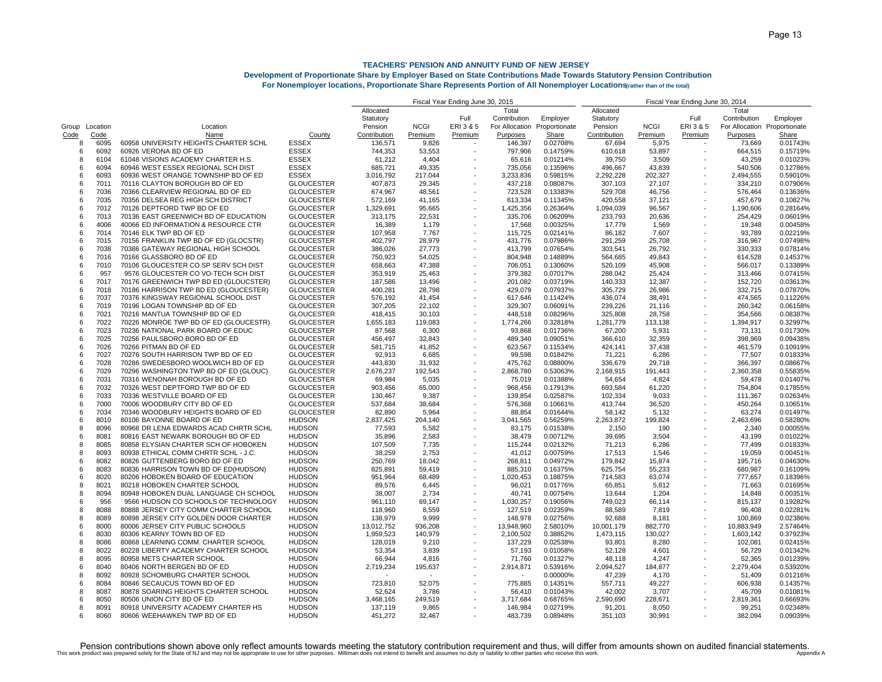# TEACHERS' PENSION AND ANNUITY FUND OF NEW JERSEY

## Development of Proportionate Share by Employer Based on State Contributions Made Towards Statutory Pension Contribution

### For Nonemployer locations, Proportionate Share Represents Portion of All Nonemployer Locations(rather than of the total)

| | | | | Fiscal Year Ending June 30, 2015 | | | | | Fiscal Year Ending June 30, 2014 | | | | |
|---|---|---|---|---|---|---|---|---|---|---|---|---|---|
| Group Code | Location Code | Location Name | County | Allocated Statutory Pension Contribution | NCGI Premium | Full ERI 3 & 5 Premium | Total Contribution For Allocation Purposes | Employer Proportionate Share | Allocated Statutory Pension Contribution | NCGI Premium | Full ERI 3 & 5 Premium | Total Contribution For Allocation Purposes | Employer Proportionate Share |
| 8 | 6095 | 60958 UNIVERSITY HEIGHTS CHARTER SCHL | ESSEX | 136,571 | 9,826 | - | 146,397 | 0.02708% | 67,694 | 5,975 | - | 73,669 | 0.01743% |
| 6 | 6092 | 60926 VERONA BD OF ED | ESSEX | 744,353 | 53,553 | - | 797,906 | 0.14759% | 610,618 | 53,897 | - | 664,515 | 0.15719% |
| 8 | 6104 | 61048 VISIONS ACADEMY CHARTER H.S. | ESSEX | 61,212 | 4,404 | - | 65,616 | 0.01214% | 39,750 | 3,509 | - | 43,259 | 0.01023% |
| 6 | 6094 | 60946 WEST ESSEX REGIONAL SCH DIST | ESSEX | 685,721 | 49,335 | - | 735,056 | 0.13596% | 496,667 | 43,839 | - | 540,506 | 0.12786% |
| 6 | 6093 | 60936 WEST ORANGE TOWNSHIP BD OF ED | ESSEX | 3,016,792 | 217,044 | - | 3,233,836 | 0.59815% | 2,292,228 | 202,327 | - | 2,494,555 | 0.59010% |
| 6 | 7011 | 70116 CLAYTON BOROUGH BD OF ED | GLOUCESTER | 407,873 | 29,345 | - | 437,218 | 0.08087% | 307,103 | 27,107 | - | 334,210 | 0.07906% |
| 6 | 7036 | 70366 CLEARVIEW REGIONAL BD OF ED | GLOUCESTER | 674,967 | 48,561 | - | 723,528 | 0.13383% | 529,708 | 46,756 | - | 576,464 | 0.13636% |
| 6 | 7035 | 70356 DELSEA REG HIGH SCH DISTRICT | GLOUCESTER | 572,169 | 41,165 | - | 613,334 | 0.11345% | 420,558 | 37,121 | - | 457,679 | 0.10827% |
| 6 | 7012 | 70126 DEPTFORD TWP BD OF ED | GLOUCESTER | 1,329,691 | 95,665 | - | 1,425,356 | 0.26364% | 1,094,039 | 96,567 | - | 1,190,606 | 0.28164% |
| 6 | 7013 | 70136 EAST GREENWICH BD OF EDUCATION | GLOUCESTER | 313,175 | 22,531 | - | 335,706 | 0.06209% | 233,793 | 20,636 | - | 254,429 | 0.06019% |
| 6 | 4006 | 40066 ED INFORMATION & RESOURCE CTR | GLOUCESTER | 16,389 | 1,179 | - | 17,568 | 0.00325% | 17,779 | 1,569 | - | 19,348 | 0.00458% |
| 6 | 7014 | 70146 ELK TWP BD OF ED | GLOUCESTER | 107,958 | 7,767 | - | 115,725 | 0.02141% | 86,182 | 7,607 | - | 93,789 | 0.02219% |
| 6 | 7015 | 70156 FRANKLIN TWP BD OF ED (GLOCSTR) | GLOUCESTER | 402,797 | 28,979 | - | 431,776 | 0.07986% | 291,259 | 25,708 | - | 316,967 | 0.07498% |
| 6 | 7038 | 70386 GATEWAY REGIONAL HIGH SCHOOL | GLOUCESTER | 386,026 | 27,773 | - | 413,799 | 0.07654% | 303,541 | 26,792 | - | 330,333 | 0.07814% |
| 6 | 7016 | 70166 GLASSBORO BD OF ED | GLOUCESTER | 750,923 | 54,025 | - | 804,948 | 0.14889% | 564,685 | 49,843 | - | 614,528 | 0.14537% |
| 6 | 7010 | 70106 GLOUCESTER CO SP SERV SCH DIST | GLOUCESTER | 658,663 | 47,388 | - | 706,051 | 0.13060% | 520,109 | 45,908 | - | 566,017 | 0.13389% |
| 6 | 957 | 9576 GLOUCESTER CO VO-TECH SCH DIST | GLOUCESTER | 353,919 | 25,463 | - | 379,382 | 0.07017% | 288,042 | 25,424 | - | 313,466 | 0.07415% |
| 6 | 7017 | 70176 GREENWICH TWP BD ED (GLOUCSTR) | GLOUCESTER | 187,586 | 13,496 | - | 201,082 | 0.03719% | 140,333 | 12,387 | - | 152,720 | 0.03613% |
| 6 | 7018 | 70186 HARRISON TWP BD ED (GLOUCESTER) | GLOUCESTER | 400,281 | 28,798 | - | 429,079 | 0.07937% | 305,729 | 26,986 | - | 332,715 | 0.07870% |
| 6 | 7037 | 70376 KINGSWAY REGIONAL SCHOOL DIST | GLOUCESTER | 576,192 | 41,454 | - | 617,646 | 0.11424% | 436,074 | 38,491 | - | 474,565 | 0.11226% |
| 6 | 7019 | 70196 LOGAN TOWNSHIP BD OF ED | GLOUCESTER | 307,205 | 22,102 | - | 329,307 | 0.06091% | 239,226 | 21,116 | - | 260,342 | 0.06158% |
| 6 | 7021 | 70216 MANTUA TOWNSHIP BD OF ED | GLOUCESTER | 418,415 | 30,103 | - | 448,518 | 0.08296% | 325,808 | 28,758 | - | 354,566 | 0.08387% |
| 6 | 7022 | 70226 MONROE TWP BD OF ED (GLOUCESTR) | GLOUCESTER | 1,655,183 | 119,083 | - | 1,774,266 | 0.32818% | 1,281,779 | 113,138 | - | 1,394,917 | 0.32997% |
| 6 | 7023 | 70236 NATIONAL PARK BOARD OF EDUC | GLOUCESTER | 87,568 | 6,300 | - | 93,868 | 0.01736% | 67,200 | 5,931 | - | 73,131 | 0.01730% |
| 6 | 7025 | 70256 PAULSBORO BORO BD OF ED | GLOUCESTER | 456,497 | 32,843 | - | 489,340 | 0.09051% | 366,610 | 32,359 | - | 398,969 | 0.09438% |
| 6 | 7026 | 70266 PITMAN BD OF ED | GLOUCESTER | 581,715 | 41,852 | - | 623,567 | 0.11534% | 424,141 | 37,438 | - | 461,579 | 0.10919% |
| 6 | 7027 | 70276 SOUTH HARRISON TWP BD OF ED | GLOUCESTER | 92,913 | 6,685 | - | 99,598 | 0.01842% | 71,221 | 6,286 | - | 77,507 | 0.01833% |
| 6 | 7028 | 70286 SWEDESBORO WOOLWICH BD OF ED | GLOUCESTER | 443,830 | 31,932 | - | 475,762 | 0.08800% | 336,679 | 29,718 | - | 366,397 | 0.08667% |
| 6 | 7029 | 70296 WASHINGTON TWP BD OF ED (GLOUC) | GLOUCESTER | 2,676,237 | 192,543 | - | 2,868,780 | 0.53063% | 2,168,915 | 191,443 | - | 2,360,358 | 0.55835% |
| 6 | 7031 | 70316 WENONAH BOROUGH BD OF ED | GLOUCESTER | 69,984 | 5,035 | - | 75,019 | 0.01388% | 54,654 | 4,824 | - | 59,478 | 0.01407% |
| 6 | 7032 | 70326 WEST DEPTFORD TWP BD OF ED | GLOUCESTER | 903,456 | 65,000 | - | 968,456 | 0.17913% | 693,584 | 61,220 | - | 754,804 | 0.17855% |
| 6 | 7033 | 70336 WESTVILLE BOARD OF ED | GLOUCESTER | 130,467 | 9,387 | - | 139,854 | 0.02587% | 102,334 | 9,033 | - | 111,367 | 0.02634% |
| 6 | 7000 | 70006 WOODBURY CITY BD OF ED | GLOUCESTER | 537,684 | 38,684 | - | 576,368 | 0.10661% | 413,744 | 36,520 | - | 450,264 | 0.10651% |
| 6 | 7034 | 70346 WOODBURY HEIGHTS BOARD OF ED | GLOUCESTER | 82,890 | 5,964 | - | 88,854 | 0.01644% | 58,142 | 5,132 | - | 63,274 | 0.01497% |
| 6 | 8010 | 80106 BAYONNE BOARD OF ED | HUDSON | 2,837,425 | 204,140 | - | 3,041,565 | 0.56259% | 2,263,872 | 199,824 | - | 2,463,696 | 0.58280% |
| 8 | 8096 | 80968 DR LENA EDWARDS ACAD CHRTR SCHL | HUDSON | 77,593 | 5,582 | - | 83,175 | 0.01538% | 2,150 | 190 | - | 2,340 | 0.00055% |
| 6 | 8081 | 80816 EAST NEWARK BOROUGH BD OF ED | HUDSON | 35,896 | 2,583 | - | 38,479 | 0.00712% | 39,695 | 3,504 | - | 43,199 | 0.01022% |
| 8 | 8085 | 80858 ELYSIAN CHARTER SCH OF HOBOKEN | HUDSON | 107,509 | 7,735 | - | 115,244 | 0.02132% | 71,213 | 6,286 | - | 77,499 | 0.01833% |
| 8 | 8093 | 80938 ETHICAL COMM CHRTR SCHL - J.C. | HUDSON | 38,259 | 2,753 | - | 41,012 | 0.00759% | 17,513 | 1,546 | - | 19,059 | 0.00451% |
| 6 | 8082 | 80826 GUTTENBERG BORO BD OF ED | HUDSON | 250,769 | 18,042 | - | 268,811 | 0.04972% | 179,842 | 15,874 | - | 195,716 | 0.04630% |
| 6 | 8083 | 80836 HARRISON TOWN BD OF ED(HUDSON) | HUDSON | 825,891 | 59,419 | - | 885,310 | 0.16375% | 625,754 | 55,233 | - | 680,987 | 0.16109% |
| 6 | 8020 | 80206 HOBOKEN BOARD OF EDUCATION | HUDSON | 951,964 | 68,489 | - | 1,020,453 | 0.18875% | 714,583 | 63,074 | - | 777,657 | 0.18396% |
| 8 | 8021 | 80218 HOBOKEN CHARTER SCHOOL | HUDSON | 89,576 | 6,445 | - | 96,021 | 0.01776% | 65,851 | 5,812 | - | 71,663 | 0.01695% |
| 8 | 8094 | 80948 HOBOKEN DUAL LANGUAGE CH SCHOOL | HUDSON | 38,007 | 2,734 | - | 40,741 | 0.00754% | 13,644 | 1,204 | - | 14,848 | 0.00351% |
| 6 | 956 | 9566 HUDSON CO SCHOOLS OF TECHNOLOGY | HUDSON | 961,110 | 69,147 | - | 1,030,257 | 0.19056% | 749,023 | 66,114 | - | 815,137 | 0.19282% |
| 8 | 8088 | 80888 JERSEY CITY COMM CHARTER SCHOOL | HUDSON | 118,960 | 8,559 | - | 127,519 | 0.02359% | 88,589 | 7,819 | - | 96,408 | 0.02281% |
| 8 | 8089 | 80898 JERSEY CITY GOLDEN DOOR CHARTER | HUDSON | 138,979 | 9,999 | - | 148,978 | 0.02756% | 92,688 | 8,181 | - | 100,869 | 0.02386% |
| 6 | 8000 | 80006 JERSEY CITY PUBLIC SCHOOLS | HUDSON | 13,012,752 | 936,208 | - | 13,948,960 | 2.58010% | 10,001,179 | 882,770 | - | 10,883,949 | 2.57464% |
| 6 | 8030 | 80306 KEARNY TOWN BD OF ED | HUDSON | 1,959,523 | 140,979 | - | 2,100,502 | 0.38852% | 1,473,115 | 130,027 | - | 1,603,142 | 0.37923% |
| 8 | 8086 | 80868 LEARNING COMM. CHARTER SCHOOL | HUDSON | 128,019 | 9,210 | - | 137,229 | 0.02538% | 93,801 | 8,280 | - | 102,081 | 0.02415% |
| 8 | 8022 | 80228 LIBERTY ACADEMY CHARTER SCHOOL | HUDSON | 53,354 | 3,839 | - | 57,193 | 0.01058% | 52,128 | 4,601 | - | 56,729 | 0.01342% |
| 8 | 8095 | 80958 METS CHARTER SCHOOL | HUDSON | 66,944 | 4,816 | - | 71,760 | 0.01327% | 48,118 | 4,247 | - | 52,365 | 0.01239% |
| 6 | 8040 | 80406 NORTH BERGEN BD OF ED | HUDSON | 2,719,234 | 195,637 | - | 2,914,871 | 0.53916% | 2,094,527 | 184,877 | - | 2,279,404 | 0.53920% |
| 8 | 8092 | 80928 SCHOMBURG CHARTER SCHOOL | HUDSON | - | - | - | - | 0.00000% | 47,239 | 4,170 | - | 51,409 | 0.01216% |
| 6 | 8084 | 80846 SECAUCUS TOWN BD OF ED | HUDSON | 723,810 | 52,075 | - | 775,885 | 0.14351% | 557,711 | 49,227 | - | 606,938 | 0.14357% |
| 8 | 8087 | 80878 SOARING HEIGHTS CHARTER SCHOOL | HUDSON | 52,624 | 3,786 | - | 56,410 | 0.01043% | 42,002 | 3,707 | - | 45,709 | 0.01081% |
| 6 | 8050 | 80506 UNION CITY BD OF ED | HUDSON | 3,468,165 | 249,519 | - | 3,717,684 | 0.68765% | 2,590,690 | 228,671 | - | 2,819,361 | 0.66693% |
| 8 | 8091 | 80918 UNIVERSITY ACADEMY CHARTER HS | HUDSON | 137,119 | 9,865 | - | 146,984 | 0.02719% | 91,201 | 8,050 | - | 99,251 | 0.02348% |
| 6 | 8060 | 80606 WEEHAWKEN TWP BD OF ED | HUDSON | 451,272 | 32,467 | - | 483,739 | 0.08948% | 351,103 | 30,991 | - | 382,094 | 0.09039% |

Pension contributions shown above only reflect amounts towards meeting the statutory contribution requirement and thus, will differ from amounts shown on audited financial statements.

This work product was prepared solely for the State of NJ and may not be appropriate to use for other purposes. Milliman does not intend to benefit and assumes no duty or liability to other parties who receive this work.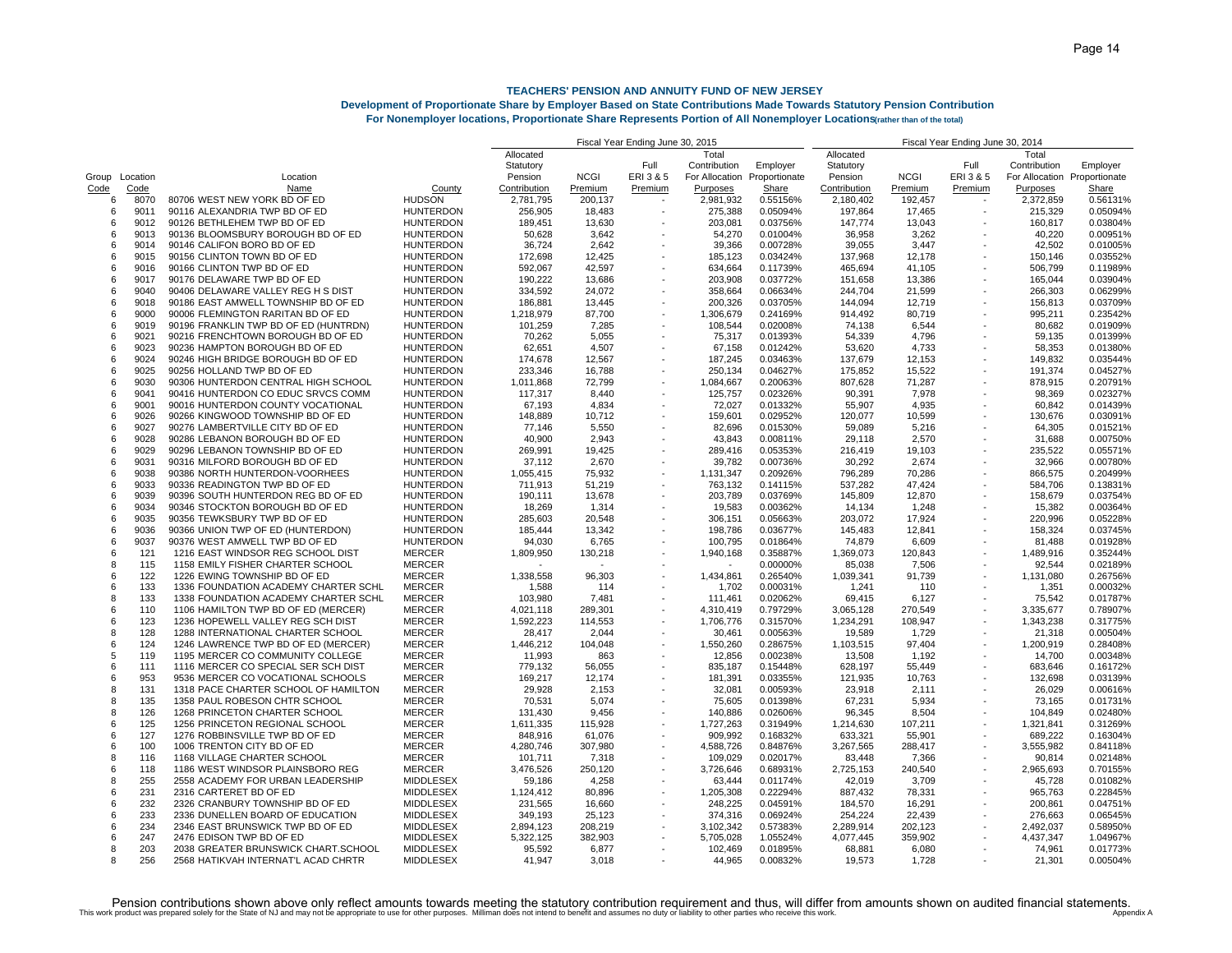**TEACHERS' PENSION AND ANNUITY FUND OF NEW JERSEY**

**Development of Proportionate Share by Employer Based on State Contributions Made Towards Statutory Pension Contribution**

**For Nonemployer locations, Proportionate Share Represents Portion of All Nonemployer Locations** (rather than of the total)

| | | | | Fiscal Year Ending June 30, 2015 | | | | | Fiscal Year Ending June 30, 2014 | | | | |
|---|---|---|---|---|---|---|---|---|---|---|---|---|---|
| Group Code | Location Code | Location Name | County | Allocated Statutory Pension Contribution | NCGI Premium | Full ERI 3 & 5 Premium | Total Contribution For Allocation Purposes | Employer Proportionate Share | Allocated Statutory Pension Contribution | NCGI Premium | Full ERI 3 & 5 Premium | Total Contribution For Allocation Purposes | Employer Proportionate Share |
| 6 | 8070 | 80706 WEST NEW YORK BD OF ED | HUDSON | 2,781,795 | 200,137 | - | 2,981,932 | 0.55156% | 2,180,402 | 192,457 | - | 2,372,859 | 0.56131% |
| 6 | 9011 | 90116 ALEXANDRIA TWP BD OF ED | HUNTERDON | 256,905 | 18,483 | - | 275,388 | 0.05094% | 197,864 | 17,465 | - | 215,329 | 0.05094% |
| 6 | 9012 | 90126 BETHLEHEM TWP BD OF ED | HUNTERDON | 189,451 | 13,630 | - | 203,081 | 0.03756% | 147,774 | 13,043 | - | 160,817 | 0.03804% |
| 6 | 9013 | 90136 BLOOMSBURY BOROUGH BD OF ED | HUNTERDON | 50,628 | 3,642 | - | 54,270 | 0.01004% | 36,958 | 3,262 | - | 40,220 | 0.00951% |
| 6 | 9014 | 90146 CALIFON BORO BD OF ED | HUNTERDON | 36,724 | 2,642 | - | 39,366 | 0.00728% | 39,055 | 3,447 | - | 42,502 | 0.01005% |
| 6 | 9015 | 90156 CLINTON TOWN BD OF ED | HUNTERDON | 172,698 | 12,425 | - | 185,123 | 0.03424% | 137,968 | 12,178 | - | 150,146 | 0.03552% |
| 6 | 9016 | 90166 CLINTON TWP BD OF ED | HUNTERDON | 592,067 | 42,597 | - | 634,664 | 0.11739% | 465,694 | 41,105 | - | 506,799 | 0.11989% |
| 6 | 9017 | 90176 DELAWARE TWP BD OF ED | HUNTERDON | 190,222 | 13,686 | - | 203,908 | 0.03772% | 151,658 | 13,386 | - | 165,044 | 0.03904% |
| 6 | 9040 | 90406 DELAWARE VALLEY REG H S DIST | HUNTERDON | 334,592 | 24,072 | - | 358,664 | 0.06634% | 244,704 | 21,599 | - | 266,303 | 0.06299% |
| 6 | 9018 | 90186 EAST AMWELL TOWNSHIP BD OF ED | HUNTERDON | 186,881 | 13,445 | - | 200,326 | 0.03705% | 144,094 | 12,719 | - | 156,813 | 0.03709% |
| 6 | 9000 | 90006 FLEMINGTON RARITAN BD OF ED | HUNTERDON | 1,218,979 | 87,700 | - | 1,306,679 | 0.24169% | 914,492 | 80,719 | - | 995,211 | 0.23542% |
| 6 | 9019 | 90196 FRANKLIN TWP BD OF ED (HUNTRDN) | HUNTERDON | 101,259 | 7,285 | - | 108,544 | 0.02008% | 74,138 | 6,544 | - | 80,682 | 0.01909% |
| 6 | 9021 | 90216 FRENCHTOWN BOROUGH BD OF ED | HUNTERDON | 70,262 | 5,055 | - | 75,317 | 0.01393% | 54,339 | 4,796 | - | 59,135 | 0.01399% |
| 6 | 9023 | 90236 HAMPTON BOROUGH BD OF ED | HUNTERDON | 62,651 | 4,507 | - | 67,158 | 0.01242% | 53,620 | 4,733 | - | 58,353 | 0.01380% |
| 6 | 9024 | 90246 HIGH BRIDGE BOROUGH BD OF ED | HUNTERDON | 174,678 | 12,567 | - | 187,245 | 0.03463% | 137,679 | 12,153 | - | 149,832 | 0.03544% |
| 6 | 9025 | 90256 HOLLAND TWP BD OF ED | HUNTERDON | 233,346 | 16,788 | - | 250,134 | 0.04627% | 175,852 | 15,522 | - | 191,374 | 0.04527% |
| 6 | 9030 | 90306 HUNTERDON CENTRAL HIGH SCHOOL | HUNTERDON | 1,011,868 | 72,799 | - | 1,084,667 | 0.20063% | 807,628 | 71,287 | - | 878,915 | 0.20791% |
| 6 | 9041 | 90416 HUNTERDON CO EDUC SRVCS COMM | HUNTERDON | 117,317 | 8,440 | - | 125,757 | 0.02326% | 90,391 | 7,978 | - | 98,369 | 0.02327% |
| 6 | 9001 | 90016 HUNTERDON COUNTY VOCATIONAL | HUNTERDON | 67,193 | 4,834 | - | 72,027 | 0.01332% | 55,907 | 4,935 | - | 60,842 | 0.01439% |
| 6 | 9026 | 90266 KINGWOOD TOWNSHIP BD OF ED | HUNTERDON | 148,889 | 10,712 | - | 159,601 | 0.02952% | 120,077 | 10,599 | - | 130,676 | 0.03091% |
| 6 | 9027 | 90276 LAMBERTVILLE CITY BD OF ED | HUNTERDON | 77,146 | 5,550 | - | 82,696 | 0.01530% | 59,089 | 5,216 | - | 64,305 | 0.01521% |
| 6 | 9028 | 90286 LEBANON BOROUGH BD OF ED | HUNTERDON | 40,900 | 2,943 | - | 43,843 | 0.00811% | 29,118 | 2,570 | - | 31,688 | 0.00750% |
| 6 | 9029 | 90296 LEBANON TOWNSHIP BD OF ED | HUNTERDON | 269,991 | 19,425 | - | 289,416 | 0.05353% | 216,419 | 19,103 | - | 235,522 | 0.05571% |
| 6 | 9031 | 90316 MILFORD BOROUGH BD OF ED | HUNTERDON | 37,112 | 2,670 | - | 39,782 | 0.00736% | 30,292 | 2,674 | - | 32,966 | 0.00780% |
| 6 | 9038 | 90386 NORTH HUNTERDON-VOORHEES | HUNTERDON | 1,055,415 | 75,932 | - | 1,131,347 | 0.20926% | 796,289 | 70,286 | - | 866,575 | 0.20499% |
| 6 | 9033 | 90336 READINGTON TWP BD OF ED | HUNTERDON | 711,913 | 51,219 | - | 763,132 | 0.14115% | 537,282 | 47,424 | - | 584,706 | 0.13831% |
| 6 | 9039 | 90396 SOUTH HUNTERDON REG BD OF ED | HUNTERDON | 190,111 | 13,678 | - | 203,789 | 0.03769% | 145,809 | 12,870 | - | 158,679 | 0.03754% |
| 6 | 9034 | 90346 STOCKTON BOROUGH BD OF ED | HUNTERDON | 18,269 | 1,314 | - | 19,583 | 0.00362% | 14,134 | 1,248 | - | 15,382 | 0.00364% |
| 6 | 9035 | 90356 TEWKSBURY TWP BD OF ED | HUNTERDON | 285,603 | 20,548 | - | 306,151 | 0.05663% | 203,072 | 17,924 | - | 220,996 | 0.05228% |
| 6 | 9036 | 90366 UNION TWP OF ED (HUNTERDON) | HUNTERDON | 185,444 | 13,342 | - | 198,786 | 0.03677% | 145,483 | 12,841 | - | 158,324 | 0.03745% |
| 6 | 9037 | 90376 WEST AMWELL TWP BD OF ED | HUNTERDON | 94,030 | 6,765 | - | 100,795 | 0.01864% | 74,879 | 6,609 | - | 81,488 | 0.01928% |
| 6 | 121 | 1216 EAST WINDSOR REG SCHOOL DIST | MERCER | 1,809,950 | 130,218 | - | 1,940,168 | 0.35887% | 1,369,073 | 120,843 | - | 1,489,916 | 0.35244% |
| 8 | 115 | 1158 EMILY FISHER CHARTER SCHOOL | MERCER | - | - | - | - | 0.00000% | 85,038 | 7,506 | - | 92,544 | 0.02189% |
| 6 | 122 | 1226 EWING TOWNSHIP BD OF ED | MERCER | 1,338,558 | 96,303 | - | 1,434,861 | 0.26540% | 1,039,341 | 91,739 | - | 1,131,080 | 0.26756% |
| 6 | 133 | 1336 FOUNDATION ACADEMY CHARTER SCHL | MERCER | 1,588 | 114 | - | 1,702 | 0.00031% | 1,241 | 110 | - | 1,351 | 0.00032% |
| 8 | 133 | 1338 FOUNDATION ACADEMY CHARTER SCHL | MERCER | 103,980 | 7,481 | - | 111,461 | 0.02062% | 69,415 | 6,127 | - | 75,542 | 0.01787% |
| 6 | 110 | 1106 HAMILTON TWP BD OF ED (MERCER) | MERCER | 4,021,118 | 289,301 | - | 4,310,419 | 0.79729% | 3,065,128 | 270,549 | - | 3,335,677 | 0.78907% |
| 6 | 123 | 1236 HOPEWELL VALLEY REG SCH DIST | MERCER | 1,592,223 | 114,553 | - | 1,706,776 | 0.31570% | 1,234,291 | 108,947 | - | 1,343,238 | 0.31775% |
| 8 | 128 | 1288 INTERNATIONAL CHARTER SCHOOL | MERCER | 28,417 | 2,044 | - | 30,461 | 0.00563% | 19,589 | 1,729 | - | 21,318 | 0.00504% |
| 6 | 124 | 1246 LAWRENCE TWP BD OF ED (MERCER) | MERCER | 1,446,212 | 104,048 | - | 1,550,260 | 0.28675% | 1,103,515 | 97,404 | - | 1,200,919 | 0.28408% |
| 5 | 119 | 1195 MERCER CO COMMUNITY COLLEGE | MERCER | 11,993 | 863 | - | 12,856 | 0.00238% | 13,508 | 1,192 | - | 14,700 | 0.00348% |
| 6 | 111 | 1116 MERCER CO SPECIAL SER SCH DIST | MERCER | 779,132 | 56,055 | - | 835,187 | 0.15448% | 628,197 | 55,449 | - | 683,646 | 0.16172% |
| 6 | 953 | 9536 MERCER CO VOCATIONAL SCHOOLS | MERCER | 169,217 | 12,174 | - | 181,391 | 0.03355% | 121,935 | 10,763 | - | 132,698 | 0.03139% |
| 8 | 131 | 1318 PACE CHARTER SCHOOL OF HAMILTON | MERCER | 29,928 | 2,153 | - | 32,081 | 0.00593% | 23,918 | 2,111 | - | 26,029 | 0.00616% |
| 8 | 135 | 1358 PAUL ROBESON CHTR SCHOOL | MERCER | 70,531 | 5,074 | - | 75,605 | 0.01398% | 67,231 | 5,934 | - | 73,165 | 0.01731% |
| 8 | 126 | 1268 PRINCETON CHARTER SCHOOL | MERCER | 131,430 | 9,456 | - | 140,886 | 0.02606% | 96,345 | 8,504 | - | 104,849 | 0.02480% |
| 6 | 125 | 1256 PRINCETON REGIONAL SCHOOL | MERCER | 1,611,335 | 115,928 | - | 1,727,263 | 0.31949% | 1,214,630 | 107,211 | - | 1,321,841 | 0.31269% |
| 6 | 127 | 1276 ROBBINSVILLE TWP BD OF ED | MERCER | 848,916 | 61,076 | - | 909,992 | 0.16832% | 633,321 | 55,901 | - | 689,222 | 0.16304% |
| 6 | 100 | 1006 TRENTON CITY BD OF ED | MERCER | 4,280,746 | 307,980 | - | 4,588,726 | 0.84876% | 3,267,565 | 288,417 | - | 3,555,982 | 0.84118% |
| 8 | 116 | 1168 VILLAGE CHARTER SCHOOL | MERCER | 101,711 | 7,318 | - | 109,029 | 0.02017% | 83,448 | 7,366 | - | 90,814 | 0.02148% |
| 6 | 118 | 1186 WEST WINDSOR PLAINSBORO REG | MERCER | 3,476,526 | 250,120 | - | 3,726,646 | 0.68931% | 2,725,153 | 240,540 | - | 2,965,693 | 0.70155% |
| 8 | 255 | 2558 ACADEMY FOR URBAN LEADERSHIP | MIDDLESEX | 59,186 | 4,258 | - | 63,444 | 0.01174% | 42,019 | 3,709 | - | 45,728 | 0.01082% |
| 6 | 231 | 2316 CARTERET BD OF ED | MIDDLESEX | 1,124,412 | 80,896 | - | 1,205,308 | 0.22294% | 887,432 | 78,331 | - | 965,763 | 0.22845% |
| 6 | 232 | 2326 CRANBURY TOWNSHIP BD OF ED | MIDDLESEX | 231,565 | 16,660 | - | 248,225 | 0.04591% | 184,570 | 16,291 | - | 200,861 | 0.04751% |
| 6 | 233 | 2336 DUNELLEN BOARD OF EDUCATION | MIDDLESEX | 349,193 | 25,123 | - | 374,316 | 0.06924% | 254,224 | 22,439 | - | 276,663 | 0.06545% |
| 6 | 234 | 2346 EAST BRUNSWICK TWP BD OF ED | MIDDLESEX | 2,894,123 | 208,219 | - | 3,102,342 | 0.57383% | 2,289,914 | 202,123 | - | 2,492,037 | 0.58950% |
| 6 | 247 | 2476 EDISON TWP BD OF ED | MIDDLESEX | 5,322,125 | 382,903 | - | 5,705,028 | 1.05524% | 4,077,445 | 359,902 | - | 4,437,347 | 1.04967% |
| 8 | 203 | 2038 GREATER BRUNSWICK CHART.SCHOOL | MIDDLESEX | 95,592 | 6,877 | - | 102,469 | 0.01895% | 68,881 | 6,080 | - | 74,961 | 0.01773% |
| 8 | 256 | 2568 HATIKVAH INTERNAT'L ACAD CHRTR | MIDDLESEX | 41,947 | 3,018 | - | 44,965 | 0.00832% | 19,573 | 1,728 | - | 21,301 | 0.00504% |

Pension contributions shown above only reflect amounts towards meeting the statutory contribution requirement and thus, will differ from amounts shown on audited financial statements.

This work product was prepared solely for the State of NJ and may not be appropriate to use for other purposes. Milliman does not intend to benefit and assumes no duty or liability to other parties who receive this work.

Appendix A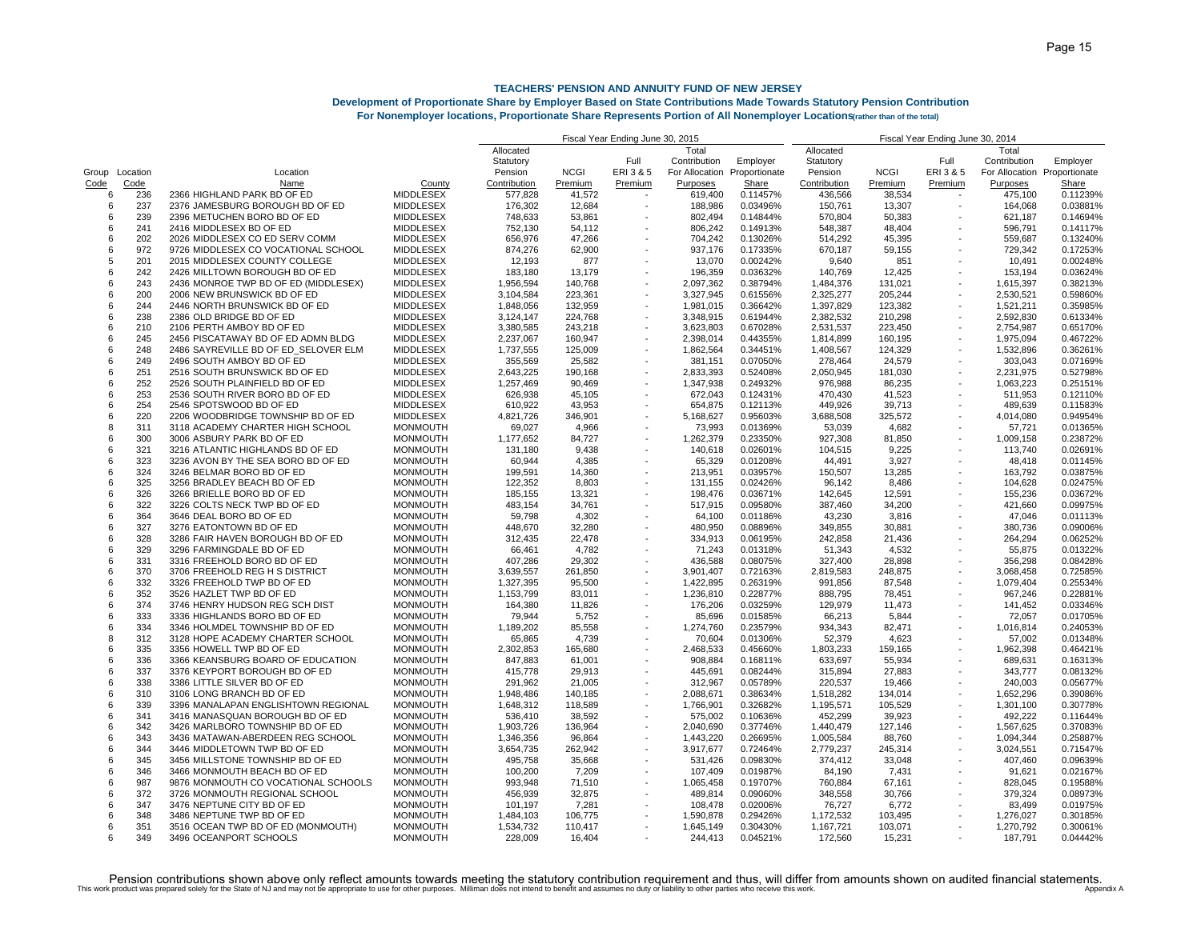# TEACHERS' PENSION AND ANNUITY FUND OF NEW JERSEY

**Development of Proportionate Share by Employer Based on State Contributions Made Towards Statutory Pension Contribution**

**For Nonemployer locations, Proportionate Share Represents Portion of All Nonemployer Locations(rather than of the total)**

| | | | | Fiscal Year Ending June 30, 2015 | | | | | Fiscal Year Ending June 30, 2014 | | | | |
|---|---|---|---|---|---|---|---|---|---|---|---|---|---|
| Group Code | Location Code | Location Name | County | Allocated Statutory Pension Contribution | NCGI Premium | Full ERI 3 & 5 Premium | Total Contribution For Allocation Purposes | Employer Proportionate Share | Allocated Statutory Pension Contribution | NCGI Premium | Full ERI 3 & 5 Premium | Total Contribution For Allocation Purposes | Employer Proportionate Share |
| 6 | 236 | 2366 HIGHLAND PARK BD OF ED | MIDDLESEX | 577,828 | 41,572 | - | 619,400 | 0.11457% | 436,566 | 38,534 | - | 475,100 | 0.11239% |
| 6 | 237 | 2376 JAMESBURG BOROUGH BD OF ED | MIDDLESEX | 176,302 | 12,684 | - | 188,986 | 0.03496% | 150,761 | 13,307 | - | 164,068 | 0.03881% |
| 6 | 239 | 2396 METUCHEN BORO BD OF ED | MIDDLESEX | 748,633 | 53,861 | - | 802,494 | 0.14844% | 570,804 | 50,383 | - | 621,187 | 0.14694% |
| 6 | 241 | 2416 MIDDLESEX BD OF ED | MIDDLESEX | 752,130 | 54,112 | - | 806,242 | 0.14913% | 548,387 | 48,404 | - | 596,791 | 0.14117% |
| 6 | 202 | 2026 MIDDLESEX CO ED SERV COMM | MIDDLESEX | 656,976 | 47,266 | - | 704,242 | 0.13026% | 514,292 | 45,395 | - | 559,687 | 0.13240% |
| 6 | 972 | 9726 MIDDLESEX CO VOCATIONAL SCHOOL | MIDDLESEX | 874,276 | 62,900 | - | 937,176 | 0.17335% | 670,187 | 59,155 | - | 729,342 | 0.17253% |
| 5 | 201 | 2015 MIDDLESEX COUNTY COLLEGE | MIDDLESEX | 12,193 | 877 | - | 13,070 | 0.00242% | 9,640 | 851 | - | 10,491 | 0.00248% |
| 6 | 242 | 2426 MILLTOWN BOROUGH BD OF ED | MIDDLESEX | 183,180 | 13,179 | - | 196,359 | 0.03632% | 140,769 | 12,425 | - | 153,194 | 0.03624% |
| 6 | 243 | 2436 MONROE TWP BD OF ED (MIDDLESEX) | MIDDLESEX | 1,956,594 | 140,768 | - | 2,097,362 | 0.38794% | 1,484,376 | 131,021 | - | 1,615,397 | 0.38213% |
| 6 | 200 | 2006 NEW BRUNSWICK BD OF ED | MIDDLESEX | 3,104,584 | 223,361 | - | 3,327,945 | 0.61556% | 2,325,277 | 205,244 | - | 2,530,521 | 0.59860% |
| 6 | 244 | 2446 NORTH BRUNSWICK BD OF ED | MIDDLESEX | 1,848,056 | 132,959 | - | 1,981,015 | 0.36642% | 1,397,829 | 123,382 | - | 1,521,211 | 0.35985% |
| 6 | 238 | 2386 OLD BRIDGE BD OF ED | MIDDLESEX | 3,124,147 | 224,768 | - | 3,348,915 | 0.61944% | 2,382,532 | 210,298 | - | 2,592,830 | 0.61334% |
| 6 | 210 | 2106 PERTH AMBOY BD OF ED | MIDDLESEX | 3,380,585 | 243,218 | - | 3,623,803 | 0.67028% | 2,531,537 | 223,450 | - | 2,754,987 | 0.65170% |
| 6 | 245 | 2456 PISCATAWAY BD OF ED ADMN BLDG | MIDDLESEX | 2,237,067 | 160,947 | - | 2,398,014 | 0.44355% | 1,814,899 | 160,195 | - | 1,975,094 | 0.46722% |
| 6 | 248 | 2486 SAYREVILLE BD OF ED_SELOVER ELM | MIDDLESEX | 1,737,555 | 125,009 | - | 1,862,564 | 0.34451% | 1,408,567 | 124,329 | - | 1,532,896 | 0.36261% |
| 6 | 249 | 2496 SOUTH AMBOY BD OF ED | MIDDLESEX | 355,569 | 25,582 | - | 381,151 | 0.07050% | 278,464 | 24,579 | - | 303,043 | 0.07169% |
| 6 | 251 | 2516 SOUTH BRUNSWICK BD OF ED | MIDDLESEX | 2,643,225 | 190,168 | - | 2,833,393 | 0.52408% | 2,050,945 | 181,030 | - | 2,231,975 | 0.52798% |
| 6 | 252 | 2526 SOUTH PLAINFIELD BD OF ED | MIDDLESEX | 1,257,469 | 90,469 | - | 1,347,938 | 0.24932% | 976,988 | 86,235 | - | 1,063,223 | 0.25151% |
| 6 | 253 | 2536 SOUTH RIVER BORO BD OF ED | MIDDLESEX | 626,938 | 45,105 | - | 672,043 | 0.12431% | 470,430 | 41,523 | - | 511,953 | 0.12110% |
| 6 | 254 | 2546 SPOTSWOOD BD OF ED | MIDDLESEX | 610,922 | 43,953 | - | 654,875 | 0.12113% | 449,926 | 39,713 | - | 489,639 | 0.11583% |
| 6 | 220 | 2206 WOODBRIDGE TOWNSHIP BD OF ED | MIDDLESEX | 4,821,726 | 346,901 | - | 5,168,627 | 0.95603% | 3,688,508 | 325,572 | - | 4,014,080 | 0.94954% |
| 8 | 311 | 3118 ACADEMY CHARTER HIGH SCHOOL | MONMOUTH | 69,027 | 4,966 | - | 73,993 | 0.01369% | 53,039 | 4,682 | - | 57,721 | 0.01365% |
| 6 | 300 | 3006 ASBURY PARK BD OF ED | MONMOUTH | 1,177,652 | 84,727 | - | 1,262,379 | 0.23350% | 927,308 | 81,850 | - | 1,009,158 | 0.23872% |
| 6 | 321 | 3216 ATLANTIC HIGHLANDS BD OF ED | MONMOUTH | 131,180 | 9,438 | - | 140,618 | 0.02601% | 104,515 | 9,225 | - | 113,740 | 0.02691% |
| 6 | 323 | 3236 AVON BY THE SEA BORO BD OF ED | MONMOUTH | 60,944 | 4,385 | - | 65,329 | 0.01208% | 44,491 | 3,927 | - | 48,418 | 0.01145% |
| 6 | 324 | 3246 BELMAR BORO BD OF ED | MONMOUTH | 199,591 | 14,360 | - | 213,951 | 0.03957% | 150,507 | 13,285 | - | 163,792 | 0.03875% |
| 6 | 325 | 3256 BRADLEY BEACH BD OF ED | MONMOUTH | 122,352 | 8,803 | - | 131,155 | 0.02426% | 96,142 | 8,486 | - | 104,628 | 0.02475% |
| 6 | 326 | 3266 BRIELLE BORO BD OF ED | MONMOUTH | 185,155 | 13,321 | - | 198,476 | 0.03671% | 142,645 | 12,591 | - | 155,236 | 0.03672% |
| 6 | 322 | 3226 COLTS NECK TWP BD OF ED | MONMOUTH | 483,154 | 34,761 | - | 517,915 | 0.09580% | 387,460 | 34,200 | - | 421,660 | 0.09975% |
| 6 | 364 | 3646 DEAL BORO BD OF ED | MONMOUTH | 59,798 | 4,302 | - | 64,100 | 0.01186% | 43,230 | 3,816 | - | 47,046 | 0.01113% |
| 6 | 327 | 3276 EATONTOWN BD OF ED | MONMOUTH | 448,670 | 32,280 | - | 480,950 | 0.08896% | 349,855 | 30,881 | - | 380,736 | 0.09006% |
| 6 | 328 | 3286 FAIR HAVEN BOROUGH BD OF ED | MONMOUTH | 312,435 | 22,478 | - | 334,913 | 0.06195% | 242,858 | 21,436 | - | 264,294 | 0.06252% |
| 6 | 329 | 3296 FARMINGDALE BD OF ED | MONMOUTH | 66,461 | 4,782 | - | 71,243 | 0.01318% | 51,343 | 4,532 | - | 55,875 | 0.01322% |
| 6 | 331 | 3316 FREEHOLD BORO BD OF ED | MONMOUTH | 407,286 | 29,302 | - | 436,588 | 0.08075% | 327,400 | 28,898 | - | 356,298 | 0.08428% |
| 6 | 370 | 3706 FREEHOLD REG H S DISTRICT | MONMOUTH | 3,639,557 | 261,850 | - | 3,901,407 | 0.72163% | 2,819,583 | 248,875 | - | 3,068,458 | 0.72585% |
| 6 | 332 | 3326 FREEHOLD TWP BD OF ED | MONMOUTH | 1,327,395 | 95,500 | - | 1,422,895 | 0.26319% | 991,856 | 87,548 | - | 1,079,404 | 0.25534% |
| 6 | 352 | 3526 HAZLET TWP BD OF ED | MONMOUTH | 1,153,799 | 83,011 | - | 1,236,810 | 0.22877% | 888,795 | 78,451 | - | 967,246 | 0.22881% |
| 6 | 374 | 3746 HENRY HUDSON REG SCH DIST | MONMOUTH | 164,380 | 11,826 | - | 176,206 | 0.03259% | 129,979 | 11,473 | - | 141,452 | 0.03346% |
| 6 | 333 | 3336 HIGHLANDS BORO BD OF ED | MONMOUTH | 79,944 | 5,752 | - | 85,696 | 0.01585% | 66,213 | 5,844 | - | 72,057 | 0.01705% |
| 6 | 334 | 3346 HOLMDEL TOWNSHIP BD OF ED | MONMOUTH | 1,189,202 | 85,558 | - | 1,274,760 | 0.23579% | 934,343 | 82,471 | - | 1,016,814 | 0.24053% |
| 8 | 312 | 3128 HOPE ACADEMY CHARTER SCHOOL | MONMOUTH | 65,865 | 4,739 | - | 70,604 | 0.01306% | 52,379 | 4,623 | - | 57,002 | 0.01348% |
| 6 | 335 | 3356 HOWELL TWP BD OF ED | MONMOUTH | 2,302,853 | 165,680 | - | 2,468,533 | 0.45660% | 1,803,233 | 159,165 | - | 1,962,398 | 0.46421% |
| 6 | 336 | 3366 KEANSBURG BOARD OF EDUCATION | MONMOUTH | 847,883 | 61,001 | - | 908,884 | 0.16811% | 633,697 | 55,934 | - | 689,631 | 0.16313% |
| 6 | 337 | 3376 KEYPORT BOROUGH BD OF ED | MONMOUTH | 415,778 | 29,913 | - | 445,691 | 0.08244% | 315,894 | 27,883 | - | 343,777 | 0.08132% |
| 6 | 338 | 3386 LITTLE SILVER BD OF ED | MONMOUTH | 291,962 | 21,005 | - | 312,967 | 0.05789% | 220,537 | 19,466 | - | 240,003 | 0.05677% |
| 6 | 310 | 3106 LONG BRANCH BD OF ED | MONMOUTH | 1,948,486 | 140,185 | - | 2,088,671 | 0.38634% | 1,518,282 | 134,014 | - | 1,652,296 | 0.39086% |
| 6 | 339 | 3396 MANALAPAN ENGLISHTOWN REGIONAL | MONMOUTH | 1,648,312 | 118,589 | - | 1,766,901 | 0.32682% | 1,195,571 | 105,529 | - | 1,301,100 | 0.30778% |
| 6 | 341 | 3416 MANASQUAN BOROUGH BD OF ED | MONMOUTH | 536,410 | 38,592 | - | 575,002 | 0.10636% | 452,299 | 39,923 | - | 492,222 | 0.11644% |
| 6 | 342 | 3426 MARLBORO TOWNSHIP BD OF ED | MONMOUTH | 1,903,726 | 136,964 | - | 2,040,690 | 0.37746% | 1,440,479 | 127,146 | - | 1,567,625 | 0.37083% |
| 6 | 343 | 3436 MATAWAN-ABERDEEN REG SCHOOL | MONMOUTH | 1,346,356 | 96,864 | - | 1,443,220 | 0.26695% | 1,005,584 | 88,760 | - | 1,094,344 | 0.25887% |
| 6 | 344 | 3446 MIDDLETOWN TWP BD OF ED | MONMOUTH | 3,654,735 | 262,942 | - | 3,917,677 | 0.72464% | 2,779,237 | 245,314 | - | 3,024,551 | 0.71547% |
| 6 | 345 | 3456 MILLSTONE TOWNSHIP BD OF ED | MONMOUTH | 495,758 | 35,668 | - | 531,426 | 0.09830% | 374,412 | 33,048 | - | 407,460 | 0.09639% |
| 6 | 346 | 3466 MONMOUTH BEACH BD OF ED | MONMOUTH | 100,200 | 7,209 | - | 107,409 | 0.01987% | 84,190 | 7,431 | - | 91,621 | 0.02167% |
| 6 | 987 | 9876 MONMOUTH CO VOCATIONAL SCHOOLS | MONMOUTH | 993,948 | 71,510 | - | 1,065,458 | 0.19707% | 760,884 | 67,161 | - | 828,045 | 0.19588% |
| 6 | 372 | 3726 MONMOUTH REGIONAL SCHOOL | MONMOUTH | 456,939 | 32,875 | - | 489,814 | 0.09060% | 348,558 | 30,766 | - | 379,324 | 0.08973% |
| 6 | 347 | 3476 NEPTUNE CITY BD OF ED | MONMOUTH | 101,197 | 7,281 | - | 108,478 | 0.02006% | 76,727 | 6,772 | - | 83,499 | 0.01975% |
| 6 | 348 | 3486 NEPTUNE TWP BD OF ED | MONMOUTH | 1,484,103 | 106,775 | - | 1,590,878 | 0.29426% | 1,172,532 | 103,495 | - | 1,276,027 | 0.30185% |
| 6 | 351 | 3516 OCEAN TWP BD OF ED (MONMOUTH) | MONMOUTH | 1,534,732 | 110,417 | - | 1,645,149 | 0.30430% | 1,167,721 | 103,071 | - | 1,270,792 | 0.30061% |
| 6 | 349 | 3496 OCEANPORT SCHOOLS | MONMOUTH | 228,009 | 16,404 | - | 244,413 | 0.04521% | 172,560 | 15,231 | - | 187,791 | 0.04442% |

Pension contributions shown above only reflect amounts towards meeting the statutory contribution requirement and thus, will differ from amounts shown on audited financial statements.

This work product was prepared solely for the State of NJ and may not be appropriate to use for other purposes. Milliman does not intend to benefit and assumes no duty or liability to other parties who receive this work.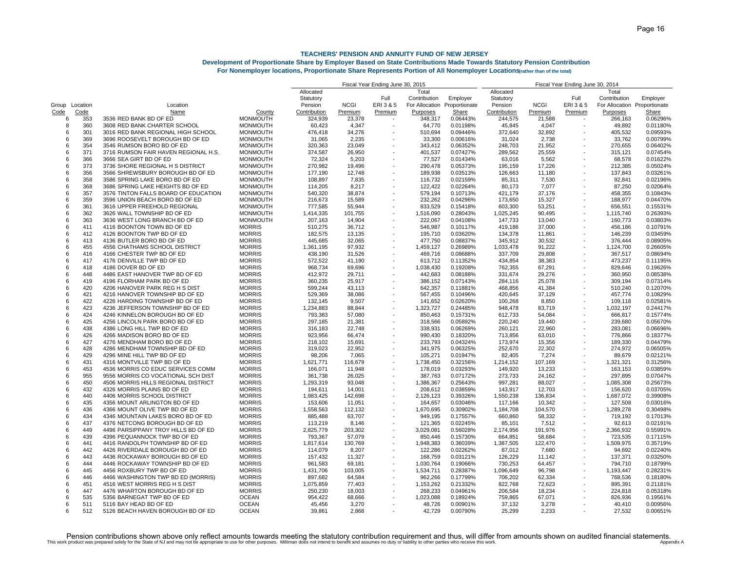**TEACHERS' PENSION AND ANNUITY FUND OF NEW JERSEY**

**Development of Proportionate Share by Employer Based on State Contributions Made Towards Statutory Pension Contribution**

**For Nonemployer locations, Proportionate Share Represents Portion of All Nonemployer Locations(rather than of the total)**

| | | | | Fiscal Year Ending June 30, 2015 | | | | | Fiscal Year Ending June 30, 2014 | | | | |
|---|---|---|---|---|---|---|---|---|---|---|---|---|---|
| Group Code | Location Code | Location Name | County | Allocated Statutory Pension Contribution | NCGI Premium | Full ERI 3 & 5 Premium | Total Contribution For Allocation Purposes | Employer Proportionate Share | Allocated Statutory Pension Contribution | NCGI Premium | Full ERI 3 & 5 Premium | Total Contribution For Allocation Purposes | Employer Proportionate Share |
| 6 | 353 | 3536 RED BANK BD OF ED | MONMOUTH | 324,939 | 23,378 | - | 348,317 | 0.06443% | 244,575 | 21,588 | - | 266,163 | 0.06296% |
| 8 | 360 | 3608 RED BANK CHARTER SCHOOL | MONMOUTH | 60,423 | 4,347 | - | 64,770 | 0.01198% | 45,845 | 4,047 | - | 49,892 | 0.01180% |
| 6 | 301 | 3016 RED BANK REGIONAL HIGH SCHOOL | MONMOUTH | 476,418 | 34,276 | - | 510,694 | 0.09446% | 372,640 | 32,892 | - | 405,532 | 0.09593% |
| 6 | 369 | 3696 ROOSEVELT BOROUGH BD OF ED | MONMOUTH | 31,065 | 2,235 | - | 33,300 | 0.00616% | 31,024 | 2,738 | - | 33,762 | 0.00799% |
| 6 | 354 | 3546 RUMSON BORO BD OF ED | MONMOUTH | 320,363 | 23,049 | - | 343,412 | 0.06352% | 248,703 | 21,952 | - | 270,655 | 0.06402% |
| 6 | 371 | 3716 RUMSON FAIR HAVEN REGIONAL H.S. | MONMOUTH | 374,587 | 26,950 | - | 401,537 | 0.07427% | 289,562 | 25,559 | - | 315,121 | 0.07454% |
| 6 | 366 | 3666 SEA GIRT BD OF ED | MONMOUTH | 72,324 | 5,203 | - | 77,527 | 0.01434% | 63,016 | 5,562 | - | 68,578 | 0.01622% |
| 6 | 373 | 3736 SHORE REGIONAL H S DISTRICT | MONMOUTH | 270,982 | 19,496 | - | 290,478 | 0.05373% | 195,159 | 17,226 | - | 212,385 | 0.05024% |
| 6 | 356 | 3566 SHREWSBURY BOROUGH BD OF ED | MONMOUTH | 177,190 | 12,748 | - | 189,938 | 0.03513% | 126,663 | 11,180 | - | 137,843 | 0.03261% |
| 6 | 358 | 3586 SPRING LAKE BORO BD OF ED | MONMOUTH | 108,897 | 7,835 | - | 116,732 | 0.02159% | 85,311 | 7,530 | - | 92,841 | 0.02196% |
| 6 | 368 | 3686 SPRING LAKE HEIGHTS BD OF ED | MONMOUTH | 114,205 | 8,217 | - | 122,422 | 0.02264% | 80,173 | 7,077 | - | 87,250 | 0.02064% |
| 6 | 357 | 3576 TINTON FALLS BOARD OF EDUCATION | MONMOUTH | 540,320 | 38,874 | - | 579,194 | 0.10713% | 421,179 | 37,176 | - | 458,355 | 0.10843% |
| 6 | 359 | 3596 UNION BEACH BORO BD OF ED | MONMOUTH | 216,673 | 15,589 | - | 232,262 | 0.04296% | 173,650 | 15,327 | - | 188,977 | 0.04470% |
| 6 | 361 | 3616 UPPER FREEHOLD REGIONAL | MONMOUTH | 777,585 | 55,944 | - | 833,529 | 0.15418% | 603,300 | 53,251 | - | 656,551 | 0.15531% |
| 6 | 362 | 3626 WALL TOWNSHIP BD OF ED | MONMOUTH | 1,414,335 | 101,755 | - | 1,516,090 | 0.28043% | 1,025,245 | 90,495 | - | 1,115,740 | 0.26393% |
| 6 | 363 | 3636 WEST LONG BRANCH BD OF ED | MONMOUTH | 207,163 | 14,904 | - | 222,067 | 0.04108% | 147,733 | 13,040 | - | 160,773 | 0.03803% |
| 6 | 411 | 4116 BOONTON TOWN BD OF ED | MORRIS | 510,275 | 36,712 | - | 546,987 | 0.10117% | 419,186 | 37,000 | - | 456,186 | 0.10791% |
| 6 | 412 | 4126 BOONTON TWP BD OF ED | MORRIS | 182,575 | 13,135 | - | 195,710 | 0.03620% | 134,378 | 11,861 | - | 146,239 | 0.03459% |
| 6 | 413 | 4136 BUTLER BORO BD OF ED | MORRIS | 445,685 | 32,065 | - | 477,750 | 0.08837% | 345,912 | 30,532 | - | 376,444 | 0.08905% |
| 6 | 455 | 4556 CHATHAMS SCHOOL DISTRICT | MORRIS | 1,361,195 | 97,932 | - | 1,459,127 | 0.26989% | 1,033,478 | 91,222 | - | 1,124,700 | 0.26605% |
| 6 | 416 | 4166 CHESTER TWP BD OF ED | MORRIS | 438,190 | 31,526 | - | 469,716 | 0.08688% | 337,709 | 29,808 | - | 367,517 | 0.08694% |
| 6 | 417 | 4176 DENVILLE TWP BD OF ED | MORRIS | 572,522 | 41,190 | - | 613,712 | 0.11352% | 434,854 | 38,383 | - | 473,237 | 0.11195% |
| 6 | 418 | 4186 DOVER BD OF ED | MORRIS | 968,734 | 69,696 | - | 1,038,430 | 0.19208% | 762,355 | 67,291 | - | 829,646 | 0.19626% |
| 6 | 448 | 4486 EAST HANOVER TWP BD OF ED | MORRIS | 412,972 | 29,711 | - | 442,683 | 0.08188% | 331,674 | 29,276 | - | 360,950 | 0.08538% |
| 6 | 419 | 4196 FLORHAM PARK BD OF ED | MORRIS | 360,235 | 25,917 | - | 386,152 | 0.07143% | 284,116 | 25,078 | - | 309,194 | 0.07314% |
| 6 | 420 | 4206 HANOVER PARK REG H S DIST | MORRIS | 599,244 | 43,113 | - | 642,357 | 0.11881% | 468,856 | 41,384 | - | 510,240 | 0.12070% |
| 6 | 421 | 4216 HANOVER TOWNSHIP BD OF ED | MORRIS | 529,369 | 38,086 | - | 567,455 | 0.10496% | 420,645 | 37,129 | - | 457,774 | 0.10829% |
| 6 | 422 | 4226 HARDING TOWNSHIP BD OF ED | MORRIS | 132,145 | 9,507 | - | 141,652 | 0.02620% | 100,268 | 8,850 | - | 109,118 | 0.02581% |
| 6 | 423 | 4236 JEFFERSON TOWNSHIP BD OF ED | MORRIS | 1,234,883 | 88,844 | - | 1,323,727 | 0.24485% | 948,478 | 83,719 | - | 1,032,197 | 0.24417% |
| 6 | 424 | 4246 KINNELON BOROUGH BD OF ED | MORRIS | 793,383 | 57,080 | - | 850,463 | 0.15731% | 612,733 | 54,084 | - | 666,817 | 0.15774% |
| 6 | 425 | 4256 LINCOLN PARK BORO BD OF ED | MORRIS | 297,185 | 21,381 | - | 318,566 | 0.05892% | 220,240 | 19,440 | - | 239,680 | 0.05670% |
| 6 | 438 | 4386 LONG HILL TWP BD OF ED | MORRIS | 316,183 | 22,748 | - | 338,931 | 0.06269% | 260,121 | 22,960 | - | 283,081 | 0.06696% |
| 6 | 426 | 4266 MADISON BORO BD OF ED | MORRIS | 923,956 | 66,474 | - | 990,430 | 0.18320% | 713,856 | 63,010 | - | 776,866 | 0.18377% |
| 6 | 427 | 4276 MENDHAM BORO BD OF ED | MORRIS | 218,102 | 15,691 | - | 233,793 | 0.04324% | 173,974 | 15,356 | - | 189,330 | 0.04479% |
| 6 | 428 | 4286 MENDHAM TOWNSHIP BD OF ED | MORRIS | 319,023 | 22,952 | - | 341,975 | 0.06325% | 252,670 | 22,302 | - | 274,972 | 0.06505% |
| 6 | 429 | 4296 MINE HILL TWP BD OF ED | MORRIS | 98,206 | 7,065 | - | 105,271 | 0.01947% | 82,405 | 7,274 | - | 89,679 | 0.02121% |
| 6 | 431 | 4316 MONTVILLE TWP BD OF ED | MORRIS | 1,621,771 | 116,679 | - | 1,738,450 | 0.32156% | 1,214,152 | 107,169 | - | 1,321,321 | 0.31256% |
| 6 | 453 | 4536 MORRIS CO EDUC SERVICES COMM | MORRIS | 166,071 | 11,948 | - | 178,019 | 0.03293% | 149,920 | 13,233 | - | 163,153 | 0.03859% |
| 6 | 955 | 9556 MORRIS CO VOCATIONAL SCH DIST | MORRIS | 361,738 | 26,025 | - | 387,763 | 0.07172% | 273,733 | 24,162 | - | 297,895 | 0.07047% |
| 6 | 450 | 4506 MORRIS HILLS REGIONAL DISTRICT | MORRIS | 1,293,319 | 93,048 | - | 1,386,367 | 0.25643% | 997,281 | 88,027 | - | 1,085,308 | 0.25673% |
| 6 | 432 | 4326 MORRIS PLAINS BD OF ED | MORRIS | 194,611 | 14,001 | - | 208,612 | 0.03859% | 143,917 | 12,703 | - | 156,620 | 0.03705% |
| 6 | 440 | 4406 MORRIS SCHOOL DISTRICT | MORRIS | 1,983,425 | 142,698 | - | 2,126,123 | 0.39326% | 1,550,238 | 136,834 | - | 1,687,072 | 0.39908% |
| 6 | 435 | 4356 MOUNT ARLINGTON BD OF ED | MORRIS | 153,606 | 11,051 | - | 164,657 | 0.03046% | 117,166 | 10,342 | - | 127,508 | 0.03016% |
| 6 | 436 | 4366 MOUNT OLIVE TWP BD OF ED | MORRIS | 1,558,563 | 112,132 | - | 1,670,695 | 0.30902% | 1,184,708 | 104,570 | - | 1,289,278 | 0.30498% |
| 6 | 434 | 4346 MOUNTAIN LAKES BORO BD OF ED | MORRIS | 885,488 | 63,707 | - | 949,195 | 0.17557% | 660,860 | 58,332 | - | 719,192 | 0.17013% |
| 6 | 437 | 4376 NETCONG BOROUGH BD OF ED | MORRIS | 113,219 | 8,146 | - | 121,365 | 0.02245% | 85,101 | 7,512 | - | 92,613 | 0.02191% |
| 6 | 449 | 4496 PARSIPPANY TROY HILLS BD OF ED | MORRIS | 2,825,779 | 203,302 | - | 3,029,081 | 0.56028% | 2,174,956 | 191,976 | - | 2,366,932 | 0.55991% |
| 6 | 439 | 4396 PEQUANNOCK TWP BD OF ED | MORRIS | 793,367 | 57,079 | - | 850,446 | 0.15730% | 664,851 | 58,684 | - | 723,535 | 0.17115% |
| 6 | 441 | 4416 RANDOLPH TOWNSHIP BD OF ED | MORRIS | 1,817,614 | 130,769 | - | 1,948,383 | 0.36039% | 1,387,505 | 122,470 | - | 1,509,975 | 0.35719% |
| 6 | 442 | 4426 RIVERDALE BOROUGH BD OF ED | MORRIS | 114,079 | 8,207 | - | 122,286 | 0.02262% | 87,012 | 7,680 | - | 94,692 | 0.02240% |
| 6 | 443 | 4436 ROCKAWAY BOROUGH BD OF ED | MORRIS | 157,432 | 11,327 | - | 168,759 | 0.03121% | 126,229 | 11,142 | - | 137,371 | 0.03250% |
| 6 | 444 | 4446 ROCKAWAY TOWNSHIP BD OF ED | MORRIS | 961,583 | 69,181 | - | 1,030,764 | 0.19066% | 730,253 | 64,457 | - | 794,710 | 0.18799% |
| 6 | 445 | 4456 ROXBURY TWP BD OF ED | MORRIS | 1,431,706 | 103,005 | - | 1,534,711 | 0.28387% | 1,096,649 | 96,798 | - | 1,193,447 | 0.28231% |
| 6 | 446 | 4466 WASHINGTON TWP BD ED (MORRIS) | MORRIS | 897,682 | 64,584 | - | 962,266 | 0.17799% | 706,202 | 62,334 | - | 768,536 | 0.18180% |
| 6 | 451 | 4516 WEST MORRIS REG H S DIST | MORRIS | 1,075,859 | 77,403 | - | 1,153,262 | 0.21332% | 822,768 | 72,623 | - | 895,391 | 0.21181% |
| 6 | 447 | 4476 WHARTON BOROUGH BD OF ED | MORRIS | 250,230 | 18,003 | - | 268,233 | 0.04961% | 206,584 | 18,234 | - | 224,818 | 0.05318% |
| 6 | 535 | 5356 BARNEGAT TWP BD OF ED | OCEAN | 954,422 | 68,666 | - | 1,023,088 | 0.18924% | 759,865 | 67,071 | - | 826,936 | 0.19561% |
| 6 | 511 | 5116 BAY HEAD BD OF ED | OCEAN | 45,456 | 3,270 | - | 48,726 | 0.00901% | 37,132 | 3,278 | - | 40,410 | 0.00956% |
| 6 | 512 | 5126 BEACH HAVEN BOROUGH BD OF ED | OCEAN | 39,861 | 2,868 | - | 42,729 | 0.00790% | 25,299 | 2,233 | - | 27,532 | 0.00651% |

Pension contributions shown above only reflect amounts towards meeting the statutory contribution requirement and thus, will differ from amounts shown on audited financial statements.

This work product was prepared solely for the State of NJ and may not be appropriate to use for other purposes. Milliman does not intend to benefit and assumes no duty or liability to other parties who receive this work.

Appendix A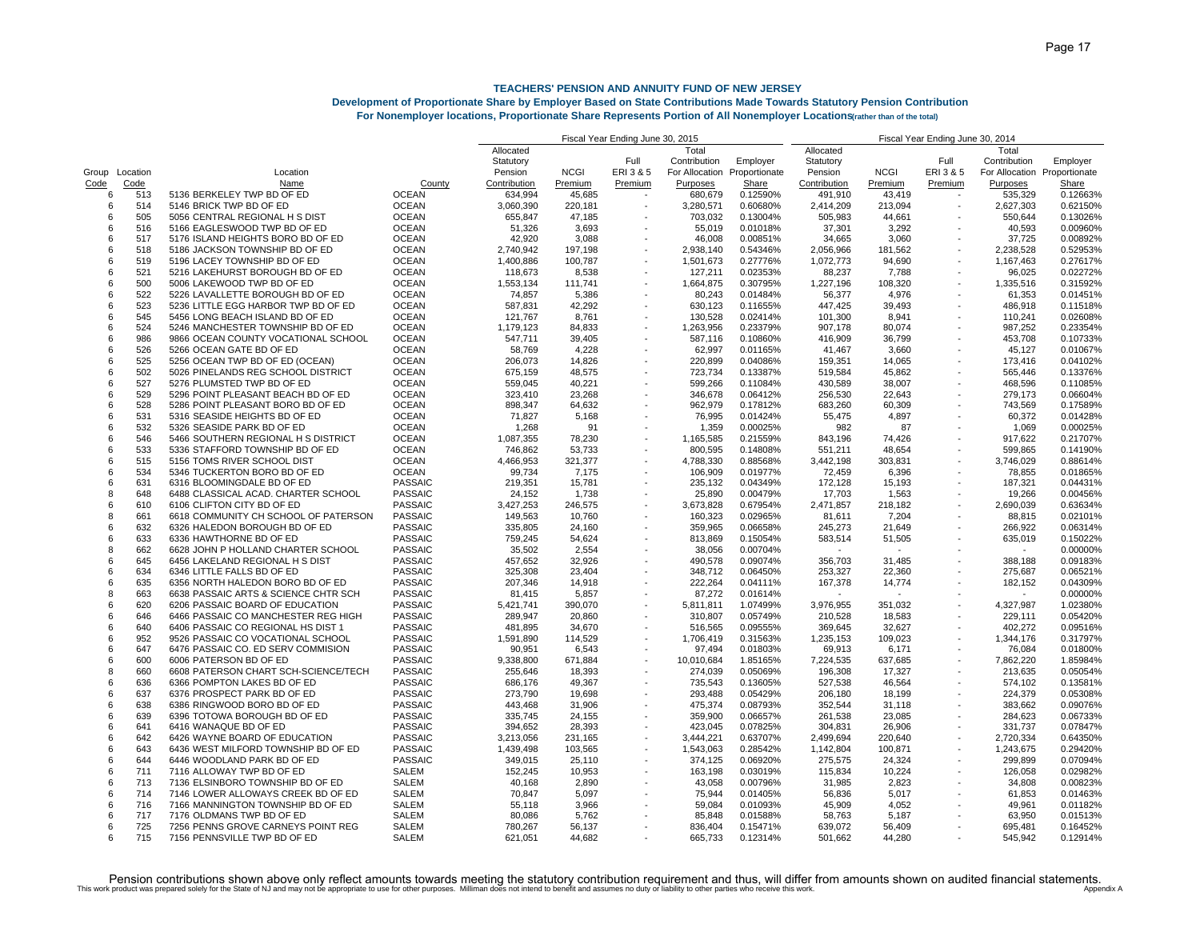**TEACHERS' PENSION AND ANNUITY FUND OF NEW JERSEY**

**Development of Proportionate Share by Employer Based on State Contributions Made Towards Statutory Pension Contribution**

**For Nonemployer locations, Proportionate Share Represents Portion of All Nonemployer Locations** (rather than of the total)

| | | | | Fiscal Year Ending June 30, 2015 | | | | | Fiscal Year Ending June 30, 2014 | | | | |
|---|---|---|---|---|---|---|---|---|---|---|---|---|---|
| Group Code | Location Code | Location Name | County | Allocated Statutory Pension Contribution | NCGI Premium | Full ERI 3 & 5 Premium | Total Contribution For Allocation Purposes | Employer Proportionate Share | Allocated Statutory Pension Contribution | NCGI Premium | Full ERI 3 & 5 Premium | Total Contribution For Allocation Purposes | Employer Proportionate Share |
| 6 | 513 | 5136 BERKELEY TWP BD OF ED | OCEAN | 634,994 | 45,685 | - | 680,679 | 0.12590% | 491,910 | 43,419 | - | 535,329 | 0.12663% |
| 6 | 514 | 5146 BRICK TWP BD OF ED | OCEAN | 3,060,390 | 220,181 | - | 3,280,571 | 0.60680% | 2,414,209 | 213,094 | - | 2,627,303 | 0.62150% |
| 6 | 505 | 5056 CENTRAL REGIONAL H S DIST | OCEAN | 655,847 | 47,185 | - | 703,032 | 0.13004% | 505,983 | 44,661 | - | 550,644 | 0.13026% |
| 6 | 516 | 5166 EAGLESWOOD TWP BD OF ED | OCEAN | 51,326 | 3,693 | - | 55,019 | 0.01018% | 37,301 | 3,292 | - | 40,593 | 0.00960% |
| 6 | 517 | 5176 ISLAND HEIGHTS BORO BD OF ED | OCEAN | 42,920 | 3,088 | - | 46,008 | 0.00851% | 34,665 | 3,060 | - | 37,725 | 0.00892% |
| 6 | 518 | 5186 JACKSON TOWNSHIP BD OF ED | OCEAN | 2,740,942 | 197,198 | - | 2,938,140 | 0.54346% | 2,056,966 | 181,562 | - | 2,238,528 | 0.52953% |
| 6 | 519 | 5196 LACEY TOWNSHIP BD OF ED | OCEAN | 1,400,886 | 100,787 | - | 1,501,673 | 0.27776% | 1,072,773 | 94,690 | - | 1,167,463 | 0.27617% |
| 6 | 521 | 5216 LAKEHURST BOROUGH BD OF ED | OCEAN | 118,673 | 8,538 | - | 127,211 | 0.02353% | 88,237 | 7,788 | - | 96,025 | 0.02272% |
| 6 | 500 | 5006 LAKEWOOD TWP BD OF ED | OCEAN | 1,553,134 | 111,741 | - | 1,664,875 | 0.30795% | 1,227,196 | 108,320 | - | 1,335,516 | 0.31592% |
| 6 | 522 | 5226 LAVALLETTE BOROUGH BD OF ED | OCEAN | 74,857 | 5,386 | - | 80,243 | 0.01484% | 56,377 | 4,976 | - | 61,353 | 0.01451% |
| 6 | 523 | 5236 LITTLE EGG HARBOR TWP BD OF ED | OCEAN | 587,831 | 42,292 | - | 630,123 | 0.11655% | 447,425 | 39,493 | - | 486,918 | 0.11518% |
| 6 | 545 | 5456 LONG BEACH ISLAND BD OF ED | OCEAN | 121,767 | 8,761 | - | 130,528 | 0.02414% | 101,300 | 8,941 | - | 110,241 | 0.02608% |
| 6 | 524 | 5246 MANCHESTER TOWNSHIP BD OF ED | OCEAN | 1,179,123 | 84,833 | - | 1,263,956 | 0.23379% | 907,178 | 80,074 | - | 987,252 | 0.23354% |
| 6 | 986 | 9866 OCEAN COUNTY VOCATIONAL SCHOOL | OCEAN | 547,711 | 39,405 | - | 587,116 | 0.10860% | 416,909 | 36,799 | - | 453,708 | 0.10733% |
| 6 | 526 | 5266 OCEAN GATE BD OF ED | OCEAN | 58,769 | 4,228 | - | 62,997 | 0.01165% | 41,467 | 3,660 | - | 45,127 | 0.01067% |
| 6 | 525 | 5256 OCEAN TWP BD OF ED (OCEAN) | OCEAN | 206,073 | 14,826 | - | 220,899 | 0.04086% | 159,351 | 14,065 | - | 173,416 | 0.04102% |
| 6 | 502 | 5026 PINELANDS REG SCHOOL DISTRICT | OCEAN | 675,159 | 48,575 | - | 723,734 | 0.13387% | 519,584 | 45,862 | - | 565,446 | 0.13376% |
| 6 | 527 | 5276 PLUMSTED TWP BD OF ED | OCEAN | 559,045 | 40,221 | - | 599,266 | 0.11084% | 430,589 | 38,007 | - | 468,596 | 0.11085% |
| 6 | 529 | 5296 POINT PLEASANT BEACH BD OF ED | OCEAN | 323,410 | 23,268 | - | 346,678 | 0.06412% | 256,530 | 22,643 | - | 279,173 | 0.06604% |
| 6 | 528 | 5286 POINT PLEASANT BORO BD OF ED | OCEAN | 898,347 | 64,632 | - | 962,979 | 0.17812% | 683,260 | 60,309 | - | 743,569 | 0.17589% |
| 6 | 531 | 5316 SEASIDE HEIGHTS BD OF ED | OCEAN | 71,827 | 5,168 | - | 76,995 | 0.01424% | 55,475 | 4,897 | - | 60,372 | 0.01428% |
| 6 | 532 | 5326 SEASIDE PARK BD OF ED | OCEAN | 1,268 | 91 | - | 1,359 | 0.00025% | 982 | 87 | - | 1,069 | 0.00025% |
| 6 | 546 | 5466 SOUTHERN REGIONAL H S DISTRICT | OCEAN | 1,087,355 | 78,230 | - | 1,165,585 | 0.21559% | 843,196 | 74,426 | - | 917,622 | 0.21707% |
| 6 | 533 | 5336 STAFFORD TOWNSHIP BD OF ED | OCEAN | 746,862 | 53,733 | - | 800,595 | 0.14808% | 551,211 | 48,654 | - | 599,865 | 0.14190% |
| 6 | 515 | 5156 TOMS RIVER SCHOOL DIST | OCEAN | 4,466,953 | 321,377 | - | 4,788,330 | 0.88568% | 3,442,198 | 303,831 | - | 3,746,029 | 0.88614% |
| 6 | 534 | 5346 TUCKERTON BORO BD OF ED | OCEAN | 99,734 | 7,175 | - | 106,909 | 0.01977% | 72,459 | 6,396 | - | 78,855 | 0.01865% |
| 6 | 631 | 6316 BLOOMINGDALE BD OF ED | PASSAIC | 219,351 | 15,781 | - | 235,132 | 0.04349% | 172,128 | 15,193 | - | 187,321 | 0.04431% |
| 8 | 648 | 6488 CLASSICAL ACAD. CHARTER SCHOOL | PASSAIC | 24,152 | 1,738 | - | 25,890 | 0.00479% | 17,703 | 1,563 | - | 19,266 | 0.00456% |
| 6 | 610 | 6106 CLIFTON CITY BD OF ED | PASSAIC | 3,427,253 | 246,575 | - | 3,673,828 | 0.67954% | 2,471,857 | 218,182 | - | 2,690,039 | 0.63634% |
| 8 | 661 | 6618 COMMUNITY CH SCHOOL OF PATERSON | PASSAIC | 149,563 | 10,760 | - | 160,323 | 0.02965% | 81,611 | 7,204 | - | 88,815 | 0.02101% |
| 6 | 632 | 6326 HALEDON BOROUGH BD OF ED | PASSAIC | 335,805 | 24,160 | - | 359,965 | 0.06658% | 245,273 | 21,649 | - | 266,922 | 0.06314% |
| 6 | 633 | 6336 HAWTHORNE BD OF ED | PASSAIC | 759,245 | 54,624 | - | 813,869 | 0.15054% | 583,514 | 51,505 | - | 635,019 | 0.15022% |
| 8 | 662 | 6628 JOHN P HOLLAND CHARTER SCHOOL | PASSAIC | 35,502 | 2,554 | - | 38,056 | 0.00704% | - | - | - | - | 0.00000% |
| 6 | 645 | 6456 LAKELAND REGIONAL H S DIST | PASSAIC | 457,652 | 32,926 | - | 490,578 | 0.09074% | 356,703 | 31,485 | - | 388,188 | 0.09183% |
| 6 | 634 | 6346 LITTLE FALLS BD OF ED | PASSAIC | 325,308 | 23,404 | - | 348,712 | 0.06450% | 253,327 | 22,360 | - | 275,687 | 0.06521% |
| 6 | 635 | 6356 NORTH HALEDON BORO BD OF ED | PASSAIC | 207,346 | 14,918 | - | 222,264 | 0.04111% | 167,378 | 14,774 | - | 182,152 | 0.04309% |
| 8 | 663 | 6638 PASSAIC ARTS & SCIENCE CHTR SCH | PASSAIC | 81,415 | 5,857 | - | 87,272 | 0.01614% | - | - | - | - | 0.00000% |
| 6 | 620 | 6206 PASSAIC BOARD OF EDUCATION | PASSAIC | 5,421,741 | 390,070 | - | 5,811,811 | 1.07499% | 3,976,955 | 351,032 | - | 4,327,987 | 1.02380% |
| 6 | 646 | 6466 PASSAIC CO MANCHESTER REG HIGH | PASSAIC | 289,947 | 20,860 | - | 310,807 | 0.05749% | 210,528 | 18,583 | - | 229,111 | 0.05420% |
| 6 | 640 | 6406 PASSAIC CO REGIONAL HS DIST 1 | PASSAIC | 481,895 | 34,670 | - | 516,565 | 0.09555% | 369,645 | 32,627 | - | 402,272 | 0.09516% |
| 6 | 952 | 9526 PASSAIC CO VOCATIONAL SCHOOL | PASSAIC | 1,591,890 | 114,529 | - | 1,706,419 | 0.31563% | 1,235,153 | 109,023 | - | 1,344,176 | 0.31797% |
| 6 | 647 | 6476 PASSAIC CO. ED SERV COMMISION | PASSAIC | 90,951 | 6,543 | - | 97,494 | 0.01803% | 69,913 | 6,171 | - | 76,084 | 0.01800% |
| 6 | 600 | 6006 PATERSON BD OF ED | PASSAIC | 9,338,800 | 671,884 | - | 10,010,684 | 1.85165% | 7,224,535 | 637,685 | - | 7,862,220 | 1.85984% |
| 8 | 660 | 6608 PATERSON CHART SCH-SCIENCE/TECH | PASSAIC | 255,646 | 18,393 | - | 274,039 | 0.05069% | 196,308 | 17,327 | - | 213,635 | 0.05054% |
| 6 | 636 | 6366 POMPTON LAKES BD OF ED | PASSAIC | 686,176 | 49,367 | - | 735,543 | 0.13605% | 527,538 | 46,564 | - | 574,102 | 0.13581% |
| 6 | 637 | 6376 PROSPECT PARK BD OF ED | PASSAIC | 273,790 | 19,698 | - | 293,488 | 0.05429% | 206,180 | 18,199 | - | 224,379 | 0.05308% |
| 6 | 638 | 6386 RINGWOOD BORO BD OF ED | PASSAIC | 443,468 | 31,906 | - | 475,374 | 0.08793% | 352,544 | 31,118 | - | 383,662 | 0.09076% |
| 6 | 639 | 6396 TOTOWA BOROUGH BD OF ED | PASSAIC | 335,745 | 24,155 | - | 359,900 | 0.06657% | 261,538 | 23,085 | - | 284,623 | 0.06733% |
| 6 | 641 | 6416 WANAQUE BD OF ED | PASSAIC | 394,652 | 28,393 | - | 423,045 | 0.07825% | 304,831 | 26,906 | - | 331,737 | 0.07847% |
| 6 | 642 | 6426 WAYNE BOARD OF EDUCATION | PASSAIC | 3,213,056 | 231,165 | - | 3,444,221 | 0.63707% | 2,499,694 | 220,640 | - | 2,720,334 | 0.64350% |
| 6 | 643 | 6436 WEST MILFORD TOWNSHIP BD OF ED | PASSAIC | 1,439,498 | 103,565 | - | 1,543,063 | 0.28542% | 1,142,804 | 100,871 | - | 1,243,675 | 0.29420% |
| 6 | 644 | 6446 WOODLAND PARK BD OF ED | PASSAIC | 349,015 | 25,110 | - | 374,125 | 0.06920% | 275,575 | 24,324 | - | 299,899 | 0.07094% |
| 6 | 711 | 7116 ALLOWAY TWP BD OF ED | SALEM | 152,245 | 10,953 | - | 163,198 | 0.03019% | 115,834 | 10,224 | - | 126,058 | 0.02982% |
| 6 | 713 | 7136 ELSINBORO TOWNSHIP BD OF ED | SALEM | 40,168 | 2,890 | - | 43,058 | 0.00796% | 31,985 | 2,823 | - | 34,808 | 0.00823% |
| 6 | 714 | 7146 LOWER ALLOWAYS CREEK BD OF ED | SALEM | 70,847 | 5,097 | - | 75,944 | 0.01405% | 56,836 | 5,017 | - | 61,853 | 0.01463% |
| 6 | 716 | 7166 MANNINGTON TOWNSHIP BD OF ED | SALEM | 55,118 | 3,966 | - | 59,084 | 0.01093% | 45,909 | 4,052 | - | 49,961 | 0.01182% |
| 6 | 717 | 7176 OLDMANS TWP BD OF ED | SALEM | 80,086 | 5,762 | - | 85,848 | 0.01588% | 58,763 | 5,187 | - | 63,950 | 0.01513% |
| 6 | 725 | 7256 PENNS GROVE CARNEYS POINT REG | SALEM | 780,267 | 56,137 | - | 836,404 | 0.15471% | 639,072 | 56,409 | - | 695,481 | 0.16452% |
| 6 | 715 | 7156 PENNSVILLE TWP BD OF ED | SALEM | 621,051 | 44,682 | - | 665,733 | 0.12314% | 501,662 | 44,280 | - | 545,942 | 0.12914% |

Pension contributions shown above only reflect amounts towards meeting the statutory contribution requirement and thus, will differ from amounts shown on audited financial statements.

This work product was prepared solely for the State of NJ and may not be appropriate to use for other purposes. Milliman does not intend to benefit and assumes no duty or liability to other parties who receive this work.

Appendix A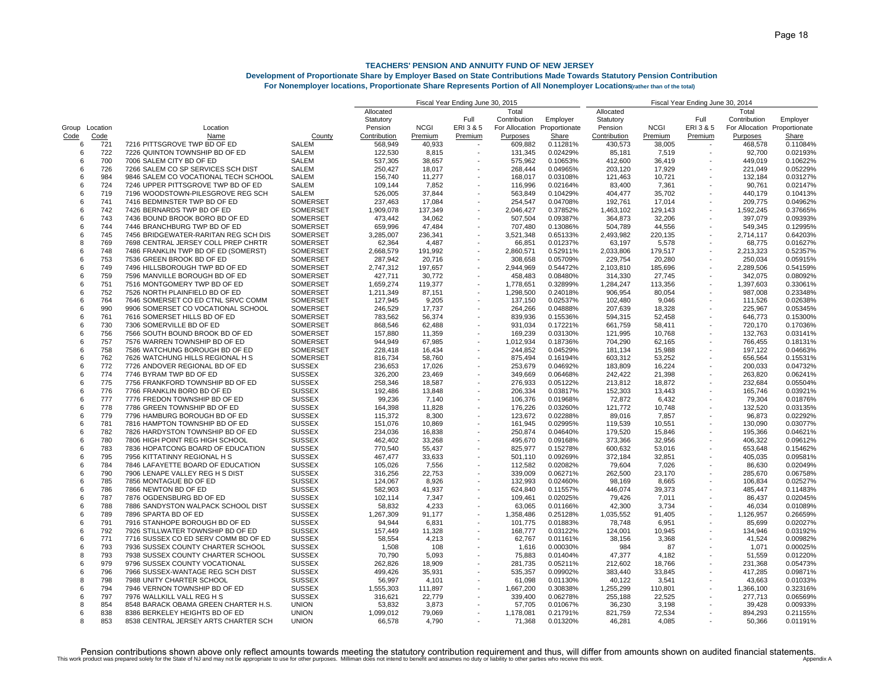# TEACHERS' PENSION AND ANNUITY FUND OF NEW JERSEY

## Development of Proportionate Share by Employer Based on State Contributions Made Towards Statutory Pension Contribution

### For Nonemployer locations, Proportionate Share Represents Portion of All Nonemployer Locations(rather than of the total)

| | | | | Fiscal Year Ending June 30, 2015 | | | | | Fiscal Year Ending June 30, 2014 | | | | |
|---|---|---|---|---|---|---|---|---|---|---|---|---|---|
| Group Code | Location Code | Location Name | County | Allocated Statutory Pension Contribution | NCGI Premium | Full ERI 3 & 5 Premium | Total Contribution For Allocation Purposes | Employer Proportionate Share | Allocated Statutory Pension Contribution | NCGI Premium | Full ERI 3 & 5 Premium | Total Contribution For Allocation Purposes | Employer Proportionate Share |
| 6 | 721 | 7216 PITTSGROVE TWP BD OF ED | SALEM | 568,949 | 40,933 | - | 609,882 | 0.11281% | 430,573 | 38,005 | - | 468,578 | 0.11084% |
| 6 | 722 | 7226 QUINTON TOWNSHIP BD OF ED | SALEM | 122,530 | 8,815 | - | 131,345 | 0.02429% | 85,181 | 7,519 | - | 92,700 | 0.02193% |
| 6 | 700 | 7006 SALEM CITY BD OF ED | SALEM | 537,305 | 38,657 | - | 575,962 | 0.10653% | 412,600 | 36,419 | - | 449,019 | 0.10622% |
| 6 | 726 | 7266 SALEM CO SP SERVICES SCH DIST | SALEM | 250,427 | 18,017 | - | 268,444 | 0.04965% | 203,120 | 17,929 | - | 221,049 | 0.05229% |
| 6 | 984 | 9846 SALEM CO VOCATIONAL TECH SCHOOL | SALEM | 156,740 | 11,277 | - | 168,017 | 0.03108% | 121,463 | 10,721 | - | 132,184 | 0.03127% |
| 6 | 724 | 7246 UPPER PITTSGROVE TWP BD OF ED | SALEM | 109,144 | 7,852 | - | 116,996 | 0.02164% | 83,400 | 7,361 | - | 90,761 | 0.02147% |
| 6 | 719 | 7196 WOODSTOWN-PILESGROVE REG SCH | SALEM | 526,005 | 37,844 | - | 563,849 | 0.10429% | 404,477 | 35,702 | - | 440,179 | 0.10413% |
| 6 | 741 | 7416 BEDMINSTER TWP BD OF ED | SOMERSET | 237,463 | 17,084 | - | 254,547 | 0.04708% | 192,761 | 17,014 | - | 209,775 | 0.04962% |
| 6 | 742 | 7426 BERNARDS TWP BD OF ED | SOMERSET | 1,909,078 | 137,349 | - | 2,046,427 | 0.37852% | 1,463,102 | 129,143 | - | 1,592,245 | 0.37665% |
| 6 | 743 | 7436 BOUND BROOK BORO BD OF ED | SOMERSET | 473,442 | 34,062 | - | 507,504 | 0.09387% | 364,873 | 32,206 | - | 397,079 | 0.09393% |
| 6 | 744 | 7446 BRANCHBURG TWP BD OF ED | SOMERSET | 659,996 | 47,484 | - | 707,480 | 0.13086% | 504,789 | 44,556 | - | 549,345 | 0.12995% |
| 6 | 745 | 7456 BRIDGEWATER-RARITAN REG SCH DIS | SOMERSET | 3,285,007 | 236,341 | - | 3,521,348 | 0.65133% | 2,493,982 | 220,135 | - | 2,714,117 | 0.64203% |
| 8 | 769 | 7698 CENTRAL JERSEY COLL PREP CHRTR | SOMERSET | 62,364 | 4,487 | - | 66,851 | 0.01237% | 63,197 | 5,578 | - | 68,775 | 0.01627% |
| 6 | 748 | 7486 FRANKLIN TWP BD OF ED (SOMERST) | SOMERSET | 2,668,579 | 191,992 | - | 2,860,571 | 0.52911% | 2,033,806 | 179,517 | - | 2,213,323 | 0.52357% |
| 6 | 753 | 7536 GREEN BROOK BD OF ED | SOMERSET | 287,942 | 20,716 | - | 308,658 | 0.05709% | 229,754 | 20,280 | - | 250,034 | 0.05915% |
| 6 | 749 | 7496 HILLSBOROUGH TWP BD OF ED | SOMERSET | 2,747,312 | 197,657 | - | 2,944,969 | 0.54472% | 2,103,810 | 185,696 | - | 2,289,506 | 0.54159% |
| 6 | 759 | 7596 MANVILLE BOROUGH BD OF ED | SOMERSET | 427,711 | 30,772 | - | 458,483 | 0.08480% | 314,330 | 27,745 | - | 342,075 | 0.08092% |
| 6 | 751 | 7516 MONTGOMERY TWP BD OF ED | SOMERSET | 1,659,274 | 119,377 | - | 1,778,651 | 0.32899% | 1,284,247 | 113,356 | - | 1,397,603 | 0.33061% |
| 6 | 752 | 7526 NORTH PLAINFIELD BD OF ED | SOMERSET | 1,211,349 | 87,151 | - | 1,298,500 | 0.24018% | 906,954 | 80,054 | - | 987,008 | 0.23348% |
| 6 | 764 | 7646 SOMERSET CO ED CTNL SRVC COMM | SOMERSET | 127,945 | 9,205 | - | 137,150 | 0.02537% | 102,480 | 9,046 | - | 111,526 | 0.02638% |
| 6 | 990 | 9906 SOMERSET CO VOCATIONAL SCHOOL | SOMERSET | 246,529 | 17,737 | - | 264,266 | 0.04888% | 207,639 | 18,328 | - | 225,967 | 0.05345% |
| 6 | 761 | 7616 SOMERSET HILLS BD OF ED | SOMERSET | 783,562 | 56,374 | - | 839,936 | 0.15536% | 594,315 | 52,458 | - | 646,773 | 0.15300% |
| 6 | 730 | 7306 SOMERVILLE BD OF ED | SOMERSET | 868,546 | 62,488 | - | 931,034 | 0.17221% | 661,759 | 58,411 | - | 720,170 | 0.17036% |
| 6 | 756 | 7566 SOUTH BOUND BROOK BD OF ED | SOMERSET | 157,880 | 11,359 | - | 169,239 | 0.03130% | 121,995 | 10,768 | - | 132,763 | 0.03141% |
| 6 | 757 | 7576 WARREN TOWNSHIP BD OF ED | SOMERSET | 944,949 | 67,985 | - | 1,012,934 | 0.18736% | 704,290 | 62,165 | - | 766,455 | 0.18131% |
| 6 | 758 | 7586 WATCHUNG BOROUGH BD OF ED | SOMERSET | 228,418 | 16,434 | - | 244,852 | 0.04529% | 181,134 | 15,988 | - | 197,122 | 0.04663% |
| 6 | 762 | 7626 WATCHUNG HILLS REGIONAL H S | SOMERSET | 816,734 | 58,760 | - | 875,494 | 0.16194% | 603,312 | 53,252 | - | 656,564 | 0.15531% |
| 6 | 772 | 7726 ANDOVER REGIONAL BD OF ED | SUSSEX | 236,653 | 17,026 | - | 253,679 | 0.04692% | 183,809 | 16,224 | - | 200,033 | 0.04732% |
| 6 | 774 | 7746 BYRAM TWP BD OF ED | SUSSEX | 326,200 | 23,469 | - | 349,669 | 0.06468% | 242,422 | 21,398 | - | 263,820 | 0.06241% |
| 6 | 775 | 7756 FRANKFORD TOWNSHIP BD OF ED | SUSSEX | 258,346 | 18,587 | - | 276,933 | 0.05122% | 213,812 | 18,872 | - | 232,684 | 0.05504% |
| 6 | 776 | 7766 FRANKLIN BORO BD OF ED | SUSSEX | 192,486 | 13,848 | - | 206,334 | 0.03817% | 152,303 | 13,443 | - | 165,746 | 0.03921% |
| 6 | 777 | 7776 FREDON TOWNSHIP BD OF ED | SUSSEX | 99,236 | 7,140 | - | 106,376 | 0.01968% | 72,872 | 6,432 | - | 79,304 | 0.01876% |
| 6 | 778 | 7786 GREEN TOWNSHIP BD OF ED | SUSSEX | 164,398 | 11,828 | - | 176,226 | 0.03260% | 121,772 | 10,748 | - | 132,520 | 0.03135% |
| 6 | 779 | 7796 HAMBURG BOROUGH BD OF ED | SUSSEX | 115,372 | 8,300 | - | 123,672 | 0.02288% | 89,016 | 7,857 | - | 96,873 | 0.02292% |
| 6 | 781 | 7816 HAMPTON TOWNSHIP BD OF ED | SUSSEX | 151,076 | 10,869 | - | 161,945 | 0.02995% | 119,539 | 10,551 | - | 130,090 | 0.03077% |
| 6 | 782 | 7826 HARDYSTON TOWNSHIP BD OF ED | SUSSEX | 234,036 | 16,838 | - | 250,874 | 0.04640% | 179,520 | 15,846 | - | 195,366 | 0.04621% |
| 6 | 780 | 7806 HIGH POINT REG HIGH SCHOOL | SUSSEX | 462,402 | 33,268 | - | 495,670 | 0.09168% | 373,366 | 32,956 | - | 406,322 | 0.09612% |
| 6 | 783 | 7836 HOPATCONG BOARD OF EDUCATION | SUSSEX | 770,540 | 55,437 | - | 825,977 | 0.15278% | 600,632 | 53,016 | - | 653,648 | 0.15462% |
| 6 | 795 | 7956 KITTATINNY REGIONAL H S | SUSSEX | 467,477 | 33,633 | - | 501,110 | 0.09269% | 372,184 | 32,851 | - | 405,035 | 0.09581% |
| 6 | 784 | 7846 LAFAYETTE BOARD OF EDUCATION | SUSSEX | 105,026 | 7,556 | - | 112,582 | 0.02082% | 79,604 | 7,026 | - | 86,630 | 0.02049% |
| 6 | 790 | 7906 LENAPE VALLEY REG H S DIST | SUSSEX | 316,256 | 22,753 | - | 339,009 | 0.06271% | 262,500 | 23,170 | - | 285,670 | 0.06758% |
| 6 | 785 | 7856 MONTAGUE BD OF ED | SUSSEX | 124,067 | 8,926 | - | 132,993 | 0.02460% | 98,169 | 8,665 | - | 106,834 | 0.02527% |
| 6 | 786 | 7866 NEWTON BD OF ED | SUSSEX | 582,903 | 41,937 | - | 624,840 | 0.11557% | 446,074 | 39,373 | - | 485,447 | 0.11483% |
| 6 | 787 | 7876 OGDENSBURG BD OF ED | SUSSEX | 102,114 | 7,347 | - | 109,461 | 0.02025% | 79,426 | 7,011 | - | 86,437 | 0.02045% |
| 6 | 788 | 7886 SANDYSTON WALPACK SCHOOL DIST | SUSSEX | 58,832 | 4,233 | - | 63,065 | 0.01166% | 42,300 | 3,734 | - | 46,034 | 0.01089% |
| 6 | 789 | 7896 SPARTA BD OF ED | SUSSEX | 1,267,309 | 91,177 | - | 1,358,486 | 0.25128% | 1,035,552 | 91,405 | - | 1,126,957 | 0.26659% |
| 6 | 791 | 7916 STANHOPE BOROUGH BD OF ED | SUSSEX | 94,944 | 6,831 | - | 101,775 | 0.01883% | 78,748 | 6,951 | - | 85,699 | 0.02027% |
| 6 | 792 | 7926 STILLWATER TOWNSHIP BD OF ED | SUSSEX | 157,449 | 11,328 | - | 168,777 | 0.03122% | 124,001 | 10,945 | - | 134,946 | 0.03192% |
| 6 | 771 | 7716 SUSSEX CO ED SERV COMM BD OF ED | SUSSEX | 58,554 | 4,213 | - | 62,767 | 0.01161% | 38,156 | 3,368 | - | 41,524 | 0.00982% |
| 6 | 793 | 7936 SUSSEX COUNTY CHARTER SCHOOL | SUSSEX | 1,508 | 108 | - | 1,616 | 0.00030% | 984 | 87 | - | 1,071 | 0.00025% |
| 8 | 793 | 7938 SUSSEX COUNTY CHARTER SCHOOL | SUSSEX | 70,790 | 5,093 | - | 75,883 | 0.01404% | 47,377 | 4,182 | - | 51,559 | 0.01220% |
| 6 | 979 | 9796 SUSSEX COUNTY VOCATIONAL | SUSSEX | 262,826 | 18,909 | - | 281,735 | 0.05211% | 212,602 | 18,766 | - | 231,368 | 0.05473% |
| 6 | 796 | 7966 SUSSEX-WANTAGE REG SCH DIST | SUSSEX | 499,426 | 35,931 | - | 535,357 | 0.09902% | 383,440 | 33,845 | - | 417,285 | 0.09871% |
| 8 | 798 | 7988 UNITY CHARTER SCHOOL | SUSSEX | 56,997 | 4,101 | - | 61,098 | 0.01130% | 40,122 | 3,541 | - | 43,663 | 0.01033% |
| 6 | 794 | 7946 VERNON TOWNSHIP BD OF ED | SUSSEX | 1,555,303 | 111,897 | - | 1,667,200 | 0.30838% | 1,255,299 | 110,801 | - | 1,366,100 | 0.32316% |
| 6 | 797 | 7976 WALLKILL VALL REG H S | SUSSEX | 316,621 | 22,779 | - | 339,400 | 0.06278% | 255,188 | 22,525 | - | 277,713 | 0.06569% |
| 8 | 854 | 8548 BARACK OBAMA GREEN CHARTER H.S. | UNION | 53,832 | 3,873 | - | 57,705 | 0.01067% | 36,230 | 3,198 | - | 39,428 | 0.00933% |
| 6 | 838 | 8386 BERKELEY HEIGHTS BD OF ED | UNION | 1,099,012 | 79,069 | - | 1,178,081 | 0.21791% | 821,759 | 72,534 | - | 894,293 | 0.21155% |
| 8 | 853 | 8538 CENTRAL JERSEY ARTS CHARTER SCH | UNION | 66,578 | 4,790 | - | 71,368 | 0.01320% | 46,281 | 4,085 | - | 50,366 | 0.01191% |

Pension contributions shown above only reflect amounts towards meeting the statutory contribution requirement and thus, will differ from amounts shown on audited financial statements.

This work product was prepared solely for the State of NJ and may not be appropriate to use for other purposes. Milliman does not intend to benefit and assumes no duty or liability to other parties who receive this work.

Appendix A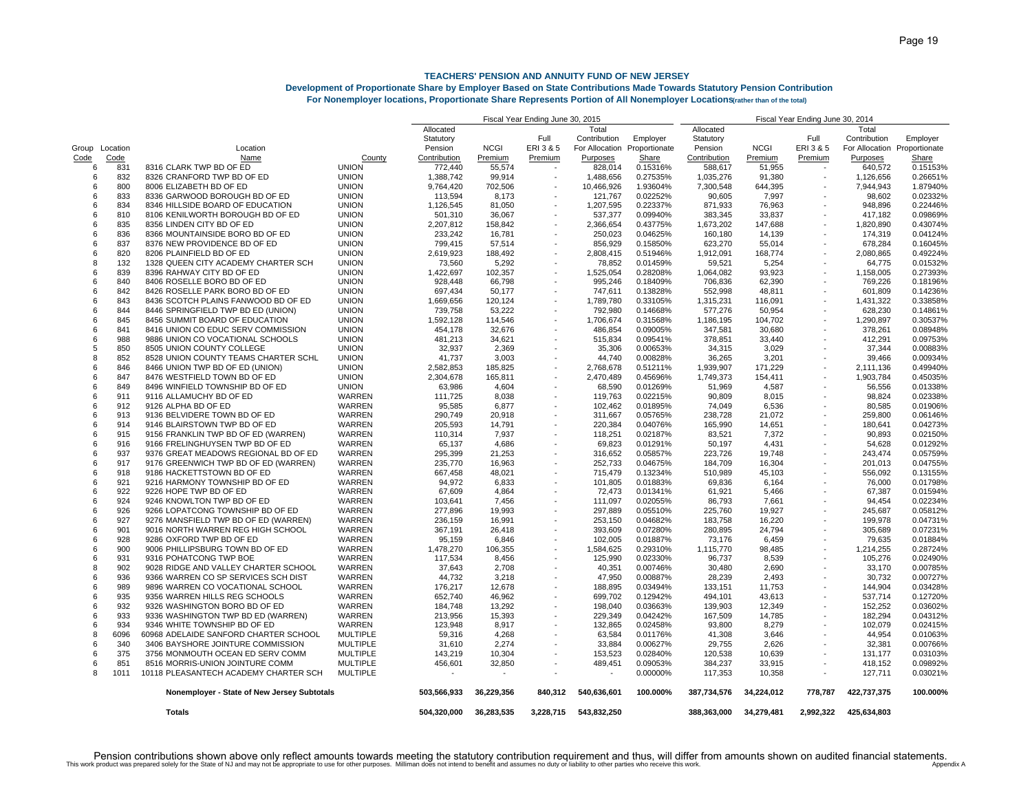# TEACHERS' PENSION AND ANNUITY FUND OF NEW JERSEY

## Development of Proportionate Share by Employer Based on State Contributions Made Towards Statutory Pension Contribution

**For Nonemployer locations, Proportionate Share Represents Portion of All Nonemployer Locations(rather than of the total)**

| | | | | Fiscal Year Ending June 30, 2015 | | | | | Fiscal Year Ending June 30, 2014 | | | | |
|---|---|---|---|---|---|---|---|---|---|---|---|---|---|
| Group Code | Location Code | Location Name | County | Allocated Statutory Pension Contribution | NCGI Premium | Full ERI 3 & 5 Premium | Total Contribution For Allocation Purposes | Employer Proportionate Share | Allocated Statutory Pension Contribution | NCGI Premium | Full ERI 3 & 5 Premium | Total Contribution For Allocation Purposes | Employer Proportionate Share |
| 6 | 831 | 8316 CLARK TWP BD OF ED | UNION | 772,440 | 55,574 | - | 828,014 | 0.15316% | 588,617 | 51,955 | - | 640,572 | 0.15153% |
| 6 | 832 | 8326 CRANFORD TWP BD OF ED | UNION | 1,388,742 | 99,914 | - | 1,488,656 | 0.27535% | 1,035,276 | 91,380 | - | 1,126,656 | 0.26651% |
| 6 | 800 | 8006 ELIZABETH BD OF ED | UNION | 9,764,420 | 702,506 | - | 10,466,926 | 1.93604% | 7,300,548 | 644,395 | - | 7,944,943 | 1.87940% |
| 6 | 833 | 8336 GARWOOD BOROUGH BD OF ED | UNION | 113,594 | 8,173 | - | 121,767 | 0.02252% | 90,605 | 7,997 | - | 98,602 | 0.02332% |
| 6 | 834 | 8346 HILLSIDE BOARD OF EDUCATION | UNION | 1,126,545 | 81,050 | - | 1,207,595 | 0.22337% | 871,933 | 76,963 | - | 948,896 | 0.22446% |
| 6 | 810 | 8106 KENILWORTH BOROUGH BD OF ED | UNION | 501,310 | 36,067 | - | 537,377 | 0.09940% | 383,345 | 33,837 | - | 417,182 | 0.09869% |
| 6 | 835 | 8356 LINDEN CITY BD OF ED | UNION | 2,207,812 | 158,842 | - | 2,366,654 | 0.43775% | 1,673,202 | 147,688 | - | 1,820,890 | 0.43074% |
| 6 | 836 | 8366 MOUNTAINSIDE BORO BD OF ED | UNION | 233,242 | 16,781 | - | 250,023 | 0.04625% | 160,180 | 14,139 | - | 174,319 | 0.04124% |
| 6 | 837 | 8376 NEW PROVIDENCE BD OF ED | UNION | 799,415 | 57,514 | - | 856,929 | 0.15850% | 623,270 | 55,014 | - | 678,284 | 0.16045% |
| 6 | 820 | 8206 PLAINFIELD BD OF ED | UNION | 2,619,923 | 188,492 | - | 2,808,415 | 0.51946% | 1,912,091 | 168,774 | - | 2,080,865 | 0.49224% |
| 8 | 132 | 1328 QUEEN CITY ACADEMY CHARTER SCH | UNION | 73,560 | 5,292 | - | 78,852 | 0.01459% | 59,521 | 5,254 | - | 64,775 | 0.01532% |
| 6 | 839 | 8396 RAHWAY CITY BD OF ED | UNION | 1,422,697 | 102,357 | - | 1,525,054 | 0.28208% | 1,064,082 | 93,923 | - | 1,158,005 | 0.27393% |
| 6 | 840 | 8406 ROSELLE BORO BD OF ED | UNION | 928,448 | 66,798 | - | 995,246 | 0.18409% | 706,836 | 62,390 | - | 769,226 | 0.18196% |
| 6 | 842 | 8426 ROSELLE PARK BORO BD OF ED | UNION | 697,434 | 50,177 | - | 747,611 | 0.13828% | 552,998 | 48,811 | - | 601,809 | 0.14236% |
| 6 | 843 | 8436 SCOTCH PLAINS FANWOOD BD OF ED | UNION | 1,669,656 | 120,124 | - | 1,789,780 | 0.33105% | 1,315,231 | 116,091 | - | 1,431,322 | 0.33858% |
| 6 | 844 | 8446 SPRINGFIELD TWP BD ED (UNION) | UNION | 739,758 | 53,222 | - | 792,980 | 0.14668% | 577,276 | 50,954 | - | 628,230 | 0.14861% |
| 6 | 845 | 8456 SUMMIT BOARD OF EDUCATION | UNION | 1,592,128 | 114,546 | - | 1,706,674 | 0.31568% | 1,186,195 | 104,702 | - | 1,290,897 | 0.30537% |
| 6 | 841 | 8416 UNION CO EDUC SERV COMMISSION | UNION | 454,178 | 32,676 | - | 486,854 | 0.09005% | 347,581 | 30,680 | - | 378,261 | 0.08948% |
| 6 | 988 | 9886 UNION CO VOCATIONAL SCHOOLS | UNION | 481,213 | 34,621 | - | 515,834 | 0.09541% | 378,851 | 33,440 | - | 412,291 | 0.09753% |
| 5 | 850 | 8505 UNION COUNTY COLLEGE | UNION | 32,937 | 2,369 | - | 35,306 | 0.00653% | 34,315 | 3,029 | - | 37,344 | 0.00883% |
| 8 | 852 | 8528 UNION COUNTY TEAMS CHARTER SCHL | UNION | 41,737 | 3,003 | - | 44,740 | 0.00828% | 36,265 | 3,201 | - | 39,466 | 0.00934% |
| 6 | 846 | 8466 UNION TWP BD OF ED (UNION) | UNION | 2,582,853 | 185,825 | - | 2,768,678 | 0.51211% | 1,939,907 | 171,229 | - | 2,111,136 | 0.49940% |
| 6 | 847 | 8476 WESTFIELD TOWN BD OF ED | UNION | 2,304,678 | 165,811 | - | 2,470,489 | 0.45696% | 1,749,373 | 154,411 | - | 1,903,784 | 0.45035% |
| 6 | 849 | 8496 WINFIELD TOWNSHIP BD OF ED | UNION | 63,986 | 4,604 | - | 68,590 | 0.01269% | 51,969 | 4,587 | - | 56,556 | 0.01338% |
| 6 | 911 | 9116 ALLAMUCHY BD OF ED | WARREN | 111,725 | 8,038 | - | 119,763 | 0.02215% | 90,809 | 8,015 | - | 98,824 | 0.02338% |
| 6 | 912 | 9126 ALPHA BD OF ED | WARREN | 95,585 | 6,877 | - | 102,462 | 0.01895% | 74,049 | 6,536 | - | 80,585 | 0.01906% |
| 6 | 913 | 9136 BELVIDERE TOWN BD OF ED | WARREN | 290,749 | 20,918 | - | 311,667 | 0.05765% | 238,728 | 21,072 | - | 259,800 | 0.06146% |
| 6 | 914 | 9146 BLAIRSTOWN TWP BD OF ED | WARREN | 205,593 | 14,791 | - | 220,384 | 0.04076% | 165,990 | 14,651 | - | 180,641 | 0.04273% |
| 6 | 915 | 9156 FRANKLIN TWP BD OF ED (WARREN) | WARREN | 110,314 | 7,937 | - | 118,251 | 0.02187% | 83,521 | 7,372 | - | 90,893 | 0.02150% |
| 6 | 916 | 9166 FRELINGHUYSEN TWP BD OF ED | WARREN | 65,137 | 4,686 | - | 69,823 | 0.01291% | 50,197 | 4,431 | - | 54,628 | 0.01292% |
| 6 | 937 | 9376 GREAT MEADOWS REGIONAL BD OF ED | WARREN | 295,399 | 21,253 | - | 316,652 | 0.05857% | 223,726 | 19,748 | - | 243,474 | 0.05759% |
| 6 | 917 | 9176 GREENWICH TWP BD OF ED (WARREN) | WARREN | 235,770 | 16,963 | - | 252,733 | 0.04675% | 184,709 | 16,304 | - | 201,013 | 0.04755% |
| 6 | 918 | 9186 HACKETTSTOWN BD OF ED | WARREN | 667,458 | 48,021 | - | 715,479 | 0.13234% | 510,989 | 45,103 | - | 556,092 | 0.13155% |
| 6 | 921 | 9216 HARMONY TOWNSHIP BD OF ED | WARREN | 94,972 | 6,833 | - | 101,805 | 0.01883% | 69,836 | 6,164 | - | 76,000 | 0.01798% |
| 6 | 922 | 9226 HOPE TWP BD OF ED | WARREN | 67,609 | 4,864 | - | 72,473 | 0.01341% | 61,921 | 5,466 | - | 67,387 | 0.01594% |
| 6 | 924 | 9246 KNOWLTON TWP BD OF ED | WARREN | 103,641 | 7,456 | - | 111,097 | 0.02055% | 86,793 | 7,661 | - | 94,454 | 0.02234% |
| 6 | 926 | 9266 LOPATCONG TOWNSHIP BD OF ED | WARREN | 277,896 | 19,993 | - | 297,889 | 0.05510% | 225,760 | 19,927 | - | 245,687 | 0.05812% |
| 6 | 927 | 9276 MANSFIELD TWP BD OF ED (WARREN) | WARREN | 236,159 | 16,991 | - | 253,150 | 0.04682% | 183,758 | 16,220 | - | 199,978 | 0.04731% |
| 6 | 901 | 9016 NORTH WARREN REG HIGH SCHOOL | WARREN | 367,191 | 26,418 | - | 393,609 | 0.07280% | 280,895 | 24,794 | - | 305,689 | 0.07231% |
| 6 | 928 | 9286 OXFORD TWP BD OF ED | WARREN | 95,159 | 6,846 | - | 102,005 | 0.01887% | 73,176 | 6,459 | - | 79,635 | 0.01884% |
| 6 | 900 | 9006 PHILLIPSBURG TOWN BD OF ED | WARREN | 1,478,270 | 106,355 | - | 1,584,625 | 0.29310% | 1,115,770 | 98,485 | - | 1,214,255 | 0.28724% |
| 6 | 931 | 9316 POHATCONG TWP BOE | WARREN | 117,534 | 8,456 | - | 125,990 | 0.02330% | 96,737 | 8,539 | - | 105,276 | 0.02490% |
| 8 | 902 | 9028 RIDGE AND VALLEY CHARTER SCHOOL | WARREN | 37,643 | 2,708 | - | 40,351 | 0.00746% | 30,480 | 2,690 | - | 33,170 | 0.00785% |
| 6 | 936 | 9366 WARREN CO SP SERVICES SCH DIST | WARREN | 44,732 | 3,218 | - | 47,950 | 0.00887% | 28,239 | 2,493 | - | 30,732 | 0.00727% |
| 6 | 989 | 9896 WARREN CO VOCATIONAL SCHOOL | WARREN | 176,217 | 12,678 | - | 188,895 | 0.03494% | 133,151 | 11,753 | - | 144,904 | 0.03428% |
| 6 | 935 | 9356 WARREN HILLS REG SCHOOLS | WARREN | 652,740 | 46,962 | - | 699,702 | 0.12942% | 494,101 | 43,613 | - | 537,714 | 0.12720% |
| 6 | 932 | 9326 WASHINGTON BORO BD OF ED | WARREN | 184,748 | 13,292 | - | 198,040 | 0.03663% | 139,903 | 12,349 | - | 152,252 | 0.03602% |
| 6 | 933 | 9336 WASHINGTON TWP BD ED (WARREN) | WARREN | 213,956 | 15,393 | - | 229,349 | 0.04242% | 167,509 | 14,785 | - | 182,294 | 0.04312% |
| 6 | 934 | 9346 WHITE TOWNSHIP BD OF ED | WARREN | 123,948 | 8,917 | - | 132,865 | 0.02458% | 93,800 | 8,279 | - | 102,079 | 0.02415% |
| 8 | 6096 | 60968 ADELAIDE SANFORD CHARTER SCHOOL | MULTIPLE | 59,316 | 4,268 | - | 63,584 | 0.01176% | 41,308 | 3,646 | - | 44,954 | 0.01063% |
| 6 | 340 | 3406 BAYSHORE JOINTURE COMMISSION | MULTIPLE | 31,610 | 2,274 | - | 33,884 | 0.00627% | 29,755 | 2,626 | - | 32,381 | 0.00766% |
| 6 | 375 | 3756 MONMOUTH OCEAN ED SERV COMM | MULTIPLE | 143,219 | 10,304 | - | 153,523 | 0.02840% | 120,538 | 10,639 | - | 131,177 | 0.03103% |
| 6 | 851 | 8516 MORRIS-UNION JOINTURE COMM | MULTIPLE | 456,601 | 32,850 | - | 489,451 | 0.09053% | 384,237 | 33,915 | - | 418,152 | 0.09892% |
| 8 | 1011 | 10118 PLEASANTECH ACADEMY CHARTER SCH | MULTIPLE | - | - | - | - | 0.00000% | 117,353 | 10,358 | - | 127,711 | 0.03021% |
| | | **Nonemployer - State of New Jersey Subtotals** | | **503,566,933** | **36,229,356** | **840,312** | **540,636,601** | **100.000%** | **387,734,576** | **34,224,012** | **778,787** | **422,737,375** | **100.000%** |
| | | **Totals** | | **504,320,000** | **36,283,535** | **3,228,715** | **543,832,250** | | **388,363,000** | **34,279,481** | **2,992,322** | **425,634,803** | |

Pension contributions shown above only reflect amounts towards meeting the statutory contribution requirement and thus, will differ from amounts shown on audited financial statements.

This work product was prepared solely for the State of NJ and may not be appropriate to use for other purposes. Milliman does not intend to benefit and assumes no duty or liability to other parties who receive this work.

Appendix A